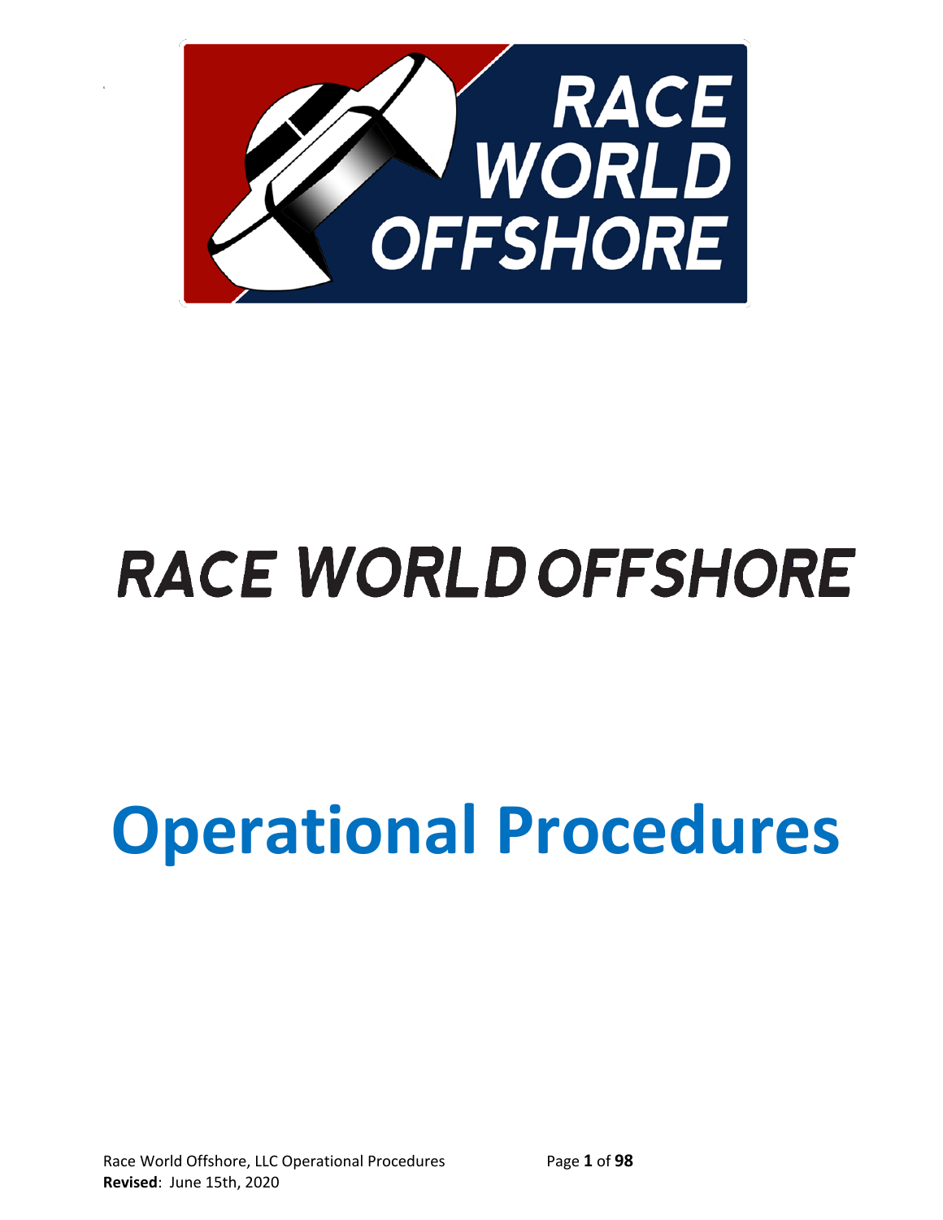# RACE WORLD OFFSHORE

# Operational Procedures

Race World Offshore, LLC Operational Procedures

**Revised**: June 15th, 2020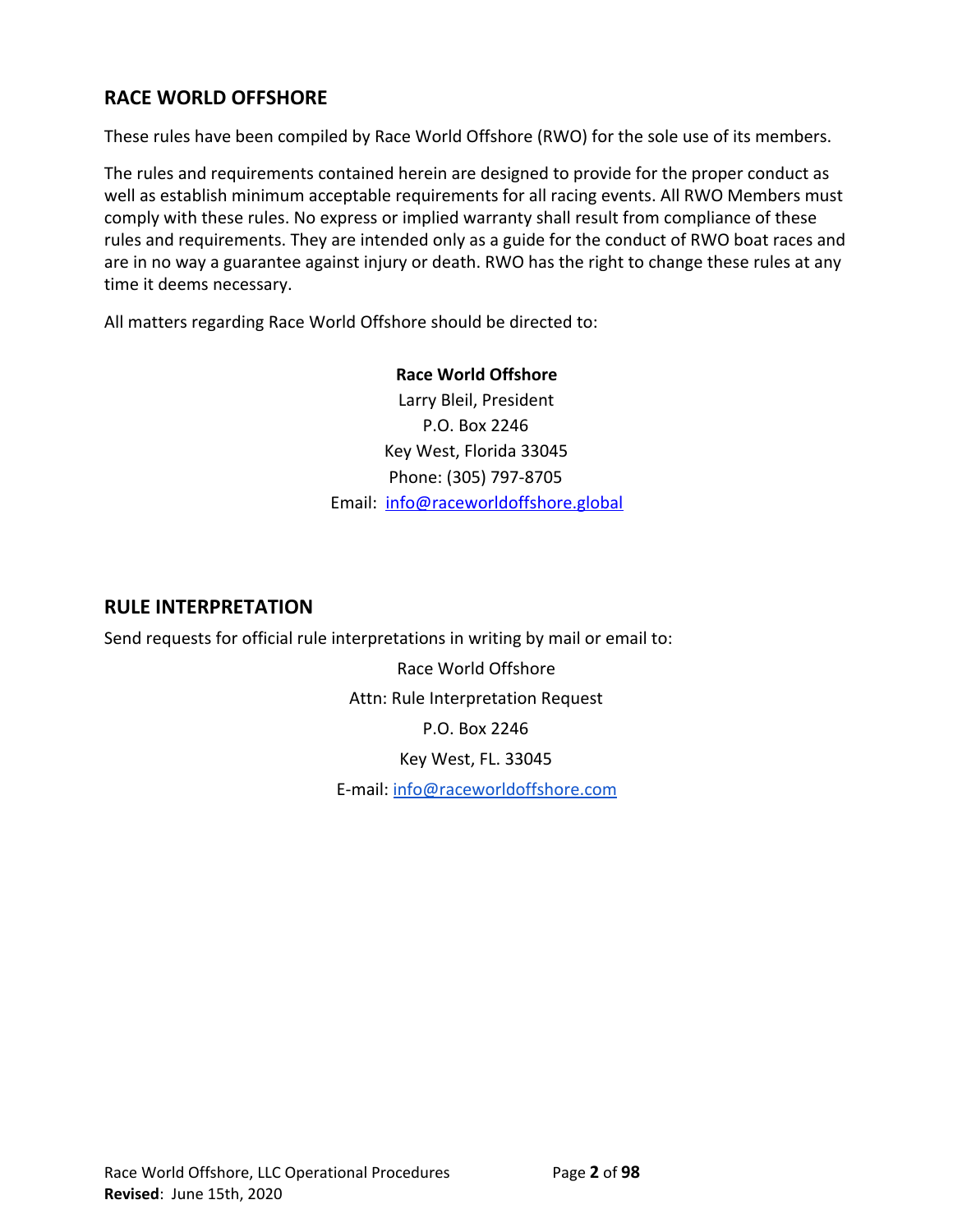## RACE WORLD OFFSHORE

These rules have been compiled by Race World Offshore (RWO) for the sole use of its members.

The rules and requirements contained herein are designed to provide for the proper conduct as well as establish minimum acceptable requirements for all racing events. All RWO Members must comply with these rules. No express or implied warranty shall result from compliance of these rules and requirements. They are intended only as a guide for the conduct of RWO boat races and are in no way a guarantee against injury or death. RWO has the right to change these rules at any time it deems necessary.

All matters regarding Race World Offshore should be directed to:

**Race World Offshore**
Larry Bleil, President
P.O. Box 2246
Key West, Florida 33045
Phone: (305) 797-8705
Email: info@raceworldoffshore.global

## RULE INTERPRETATION

Send requests for official rule interpretations in writing by mail or email to:

Race World Offshore
Attn: Rule Interpretation Request
P.O. Box 2246
Key West, FL. 33045
E-mail: info@raceworldoffshore.com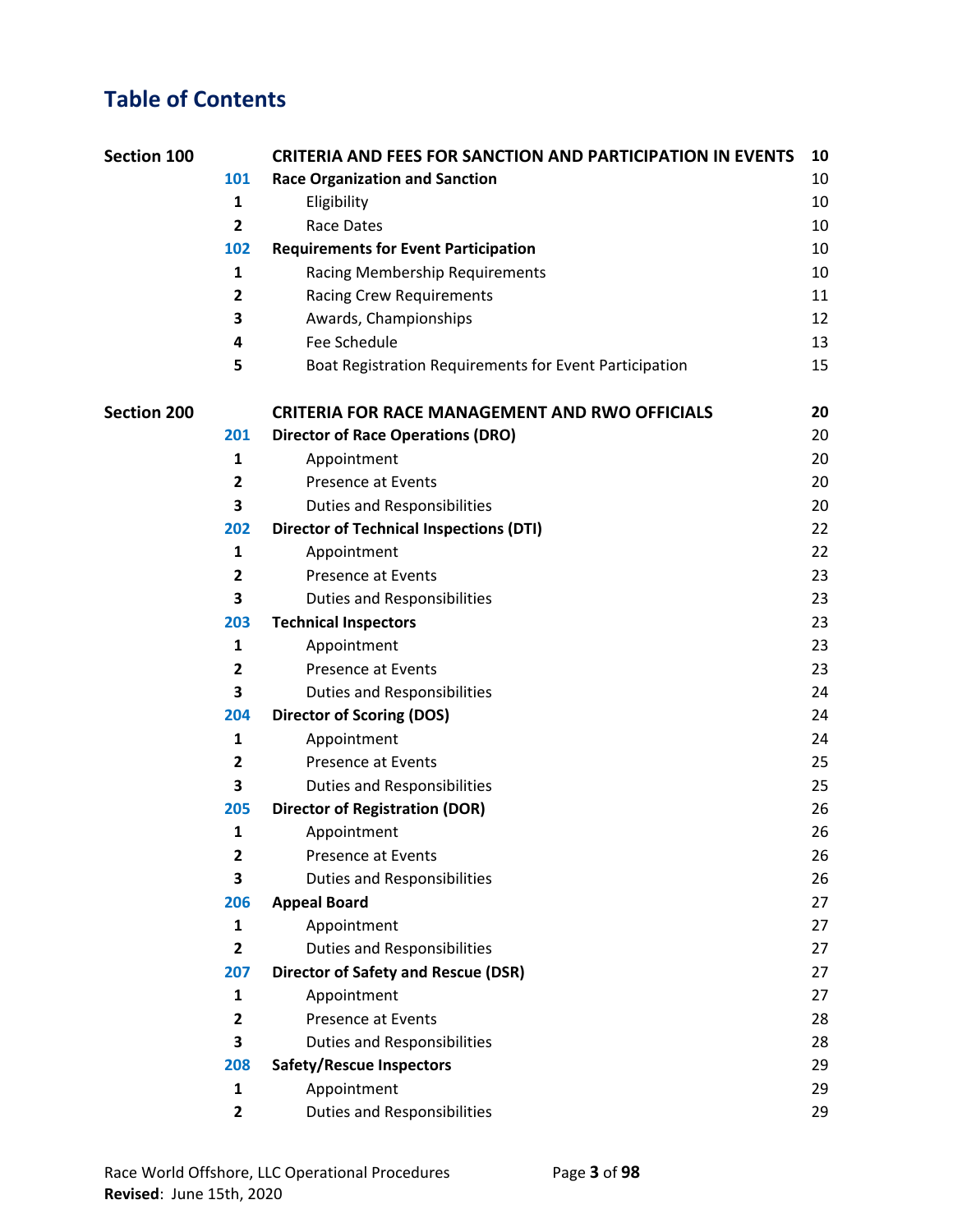# Table of Contents

| | | | |
|---|---|---|---|
| **Section 100** | | **CRITERIA AND FEES FOR SANCTION AND PARTICIPATION IN EVENTS** | **10** |
| | **101** | **Race Organization and Sanction** | 10 |
| | **1** | Eligibility | 10 |
| | **2** | Race Dates | 10 |
| | **102** | **Requirements for Event Participation** | 10 |
| | **1** | Racing Membership Requirements | 10 |
| | **2** | Racing Crew Requirements | 11 |
| | **3** | Awards, Championships | 12 |
| | **4** | Fee Schedule | 13 |
| | **5** | Boat Registration Requirements for Event Participation | 15 |
| **Section 200** | | **CRITERIA FOR RACE MANAGEMENT AND RWO OFFICIALS** | **20** |
| | **201** | **Director of Race Operations (DRO)** | 20 |
| | **1** | Appointment | 20 |
| | **2** | Presence at Events | 20 |
| | **3** | Duties and Responsibilities | 20 |
| | **202** | **Director of Technical Inspections (DTI)** | 22 |
| | **1** | Appointment | 22 |
| | **2** | Presence at Events | 23 |
| | **3** | Duties and Responsibilities | 23 |
| | **203** | **Technical Inspectors** | 23 |
| | **1** | Appointment | 23 |
| | **2** | Presence at Events | 23 |
| | **3** | Duties and Responsibilities | 24 |
| | **204** | **Director of Scoring (DOS)** | 24 |
| | **1** | Appointment | 24 |
| | **2** | Presence at Events | 25 |
| | **3** | Duties and Responsibilities | 25 |
| | **205** | **Director of Registration (DOR)** | 26 |
| | **1** | Appointment | 26 |
| | **2** | Presence at Events | 26 |
| | **3** | Duties and Responsibilities | 26 |
| | **206** | **Appeal Board** | 27 |
| | **1** | Appointment | 27 |
| | **2** | Duties and Responsibilities | 27 |
| | **207** | **Director of Safety and Rescue (DSR)** | 27 |
| | **1** | Appointment | 27 |
| | **2** | Presence at Events | 28 |
| | **3** | Duties and Responsibilities | 28 |
| | **208** | **Safety/Rescue Inspectors** | 29 |
| | **1** | Appointment | 29 |
| | **2** | Duties and Responsibilities | 29 |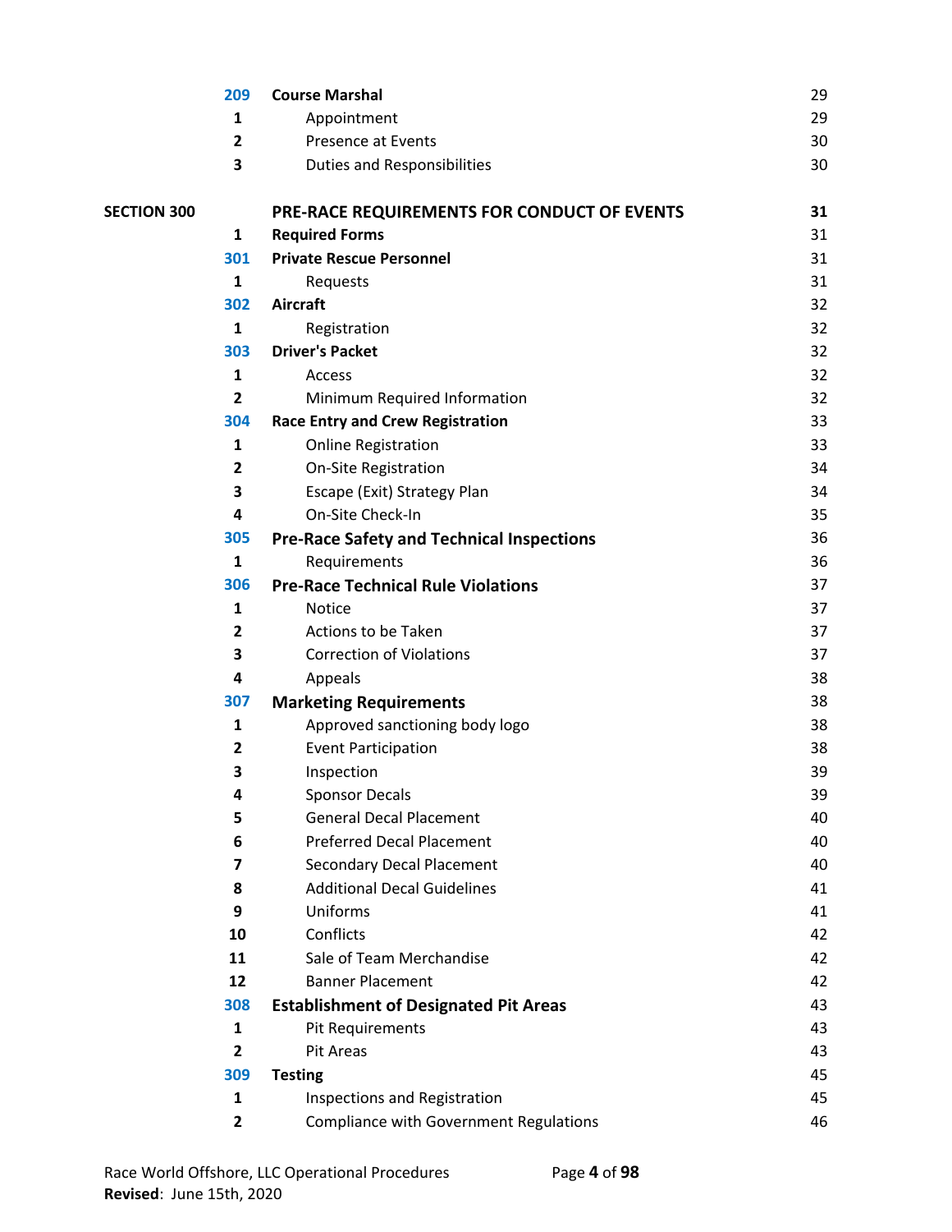| | | | |
|---|---|---|---|
| | **209** | **Course Marshal** | 29 |
| | **1** | Appointment | 29 |
| | **2** | Presence at Events | 30 |
| | **3** | Duties and Responsibilities | 30 |
| **SECTION 300** | | **PRE-RACE REQUIREMENTS FOR CONDUCT OF EVENTS** | **31** |
| | **1** | **Required Forms** | 31 |
| | **301** | **Private Rescue Personnel** | 31 |
| | **1** | Requests | 31 |
| | **302** | **Aircraft** | 32 |
| | **1** | Registration | 32 |
| | **303** | **Driver's Packet** | 32 |
| | **1** | Access | 32 |
| | **2** | Minimum Required Information | 32 |
| | **304** | **Race Entry and Crew Registration** | 33 |
| | **1** | Online Registration | 33 |
| | **2** | On-Site Registration | 34 |
| | **3** | Escape (Exit) Strategy Plan | 34 |
| | **4** | On-Site Check-In | 35 |
| | **305** | **Pre-Race Safety and Technical Inspections** | 36 |
| | **1** | Requirements | 36 |
| | **306** | **Pre-Race Technical Rule Violations** | 37 |
| | **1** | Notice | 37 |
| | **2** | Actions to be Taken | 37 |
| | **3** | Correction of Violations | 37 |
| | **4** | Appeals | 38 |
| | **307** | **Marketing Requirements** | 38 |
| | **1** | Approved sanctioning body logo | 38 |
| | **2** | Event Participation | 38 |
| | **3** | Inspection | 39 |
| | **4** | Sponsor Decals | 39 |
| | **5** | General Decal Placement | 40 |
| | **6** | Preferred Decal Placement | 40 |
| | **7** | Secondary Decal Placement | 40 |
| | **8** | Additional Decal Guidelines | 41 |
| | **9** | Uniforms | 41 |
| | **10** | Conflicts | 42 |
| | **11** | Sale of Team Merchandise | 42 |
| | **12** | Banner Placement | 42 |
| | **308** | **Establishment of Designated Pit Areas** | 43 |
| | **1** | Pit Requirements | 43 |
| | **2** | Pit Areas | 43 |
| | **309** | **Testing** | 45 |
| | **1** | Inspections and Registration | 45 |
| | **2** | Compliance with Government Regulations | 46 |

Race World Offshore, LLC Operational Procedures
**Revised**: June 15th, 2020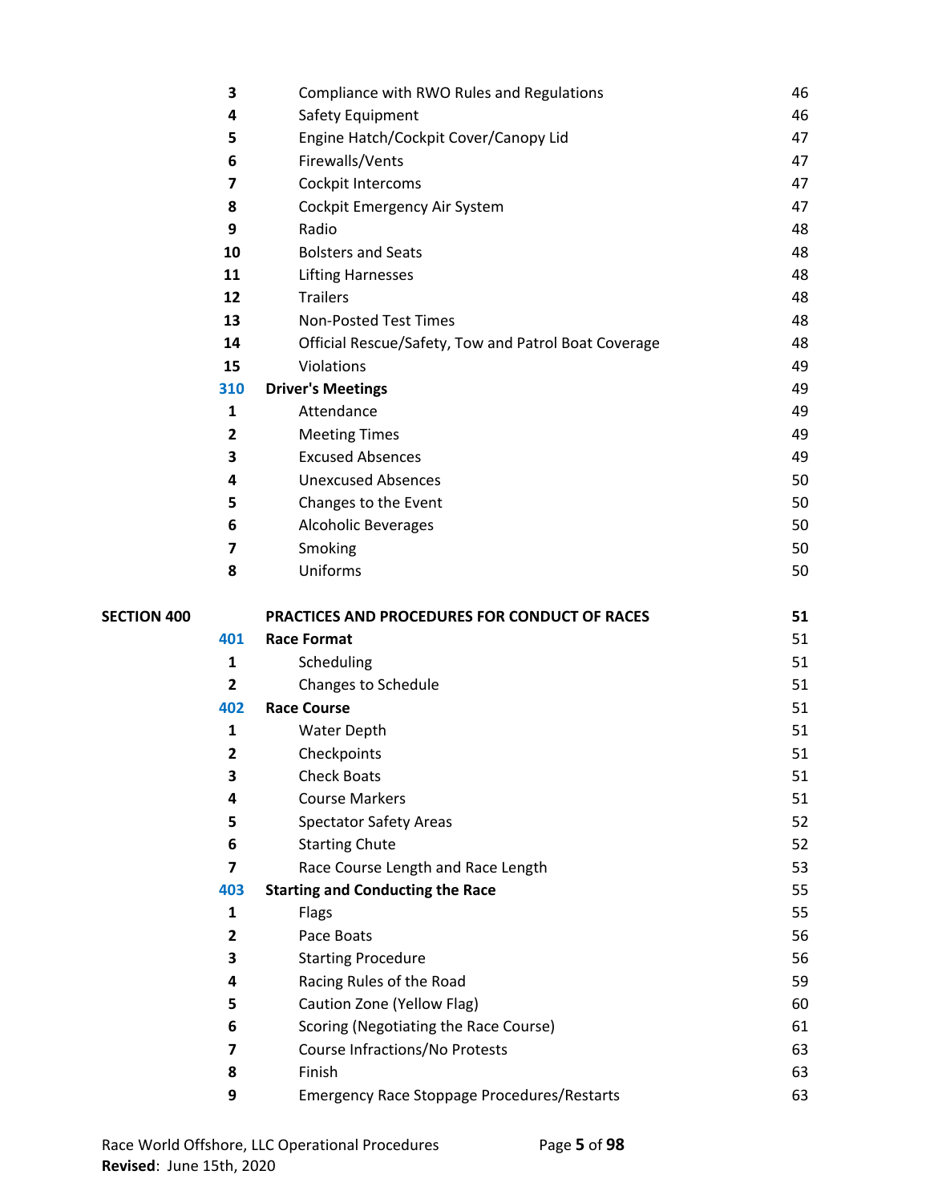| | | | |
|---|---|---|---|
| | **3** | Compliance with RWO Rules and Regulations | 46 |
| | **4** | Safety Equipment | 46 |
| | **5** | Engine Hatch/Cockpit Cover/Canopy Lid | 47 |
| | **6** | Firewalls/Vents | 47 |
| | **7** | Cockpit Intercoms | 47 |
| | **8** | Cockpit Emergency Air System | 47 |
| | **9** | Radio | 48 |
| | **10** | Bolsters and Seats | 48 |
| | **11** | Lifting Harnesses | 48 |
| | **12** | Trailers | 48 |
| | **13** | Non-Posted Test Times | 48 |
| | **14** | Official Rescue/Safety, Tow and Patrol Boat Coverage | 48 |
| | **15** | Violations | 49 |
| | **310** | **Driver's Meetings** | 49 |
| | **1** | Attendance | 49 |
| | **2** | Meeting Times | 49 |
| | **3** | Excused Absences | 49 |
| | **4** | Unexcused Absences | 50 |
| | **5** | Changes to the Event | 50 |
| | **6** | Alcoholic Beverages | 50 |
| | **7** | Smoking | 50 |
| | **8** | Uniforms | 50 |
| **SECTION 400** | | **PRACTICES AND PROCEDURES FOR CONDUCT OF RACES** | **51** |
| | **401** | **Race Format** | 51 |
| | **1** | Scheduling | 51 |
| | **2** | Changes to Schedule | 51 |
| | **402** | **Race Course** | 51 |
| | **1** | Water Depth | 51 |
| | **2** | Checkpoints | 51 |
| | **3** | Check Boats | 51 |
| | **4** | Course Markers | 51 |
| | **5** | Spectator Safety Areas | 52 |
| | **6** | Starting Chute | 52 |
| | **7** | Race Course Length and Race Length | 53 |
| | **403** | **Starting and Conducting the Race** | 55 |
| | **1** | Flags | 55 |
| | **2** | Pace Boats | 56 |
| | **3** | Starting Procedure | 56 |
| | **4** | Racing Rules of the Road | 59 |
| | **5** | Caution Zone (Yellow Flag) | 60 |
| | **6** | Scoring (Negotiating the Race Course) | 61 |
| | **7** | Course Infractions/No Protests | 63 |
| | **8** | Finish | 63 |
| | **9** | Emergency Race Stoppage Procedures/Restarts | 63 |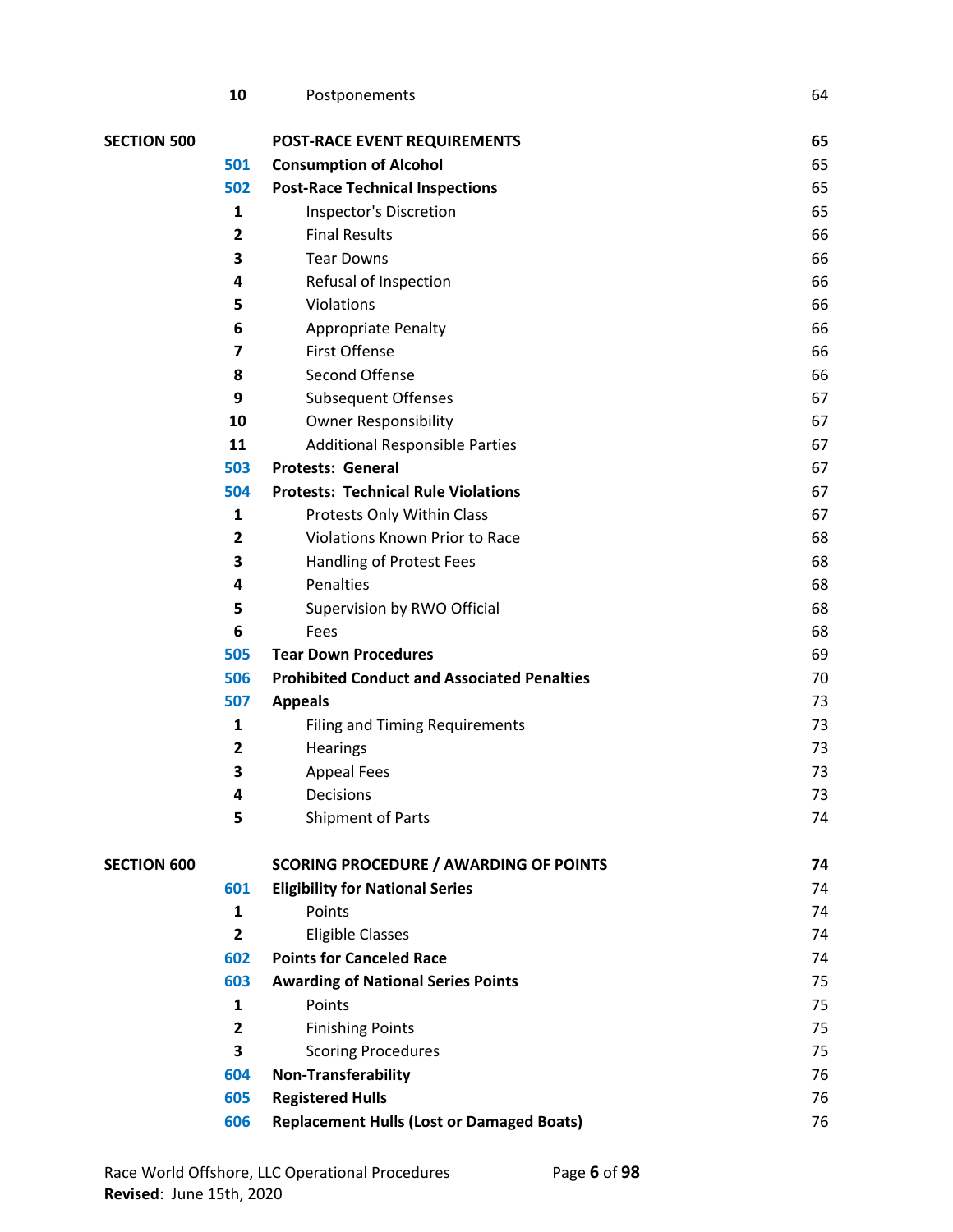| | | | |
|---|---|---|---|
| | 10 | Postponements | 64 |
| **SECTION 500** | | **POST-RACE EVENT REQUIREMENTS** | **65** |
| | **501** | **Consumption of Alcohol** | 65 |
| | **502** | **Post-Race Technical Inspections** | 65 |
| | **1** | Inspector's Discretion | 65 |
| | **2** | Final Results | 66 |
| | **3** | Tear Downs | 66 |
| | **4** | Refusal of Inspection | 66 |
| | **5** | Violations | 66 |
| | **6** | Appropriate Penalty | 66 |
| | **7** | First Offense | 66 |
| | **8** | Second Offense | 66 |
| | **9** | Subsequent Offenses | 67 |
| | **10** | Owner Responsibility | 67 |
| | **11** | Additional Responsible Parties | 67 |
| | **503** | **Protests: General** | 67 |
| | **504** | **Protests: Technical Rule Violations** | 67 |
| | **1** | Protests Only Within Class | 67 |
| | **2** | Violations Known Prior to Race | 68 |
| | **3** | Handling of Protest Fees | 68 |
| | **4** | Penalties | 68 |
| | **5** | Supervision by RWO Official | 68 |
| | **6** | Fees | 68 |
| | **505** | **Tear Down Procedures** | 69 |
| | **506** | **Prohibited Conduct and Associated Penalties** | 70 |
| | **507** | **Appeals** | 73 |
| | **1** | Filing and Timing Requirements | 73 |
| | **2** | Hearings | 73 |
| | **3** | Appeal Fees | 73 |
| | **4** | Decisions | 73 |
| | **5** | Shipment of Parts | 74 |
| **SECTION 600** | | **SCORING PROCEDURE / AWARDING OF POINTS** | **74** |
| | **601** | **Eligibility for National Series** | 74 |
| | **1** | Points | 74 |
| | **2** | Eligible Classes | 74 |
| | **602** | **Points for Canceled Race** | 74 |
| | **603** | **Awarding of National Series Points** | 75 |
| | **1** | Points | 75 |
| | **2** | Finishing Points | 75 |
| | **3** | Scoring Procedures | 75 |
| | **604** | **Non-Transferability** | 76 |
| | **605** | **Registered Hulls** | 76 |
| | **606** | **Replacement Hulls (Lost or Damaged Boats)** | 76 |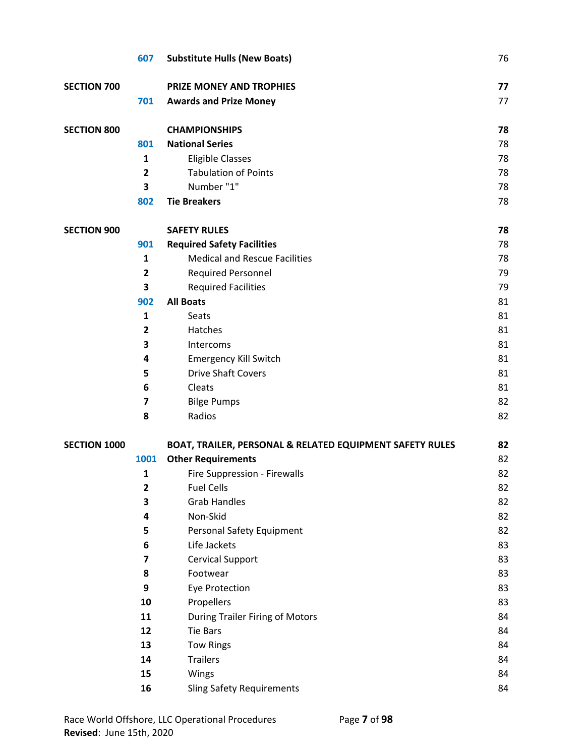| | | | |
|---|---|---|---|
| | **607** | **Substitute Hulls (New Boats)** | 76 |
| **SECTION 700** | | **PRIZE MONEY AND TROPHIES** | **77** |
| | **701** | **Awards and Prize Money** | 77 |
| **SECTION 800** | | **CHAMPIONSHIPS** | **78** |
| | **801** | **National Series** | 78 |
| | **1** | Eligible Classes | 78 |
| | **2** | Tabulation of Points | 78 |
| | **3** | Number "1" | 78 |
| | **802** | **Tie Breakers** | 78 |
| **SECTION 900** | | **SAFETY RULES** | **78** |
| | **901** | **Required Safety Facilities** | 78 |
| | **1** | Medical and Rescue Facilities | 78 |
| | **2** | Required Personnel | 79 |
| | **3** | Required Facilities | 79 |
| | **902** | **All Boats** | 81 |
| | **1** | Seats | 81 |
| | **2** | Hatches | 81 |
| | **3** | Intercoms | 81 |
| | **4** | Emergency Kill Switch | 81 |
| | **5** | Drive Shaft Covers | 81 |
| | **6** | Cleats | 81 |
| | **7** | Bilge Pumps | 82 |
| | **8** | Radios | 82 |
| **SECTION 1000** | | **BOAT, TRAILER, PERSONAL & RELATED EQUIPMENT SAFETY RULES** | **82** |
| | **1001** | **Other Requirements** | 82 |
| | **1** | Fire Suppression - Firewalls | 82 |
| | **2** | Fuel Cells | 82 |
| | **3** | Grab Handles | 82 |
| | **4** | Non-Skid | 82 |
| | **5** | Personal Safety Equipment | 82 |
| | **6** | Life Jackets | 83 |
| | **7** | Cervical Support | 83 |
| | **8** | Footwear | 83 |
| | **9** | Eye Protection | 83 |
| | **10** | Propellers | 83 |
| | **11** | During Trailer Firing of Motors | 84 |
| | **12** | Tie Bars | 84 |
| | **13** | Tow Rings | 84 |
| | **14** | Trailers | 84 |
| | **15** | Wings | 84 |
| | **16** | Sling Safety Requirements | 84 |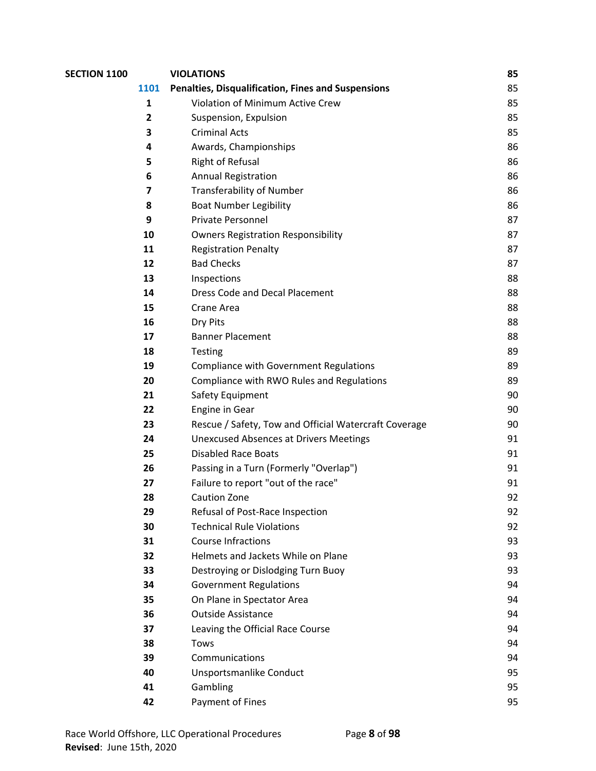| | | | |
|---|---|---|---|
| **SECTION 1100** | | **VIOLATIONS** | **85** |
| | **1101** | **Penalties, Disqualification, Fines and Suspensions** | 85 |
| | **1** | Violation of Minimum Active Crew | 85 |
| | **2** | Suspension, Expulsion | 85 |
| | **3** | Criminal Acts | 85 |
| | **4** | Awards, Championships | 86 |
| | **5** | Right of Refusal | 86 |
| | **6** | Annual Registration | 86 |
| | **7** | Transferability of Number | 86 |
| | **8** | Boat Number Legibility | 86 |
| | **9** | Private Personnel | 87 |
| | **10** | Owners Registration Responsibility | 87 |
| | **11** | Registration Penalty | 87 |
| | **12** | Bad Checks | 87 |
| | **13** | Inspections | 88 |
| | **14** | Dress Code and Decal Placement | 88 |
| | **15** | Crane Area | 88 |
| | **16** | Dry Pits | 88 |
| | **17** | Banner Placement | 88 |
| | **18** | Testing | 89 |
| | **19** | Compliance with Government Regulations | 89 |
| | **20** | Compliance with RWO Rules and Regulations | 89 |
| | **21** | Safety Equipment | 90 |
| | **22** | Engine in Gear | 90 |
| | **23** | Rescue / Safety, Tow and Official Watercraft Coverage | 90 |
| | **24** | Unexcused Absences at Drivers Meetings | 91 |
| | **25** | Disabled Race Boats | 91 |
| | **26** | Passing in a Turn (Formerly "Overlap") | 91 |
| | **27** | Failure to report "out of the race" | 91 |
| | **28** | Caution Zone | 92 |
| | **29** | Refusal of Post-Race Inspection | 92 |
| | **30** | Technical Rule Violations | 92 |
| | **31** | Course Infractions | 93 |
| | **32** | Helmets and Jackets While on Plane | 93 |
| | **33** | Destroying or Dislodging Turn Buoy | 93 |
| | **34** | Government Regulations | 94 |
| | **35** | On Plane in Spectator Area | 94 |
| | **36** | Outside Assistance | 94 |
| | **37** | Leaving the Official Race Course | 94 |
| | **38** | Tows | 94 |
| | **39** | Communications | 94 |
| | **40** | Unsportsmanlike Conduct | 95 |
| | **41** | Gambling | 95 |
| | **42** | Payment of Fines | 95 |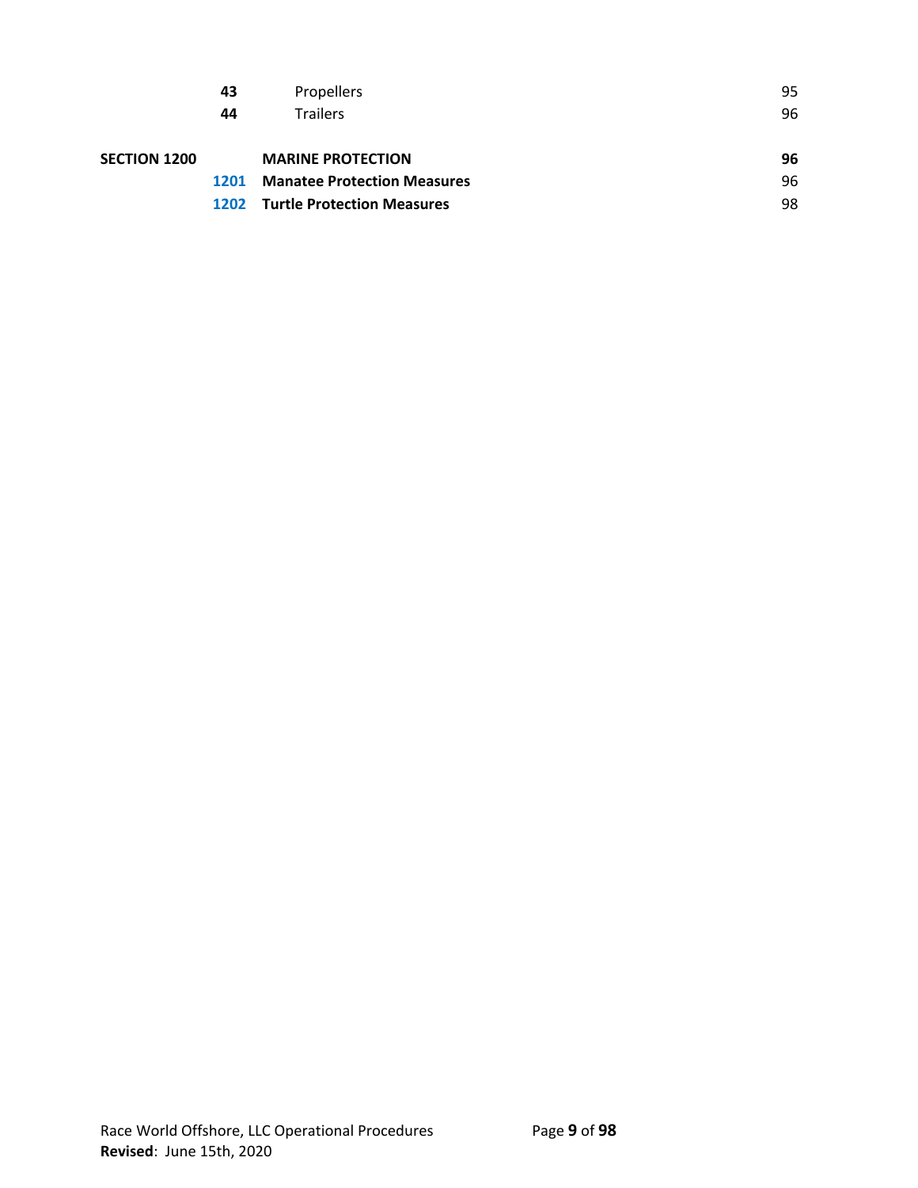| | | | |
|---|---|---|---|
| | **43** | Propellers | 95 |
| | **44** | Trailers | 96 |
| **SECTION 1200** | | **MARINE PROTECTION** | **96** |
| | **1201** | **Manatee Protection Measures** | 96 |
| | **1202** | **Turtle Protection Measures** | 98 |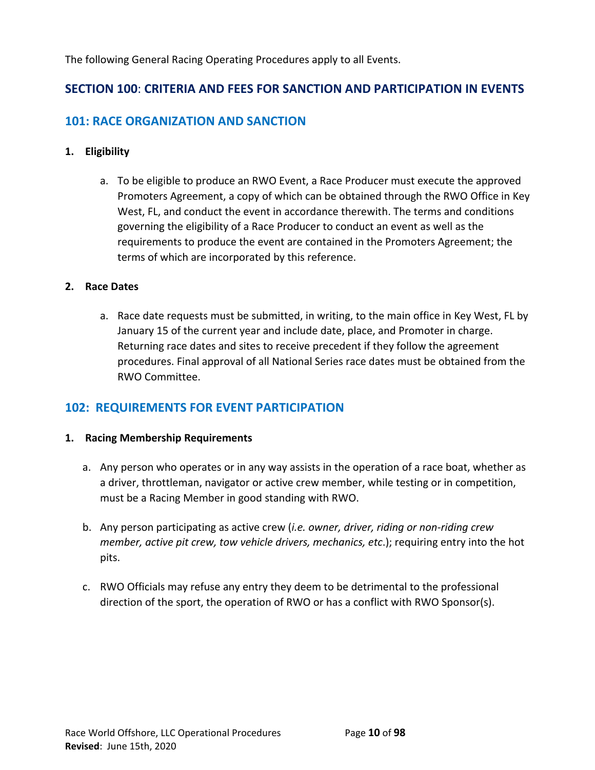The following General Racing Operating Procedures apply to all Events.

## SECTION 100: CRITERIA AND FEES FOR SANCTION AND PARTICIPATION IN EVENTS

### 101: RACE ORGANIZATION AND SANCTION

1. **Eligibility**

   a. To be eligible to produce an RWO Event, a Race Producer must execute the approved Promoters Agreement, a copy of which can be obtained through the RWO Office in Key West, FL, and conduct the event in accordance therewith. The terms and conditions governing the eligibility of a Race Producer to conduct an event as well as the requirements to produce the event are contained in the Promoters Agreement; the terms of which are incorporated by this reference.

2. **Race Dates**

   a. Race date requests must be submitted, in writing, to the main office in Key West, FL by January 15 of the current year and include date, place, and Promoter in charge. Returning race dates and sites to receive precedent if they follow the agreement procedures. Final approval of all National Series race dates must be obtained from the RWO Committee.

### 102: REQUIREMENTS FOR EVENT PARTICIPATION

1. **Racing Membership Requirements**

   a. Any person who operates or in any way assists in the operation of a race boat, whether as a driver, throttleman, navigator or active crew member, while testing or in competition, must be a Racing Member in good standing with RWO.

   b. Any person participating as active crew (*i.e. owner, driver, riding or non-riding crew member, active pit crew, tow vehicle drivers, mechanics, etc*.); requiring entry into the hot pits.

   c. RWO Officials may refuse any entry they deem to be detrimental to the professional direction of the sport, the operation of RWO or has a conflict with RWO Sponsor(s).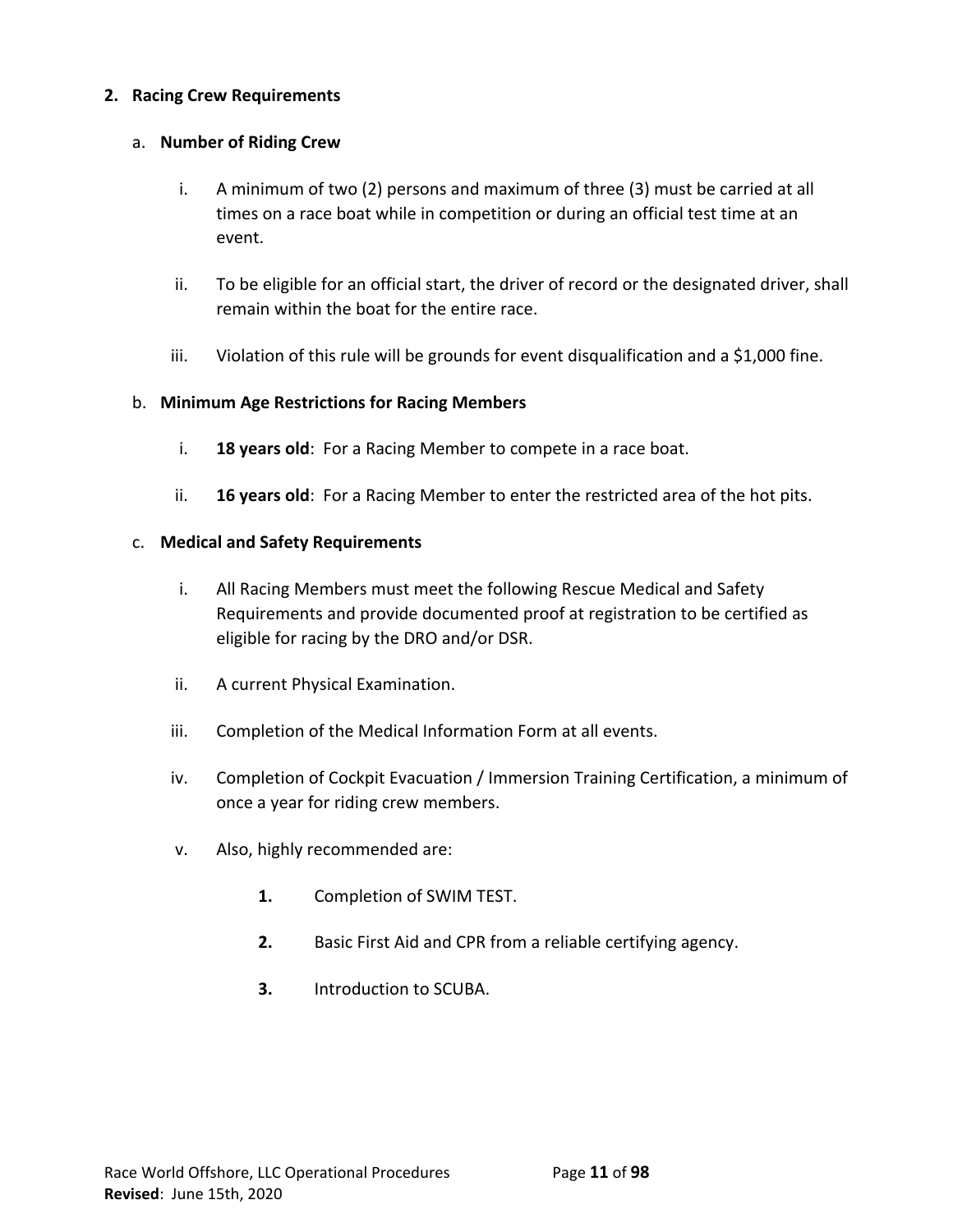**2. Racing Crew Requirements**

a. **Number of Riding Crew**

i. A minimum of two (2) persons and maximum of three (3) must be carried at all times on a race boat while in competition or during an official test time at an event.

ii. To be eligible for an official start, the driver of record or the designated driver, shall remain within the boat for the entire race.

iii. Violation of this rule will be grounds for event disqualification and a $1,000 fine.

b. **Minimum Age Restrictions for Racing Members**

i. **18 years old**: For a Racing Member to compete in a race boat.

ii. **16 years old**: For a Racing Member to enter the restricted area of the hot pits.

c. **Medical and Safety Requirements**

i. All Racing Members must meet the following Rescue Medical and Safety Requirements and provide documented proof at registration to be certified as eligible for racing by the DRO and/or DSR.

ii. A current Physical Examination.

iii. Completion of the Medical Information Form at all events.

iv. Completion of Cockpit Evacuation / Immersion Training Certification, a minimum of once a year for riding crew members.

v. Also, highly recommended are:

**1.** Completion of SWIM TEST.

**2.** Basic First Aid and CPR from a reliable certifying agency.

**3.** Introduction to SCUBA.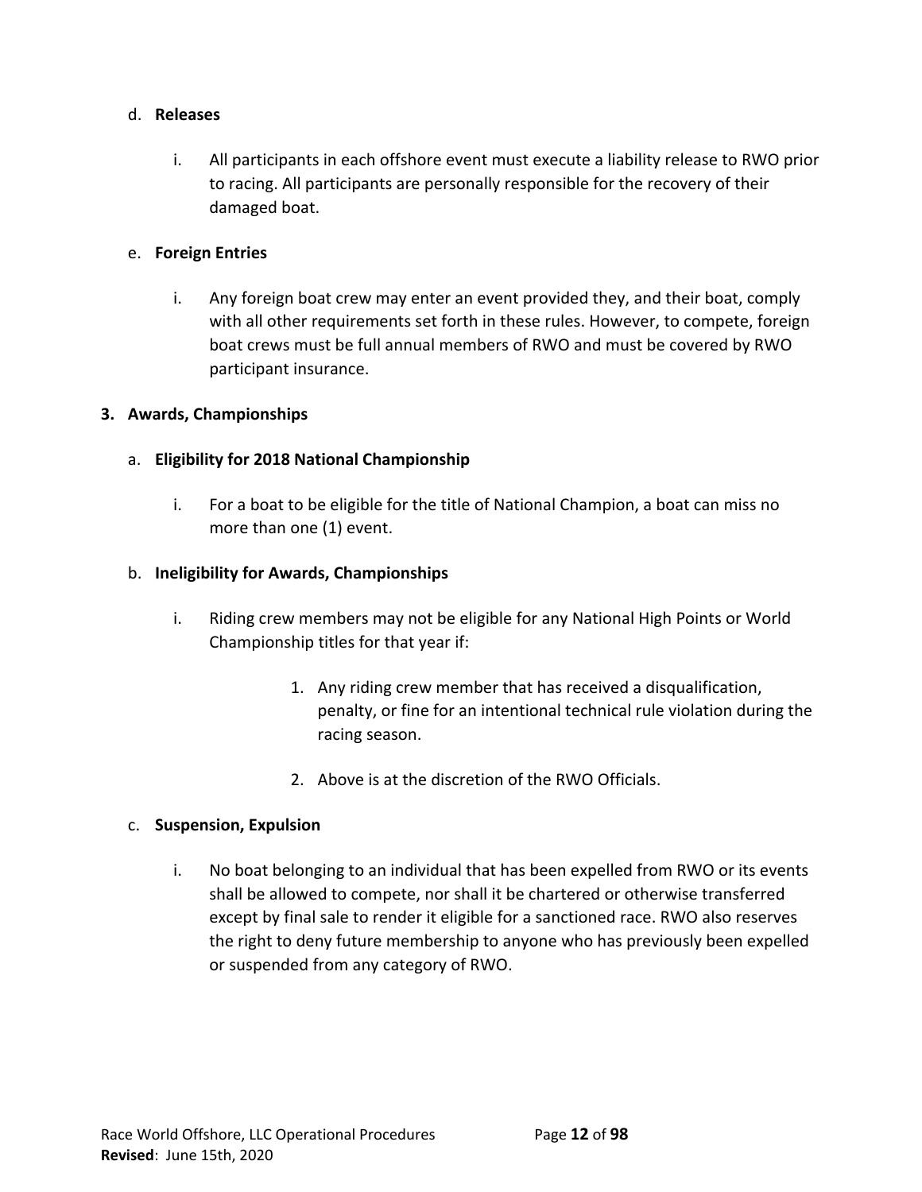d. **Releases**

   i. All participants in each offshore event must execute a liability release to RWO prior to racing. All participants are personally responsible for the recovery of their damaged boat.

e. **Foreign Entries**

   i. Any foreign boat crew may enter an event provided they, and their boat, comply with all other requirements set forth in these rules. However, to compete, foreign boat crews must be full annual members of RWO and must be covered by RWO participant insurance.

## 3. Awards, Championships

a. **Eligibility for 2018 National Championship**

   i. For a boat to be eligible for the title of National Champion, a boat can miss no more than one (1) event.

b. **Ineligibility for Awards, Championships**

   i. Riding crew members may not be eligible for any National High Points or World Championship titles for that year if:

      1. Any riding crew member that has received a disqualification, penalty, or fine for an intentional technical rule violation during the racing season.

      2. Above is at the discretion of the RWO Officials.

c. **Suspension, Expulsion**

   i. No boat belonging to an individual that has been expelled from RWO or its events shall be allowed to compete, nor shall it be chartered or otherwise transferred except by final sale to render it eligible for a sanctioned race. RWO also reserves the right to deny future membership to anyone who has previously been expelled or suspended from any category of RWO.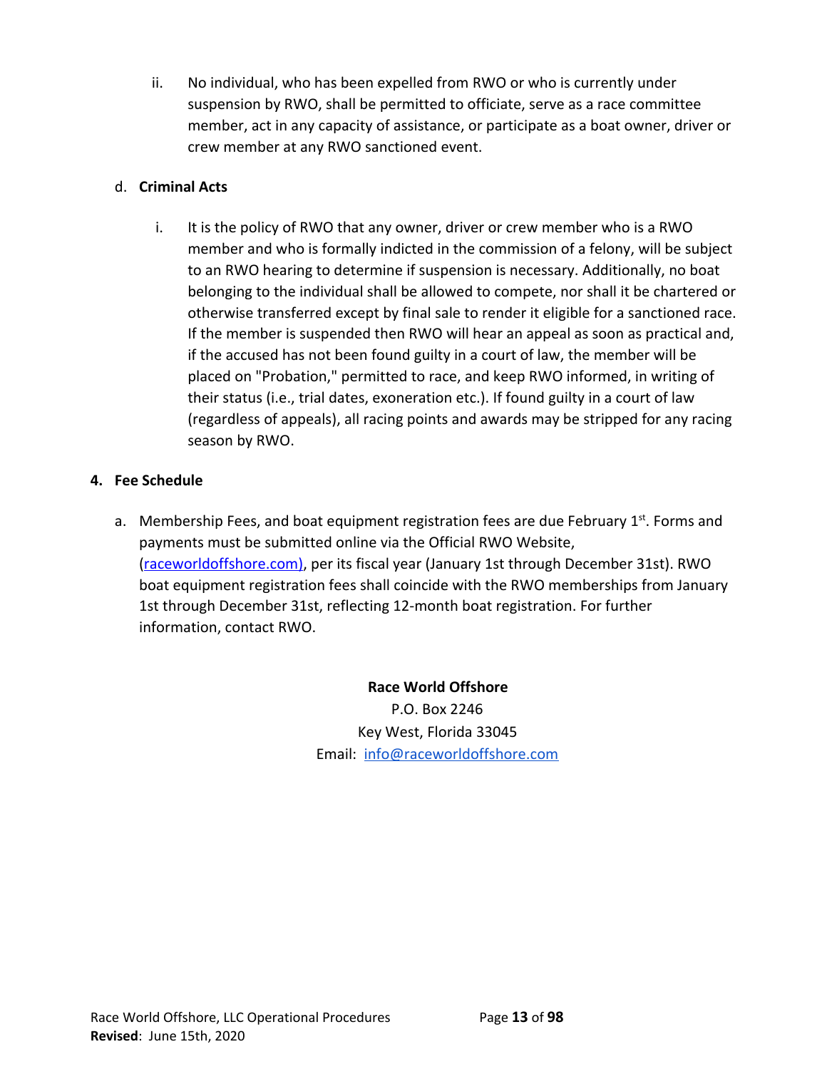ii. No individual, who has been expelled from RWO or who is currently under suspension by RWO, shall be permitted to officiate, serve as a race committee member, act in any capacity of assistance, or participate as a boat owner, driver or crew member at any RWO sanctioned event.

d. **Criminal Acts**

i. It is the policy of RWO that any owner, driver or crew member who is a RWO member and who is formally indicted in the commission of a felony, will be subject to an RWO hearing to determine if suspension is necessary. Additionally, no boat belonging to the individual shall be allowed to compete, nor shall it be chartered or otherwise transferred except by final sale to render it eligible for a sanctioned race. If the member is suspended then RWO will hear an appeal as soon as practical and, if the accused has not been found guilty in a court of law, the member will be placed on "Probation," permitted to race, and keep RWO informed, in writing of their status (i.e., trial dates, exoneration etc.). If found guilty in a court of law (regardless of appeals), all racing points and awards may be stripped for any racing season by RWO.

## 4. Fee Schedule

a. Membership Fees, and boat equipment registration fees are due February 1st. Forms and payments must be submitted online via the Official RWO Website, (raceworldoffshore.com), per its fiscal year (January 1st through December 31st). RWO boat equipment registration fees shall coincide with the RWO memberships from January 1st through December 31st, reflecting 12-month boat registration. For further information, contact RWO.

**Race World Offshore**
P.O. Box 2246
Key West, Florida 33045
Email: info@raceworldoffshore.com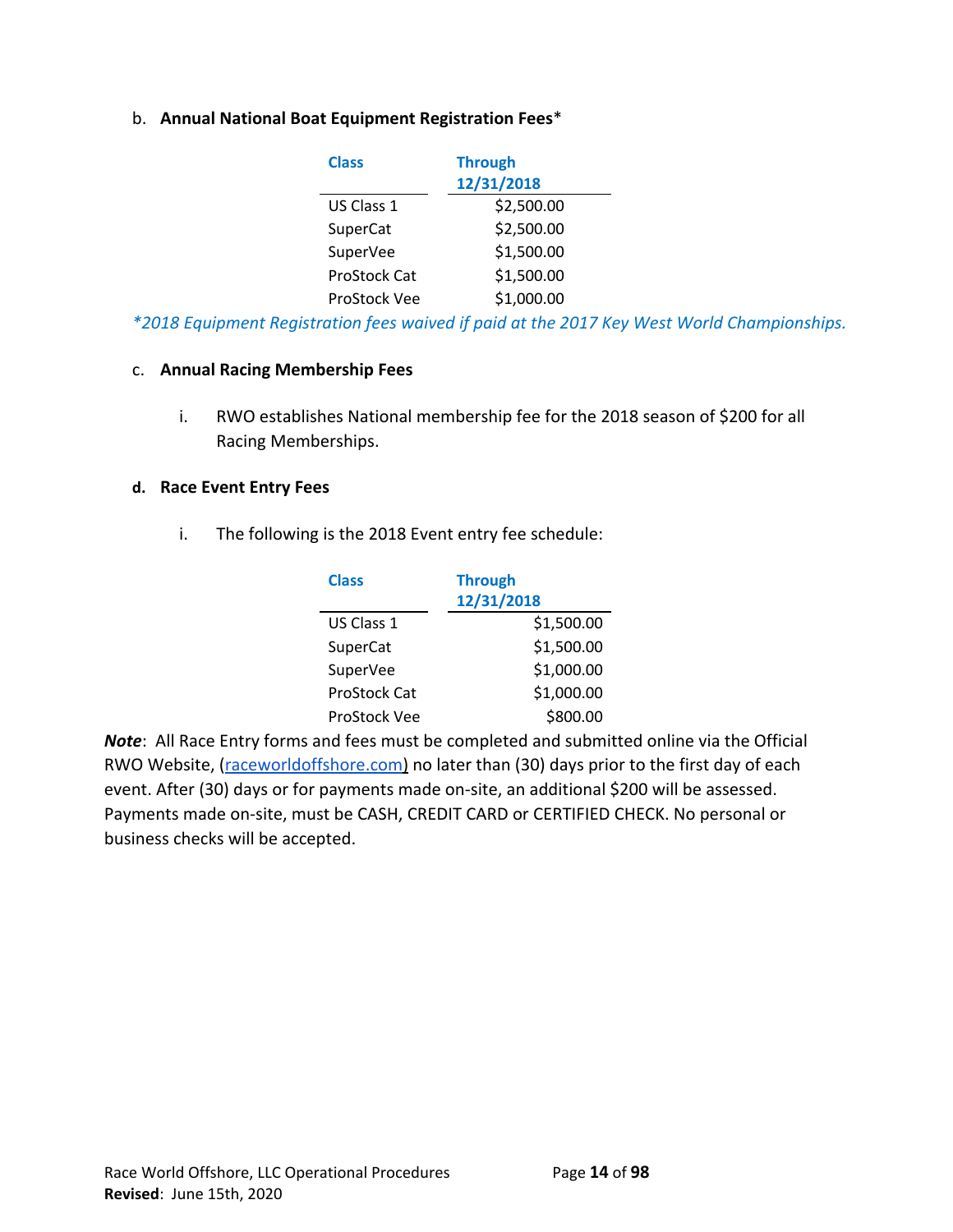b. **Annual National Boat Equipment Registration Fees***

| Class | Through 12/31/2018 |
|---|---|
| US Class 1 | $2,500.00 |
| SuperCat | $2,500.00 |
| SuperVee | $1,500.00 |
| ProStock Cat | $1,500.00 |
| ProStock Vee | $1,000.00 |

*\*2018 Equipment Registration fees waived if paid at the 2017 Key West World Championships.*

c. **Annual Racing Membership Fees**

i. RWO establishes National membership fee for the 2018 season of $200 for all Racing Memberships.

**d. Race Event Entry Fees**

i. The following is the 2018 Event entry fee schedule:

| Class | Through 12/31/2018 |
|---|---|
| US Class 1 | $1,500.00 |
| SuperCat | $1,500.00 |
| SuperVee | $1,000.00 |
| ProStock Cat | $1,000.00 |
| ProStock Vee | $800.00 |

***Note***: All Race Entry forms and fees must be completed and submitted online via the Official RWO Website, (raceworldoffshore.com) no later than (30) days prior to the first day of each event. After (30) days or for payments made on-site, an additional $200 will be assessed. Payments made on-site, must be CASH, CREDIT CARD or CERTIFIED CHECK. No personal or business checks will be accepted.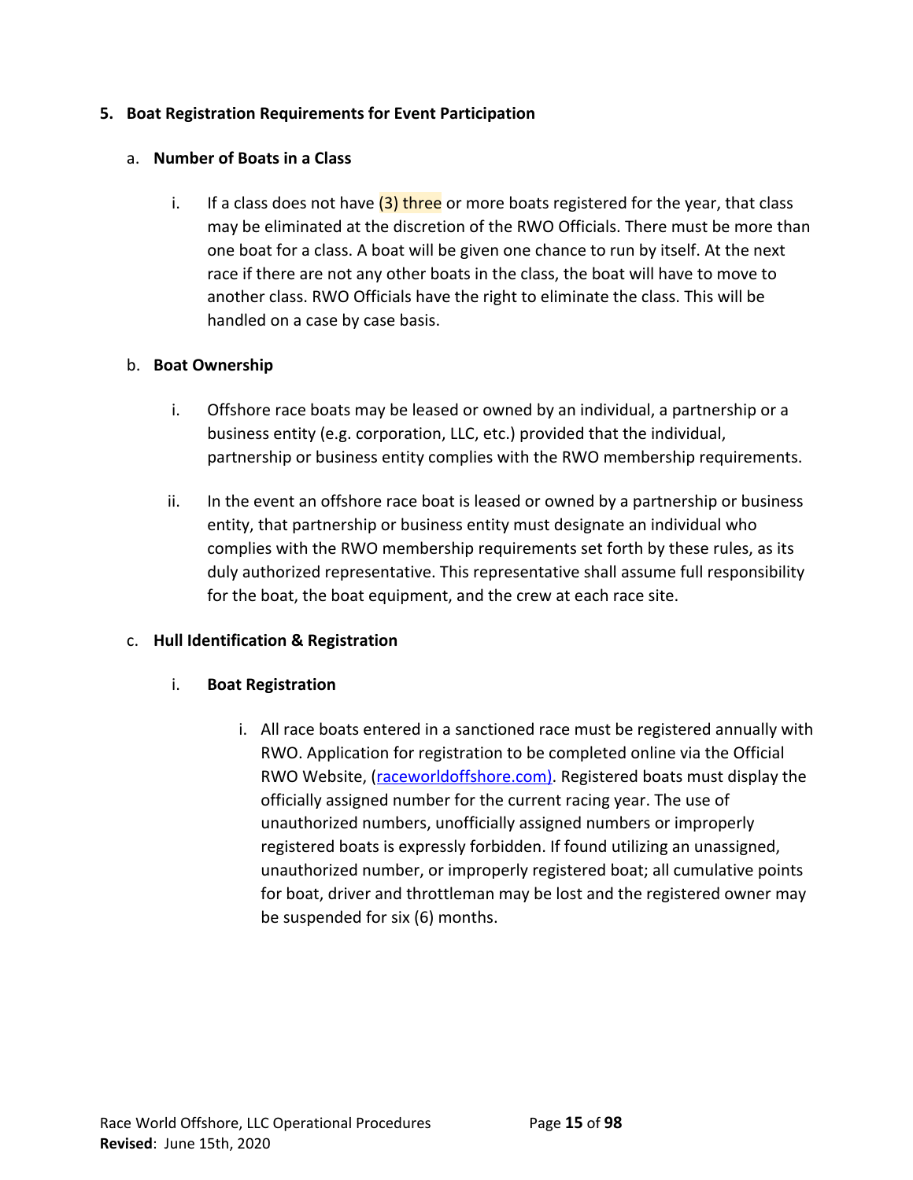5. **Boat Registration Requirements for Event Participation**

   a. **Number of Boats in a Class**

      i. If a class does not have (3) three or more boats registered for the year, that class may be eliminated at the discretion of the RWO Officials. There must be more than one boat for a class. A boat will be given one chance to run by itself. At the next race if there are not any other boats in the class, the boat will have to move to another class. RWO Officials have the right to eliminate the class. This will be handled on a case by case basis.

   b. **Boat Ownership**

      i. Offshore race boats may be leased or owned by an individual, a partnership or a business entity (e.g. corporation, LLC, etc.) provided that the individual, partnership or business entity complies with the RWO membership requirements.

      ii. In the event an offshore race boat is leased or owned by a partnership or business entity, that partnership or business entity must designate an individual who complies with the RWO membership requirements set forth by these rules, as its duly authorized representative. This representative shall assume full responsibility for the boat, the boat equipment, and the crew at each race site.

   c. **Hull Identification & Registration**

      i. **Boat Registration**

         i. All race boats entered in a sanctioned race must be registered annually with RWO. Application for registration to be completed online via the Official RWO Website, (raceworldoffshore.com). Registered boats must display the officially assigned number for the current racing year. The use of unauthorized numbers, unofficially assigned numbers or improperly registered boats is expressly forbidden. If found utilizing an unassigned, unauthorized number, or improperly registered boat; all cumulative points for boat, driver and throttleman may be lost and the registered owner may be suspended for six (6) months.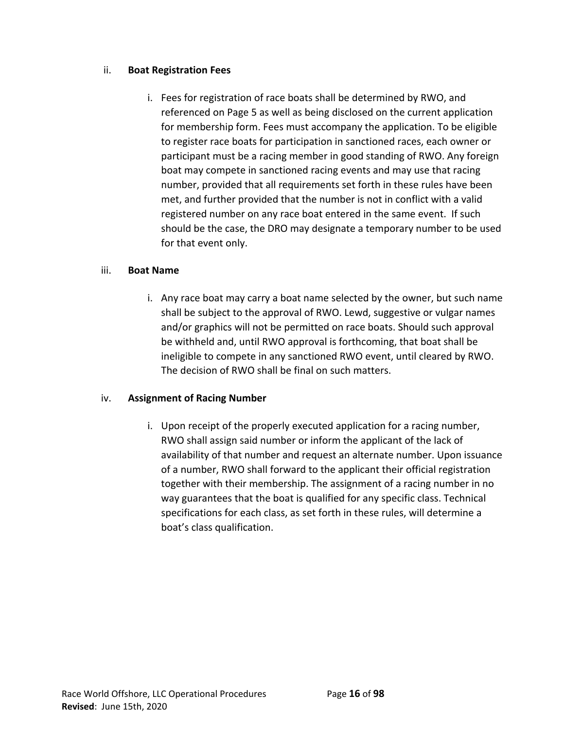ii. **Boat Registration Fees**

   i. Fees for registration of race boats shall be determined by RWO, and referenced on Page 5 as well as being disclosed on the current application for membership form. Fees must accompany the application. To be eligible to register race boats for participation in sanctioned races, each owner or participant must be a racing member in good standing of RWO. Any foreign boat may compete in sanctioned racing events and may use that racing number, provided that all requirements set forth in these rules have been met, and further provided that the number is not in conflict with a valid registered number on any race boat entered in the same event. If such should be the case, the DRO may designate a temporary number to be used for that event only.

iii. **Boat Name**

   i. Any race boat may carry a boat name selected by the owner, but such name shall be subject to the approval of RWO. Lewd, suggestive or vulgar names and/or graphics will not be permitted on race boats. Should such approval be withheld and, until RWO approval is forthcoming, that boat shall be ineligible to compete in any sanctioned RWO event, until cleared by RWO. The decision of RWO shall be final on such matters.

iv. **Assignment of Racing Number**

   i. Upon receipt of the properly executed application for a racing number, RWO shall assign said number or inform the applicant of the lack of availability of that number and request an alternate number. Upon issuance of a number, RWO shall forward to the applicant their official registration together with their membership. The assignment of a racing number in no way guarantees that the boat is qualified for any specific class. Technical specifications for each class, as set forth in these rules, will determine a boat's class qualification.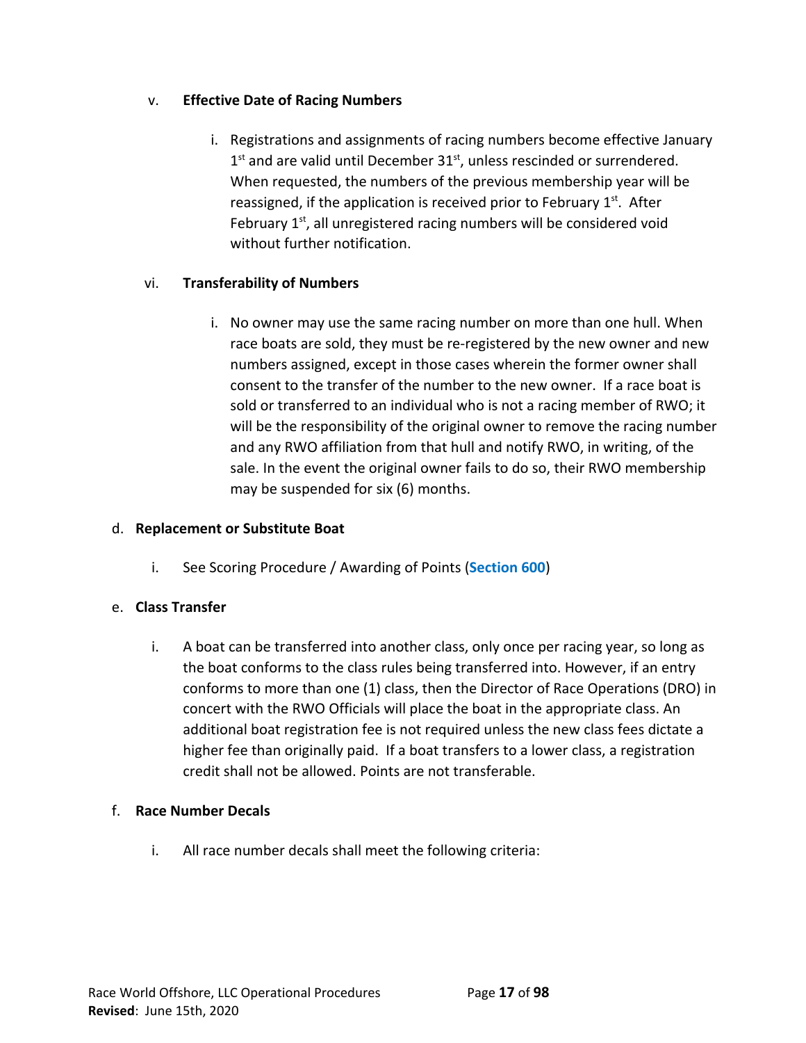v. **Effective Date of Racing Numbers**

i. Registrations and assignments of racing numbers become effective January 1st and are valid until December 31st, unless rescinded or surrendered. When requested, the numbers of the previous membership year will be reassigned, if the application is received prior to February 1st. After February 1st, all unregistered racing numbers will be considered void without further notification.

vi. **Transferability of Numbers**

i. No owner may use the same racing number on more than one hull. When race boats are sold, they must be re-registered by the new owner and new numbers assigned, except in those cases wherein the former owner shall consent to the transfer of the number to the new owner. If a race boat is sold or transferred to an individual who is not a racing member of RWO; it will be the responsibility of the original owner to remove the racing number and any RWO affiliation from that hull and notify RWO, in writing, of the sale. In the event the original owner fails to do so, their RWO membership may be suspended for six (6) months.

d. **Replacement or Substitute Boat**

i. See Scoring Procedure / Awarding of Points (**Section 600**)

e. **Class Transfer**

i. A boat can be transferred into another class, only once per racing year, so long as the boat conforms to the class rules being transferred into. However, if an entry conforms to more than one (1) class, then the Director of Race Operations (DRO) in concert with the RWO Officials will place the boat in the appropriate class. An additional boat registration fee is not required unless the new class fees dictate a higher fee than originally paid. If a boat transfers to a lower class, a registration credit shall not be allowed. Points are not transferable.

f. **Race Number Decals**

i. All race number decals shall meet the following criteria: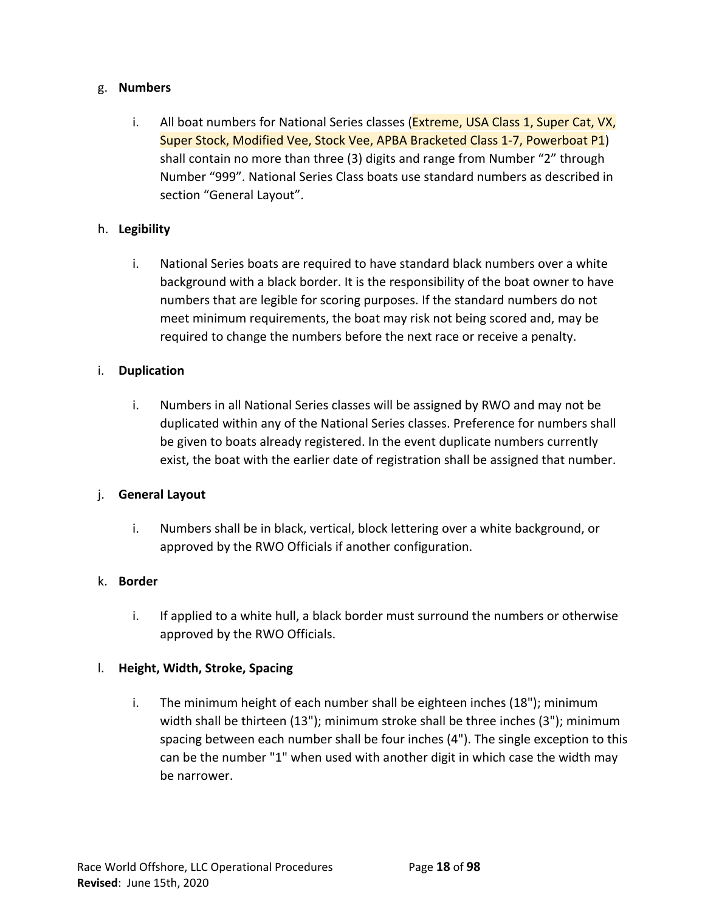g. **Numbers**

i. All boat numbers for National Series classes (Extreme, USA Class 1, Super Cat, VX, Super Stock, Modified Vee, Stock Vee, APBA Bracketed Class 1-7, Powerboat P1) shall contain no more than three (3) digits and range from Number "2" through Number "999". National Series Class boats use standard numbers as described in section "General Layout".

h. **Legibility**

i. National Series boats are required to have standard black numbers over a white background with a black border. It is the responsibility of the boat owner to have numbers that are legible for scoring purposes. If the standard numbers do not meet minimum requirements, the boat may risk not being scored and, may be required to change the numbers before the next race or receive a penalty.

i. **Duplication**

i. Numbers in all National Series classes will be assigned by RWO and may not be duplicated within any of the National Series classes. Preference for numbers shall be given to boats already registered. In the event duplicate numbers currently exist, the boat with the earlier date of registration shall be assigned that number.

j. **General Layout**

i. Numbers shall be in black, vertical, block lettering over a white background, or approved by the RWO Officials if another configuration.

k. **Border**

i. If applied to a white hull, a black border must surround the numbers or otherwise approved by the RWO Officials.

l. **Height, Width, Stroke, Spacing**

i. The minimum height of each number shall be eighteen inches (18"); minimum width shall be thirteen (13"); minimum stroke shall be three inches (3"); minimum spacing between each number shall be four inches (4"). The single exception to this can be the number "1" when used with another digit in which case the width may be narrower.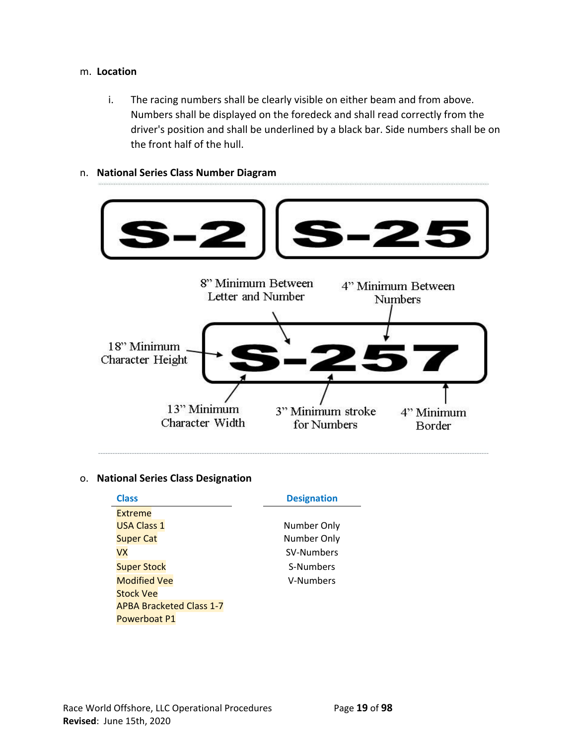m. **Location**

i. The racing numbers shall be clearly visible on either beam and from above. Numbers shall be displayed on the foredeck and shall read correctly from the driver's position and shall be underlined by a black bar. Side numbers shall be on the front half of the hull.

n. **National Series Class Number Diagram**

S-2 S-25

8" Minimum Between Letter and Number

4" Minimum Between Numbers

18" Minimum Character Height

S-257

13" Minimum Character Width

3" Minimum stroke for Numbers

4" Minimum Border

o. **National Series Class Designation**

| Class | Designation |
|---|---|
| Extreme | |
| USA Class 1 | Number Only |
| Super Cat | Number Only |
| VX | SV-Numbers |
| Super Stock | S-Numbers |
| Modified Vee | V-Numbers |
| Stock Vee | |
| APBA Bracketed Class 1-7 | |
| Powerboat P1 | |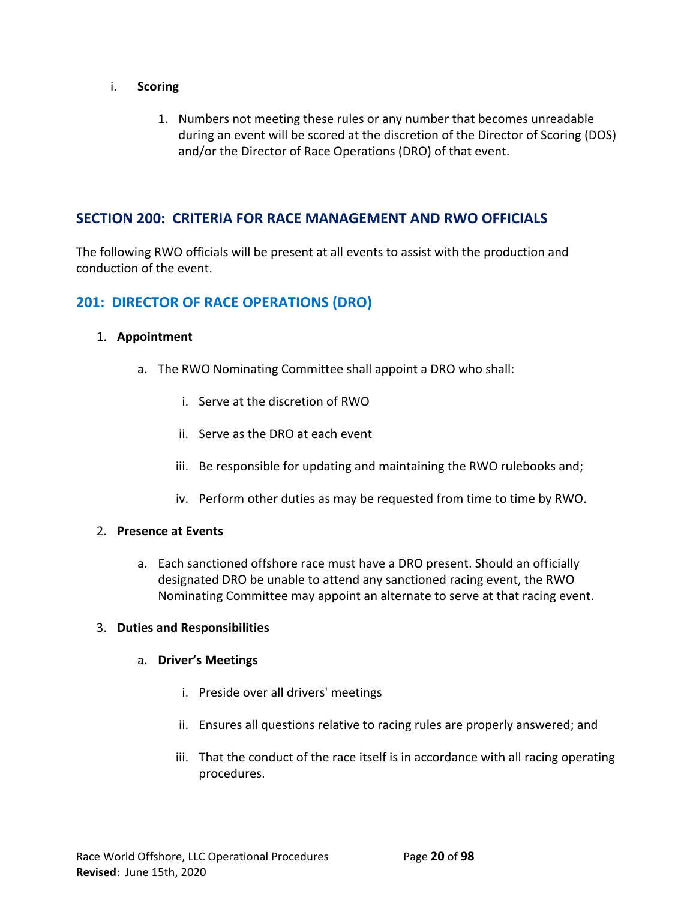i. **Scoring**

1. Numbers not meeting these rules or any number that becomes unreadable during an event will be scored at the discretion of the Director of Scoring (DOS) and/or the Director of Race Operations (DRO) of that event.

## SECTION 200: CRITERIA FOR RACE MANAGEMENT AND RWO OFFICIALS

The following RWO officials will be present at all events to assist with the production and conduction of the event.

### 201: DIRECTOR OF RACE OPERATIONS (DRO)

1. **Appointment**
   a. The RWO Nominating Committee shall appoint a DRO who shall:
      i. Serve at the discretion of RWO
      ii. Serve as the DRO at each event
      iii. Be responsible for updating and maintaining the RWO rulebooks and;
      iv. Perform other duties as may be requested from time to time by RWO.

2. **Presence at Events**
   a. Each sanctioned offshore race must have a DRO present. Should an officially designated DRO be unable to attend any sanctioned racing event, the RWO Nominating Committee may appoint an alternate to serve at that racing event.

3. **Duties and Responsibilities**
   a. **Driver's Meetings**
      i. Preside over all drivers' meetings
      ii. Ensures all questions relative to racing rules are properly answered; and
      iii. That the conduct of the race itself is in accordance with all racing operating procedures.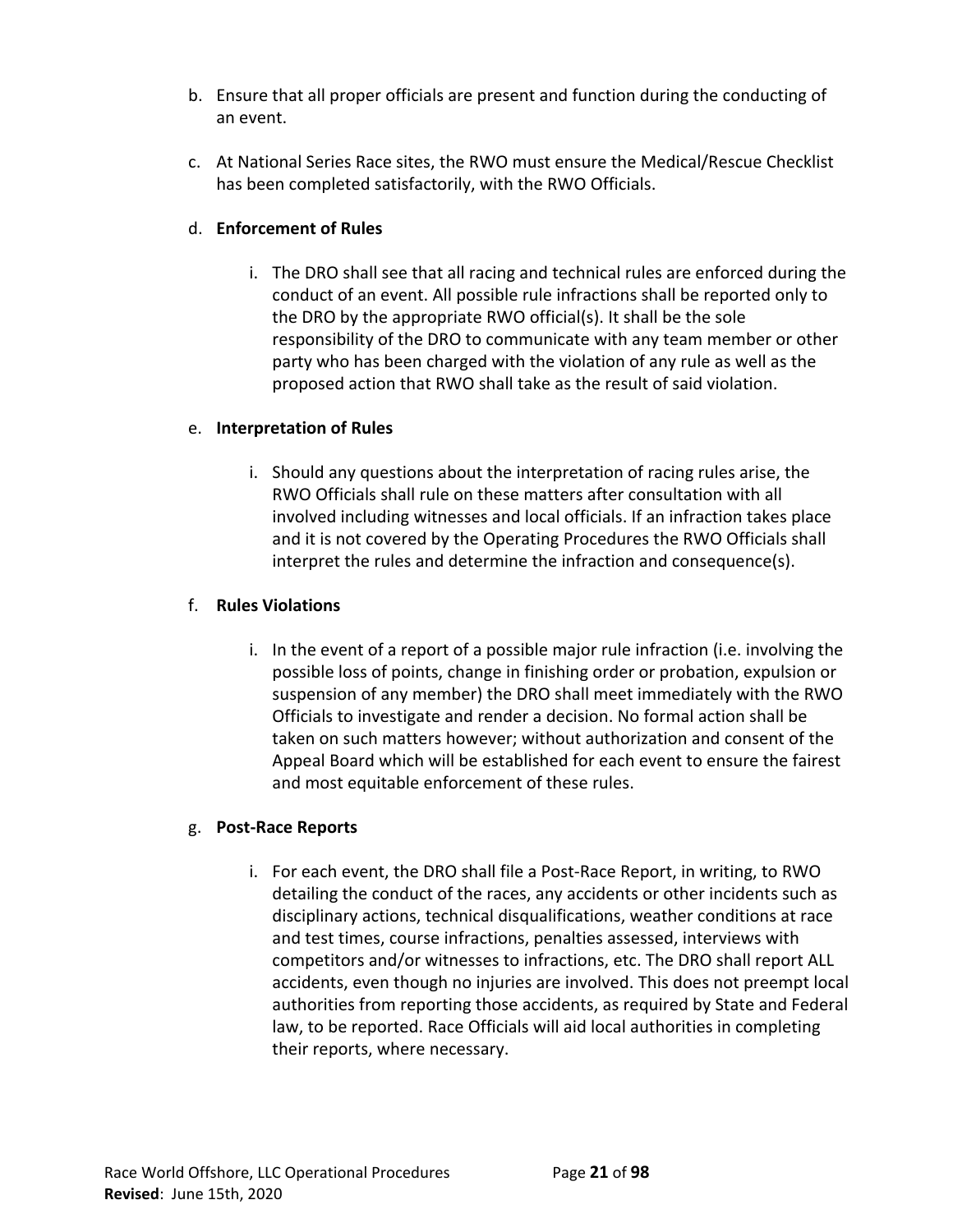b. Ensure that all proper officials are present and function during the conducting of an event.

c. At National Series Race sites, the RWO must ensure the Medical/Rescue Checklist has been completed satisfactorily, with the RWO Officials.

d. **Enforcement of Rules**

    i. The DRO shall see that all racing and technical rules are enforced during the conduct of an event. All possible rule infractions shall be reported only to the DRO by the appropriate RWO official(s). It shall be the sole responsibility of the DRO to communicate with any team member or other party who has been charged with the violation of any rule as well as the proposed action that RWO shall take as the result of said violation.

e. **Interpretation of Rules**

    i. Should any questions about the interpretation of racing rules arise, the RWO Officials shall rule on these matters after consultation with all involved including witnesses and local officials. If an infraction takes place and it is not covered by the Operating Procedures the RWO Officials shall interpret the rules and determine the infraction and consequence(s).

f. **Rules Violations**

    i. In the event of a report of a possible major rule infraction (i.e. involving the possible loss of points, change in finishing order or probation, expulsion or suspension of any member) the DRO shall meet immediately with the RWO Officials to investigate and render a decision. No formal action shall be taken on such matters however; without authorization and consent of the Appeal Board which will be established for each event to ensure the fairest and most equitable enforcement of these rules.

g. **Post-Race Reports**

    i. For each event, the DRO shall file a Post-Race Report, in writing, to RWO detailing the conduct of the races, any accidents or other incidents such as disciplinary actions, technical disqualifications, weather conditions at race and test times, course infractions, penalties assessed, interviews with competitors and/or witnesses to infractions, etc. The DRO shall report ALL accidents, even though no injuries are involved. This does not preempt local authorities from reporting those accidents, as required by State and Federal law, to be reported. Race Officials will aid local authorities in completing their reports, where necessary.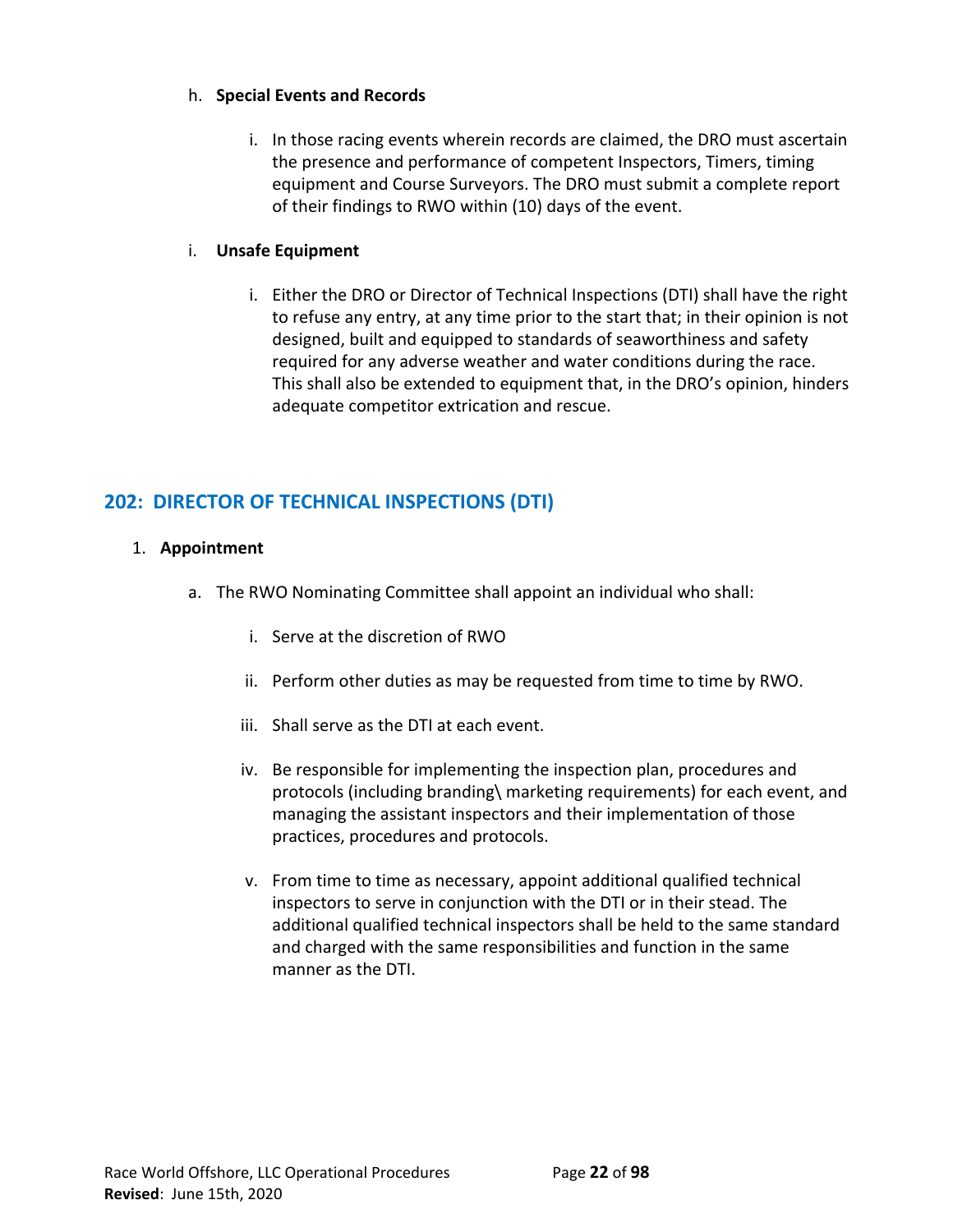h. **Special Events and Records**

   i. In those racing events wherein records are claimed, the DRO must ascertain the presence and performance of competent Inspectors, Timers, timing equipment and Course Surveyors. The DRO must submit a complete report of their findings to RWO within (10) days of the event.

i. **Unsafe Equipment**

   i. Either the DRO or Director of Technical Inspections (DTI) shall have the right to refuse any entry, at any time prior to the start that; in their opinion is not designed, built and equipped to standards of seaworthiness and safety required for any adverse weather and water conditions during the race. This shall also be extended to equipment that, in the DRO's opinion, hinders adequate competitor extrication and rescue.

## 202: DIRECTOR OF TECHNICAL INSPECTIONS (DTI)

1. **Appointment**

   a. The RWO Nominating Committee shall appoint an individual who shall:

      i. Serve at the discretion of RWO

      ii. Perform other duties as may be requested from time to time by RWO.

      iii. Shall serve as the DTI at each event.

      iv. Be responsible for implementing the inspection plan, procedures and protocols (including branding\ marketing requirements) for each event, and managing the assistant inspectors and their implementation of those practices, procedures and protocols.

      v. From time to time as necessary, appoint additional qualified technical inspectors to serve in conjunction with the DTI or in their stead. The additional qualified technical inspectors shall be held to the same standard and charged with the same responsibilities and function in the same manner as the DTI.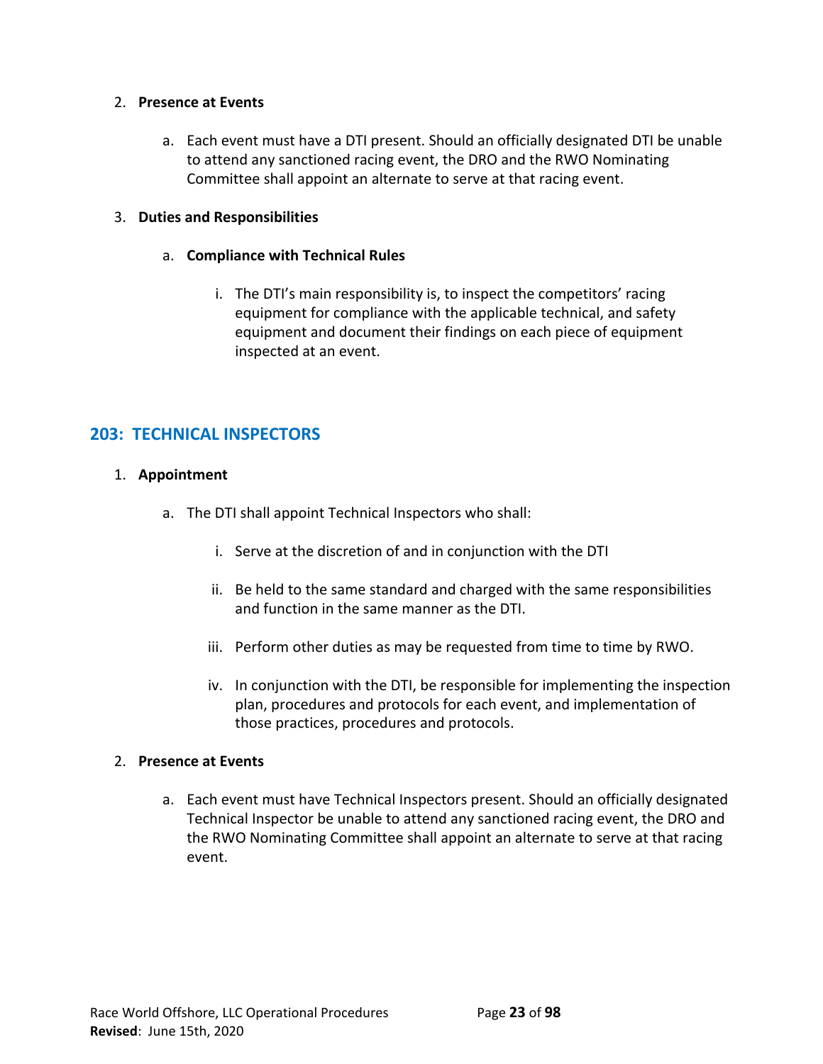2. **Presence at Events**

   a. Each event must have a DTI present. Should an officially designated DTI be unable to attend any sanctioned racing event, the DRO and the RWO Nominating Committee shall appoint an alternate to serve at that racing event.

3. **Duties and Responsibilities**

   a. **Compliance with Technical Rules**

      i. The DTI's main responsibility is, to inspect the competitors' racing equipment for compliance with the applicable technical, and safety equipment and document their findings on each piece of equipment inspected at an event.

## 203: TECHNICAL INSPECTORS

1. **Appointment**

   a. The DTI shall appoint Technical Inspectors who shall:

      i. Serve at the discretion of and in conjunction with the DTI

      ii. Be held to the same standard and charged with the same responsibilities and function in the same manner as the DTI.

      iii. Perform other duties as may be requested from time to time by RWO.

      iv. In conjunction with the DTI, be responsible for implementing the inspection plan, procedures and protocols for each event, and implementation of those practices, procedures and protocols.

2. **Presence at Events**

   a. Each event must have Technical Inspectors present. Should an officially designated Technical Inspector be unable to attend any sanctioned racing event, the DRO and the RWO Nominating Committee shall appoint an alternate to serve at that racing event.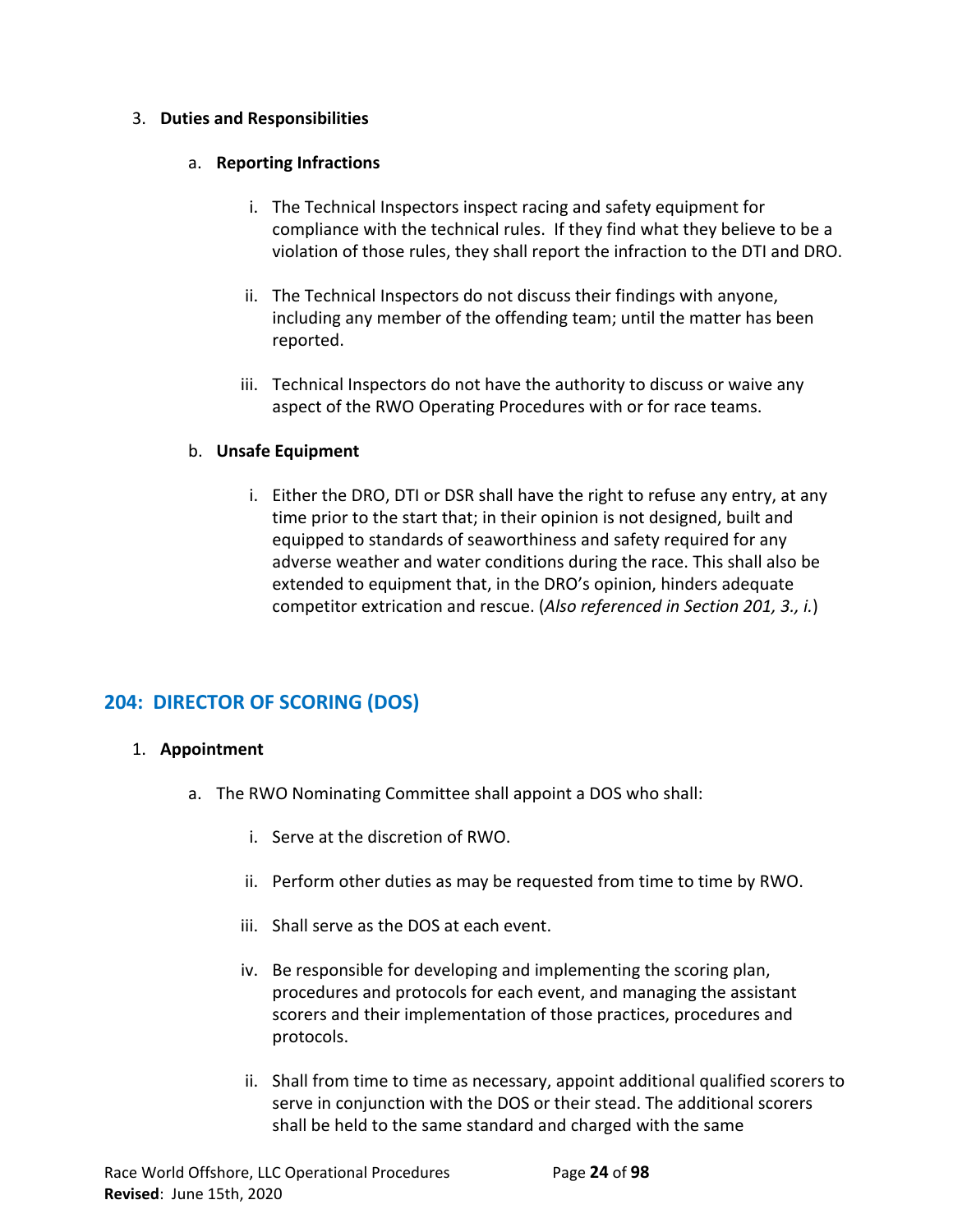3. **Duties and Responsibilities**

   a. **Reporting Infractions**

      i. The Technical Inspectors inspect racing and safety equipment for compliance with the technical rules. If they find what they believe to be a violation of those rules, they shall report the infraction to the DTI and DRO.

      ii. The Technical Inspectors do not discuss their findings with anyone, including any member of the offending team; until the matter has been reported.

      iii. Technical Inspectors do not have the authority to discuss or waive any aspect of the RWO Operating Procedures with or for race teams.

   b. **Unsafe Equipment**

      i. Either the DRO, DTI or DSR shall have the right to refuse any entry, at any time prior to the start that; in their opinion is not designed, built and equipped to standards of seaworthiness and safety required for any adverse weather and water conditions during the race. This shall also be extended to equipment that, in the DRO's opinion, hinders adequate competitor extrication and rescue. (*Also referenced in Section 201, 3., i.*)

## 204: DIRECTOR OF SCORING (DOS)

1. **Appointment**

   a. The RWO Nominating Committee shall appoint a DOS who shall:

      i. Serve at the discretion of RWO.

      ii. Perform other duties as may be requested from time to time by RWO.

      iii. Shall serve as the DOS at each event.

      iv. Be responsible for developing and implementing the scoring plan, procedures and protocols for each event, and managing the assistant scorers and their implementation of those practices, procedures and protocols.

      ii. Shall from time to time as necessary, appoint additional qualified scorers to serve in conjunction with the DOS or their stead. The additional scorers shall be held to the same standard and charged with the same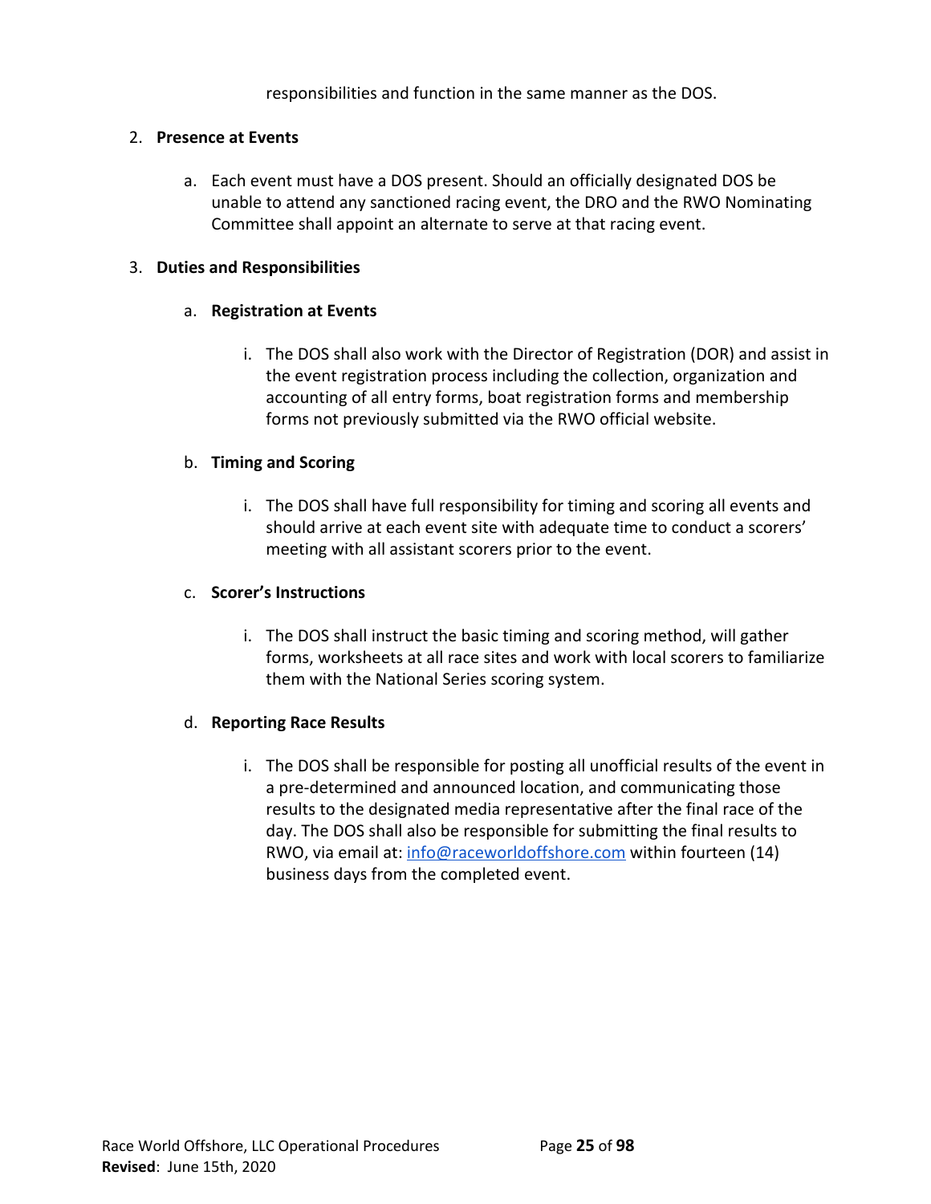responsibilities and function in the same manner as the DOS.

2. **Presence at Events**

    a. Each event must have a DOS present. Should an officially designated DOS be unable to attend any sanctioned racing event, the DRO and the RWO Nominating Committee shall appoint an alternate to serve at that racing event.

3. **Duties and Responsibilities**

    a. **Registration at Events**

        i. The DOS shall also work with the Director of Registration (DOR) and assist in the event registration process including the collection, organization and accounting of all entry forms, boat registration forms and membership forms not previously submitted via the RWO official website.

    b. **Timing and Scoring**

        i. The DOS shall have full responsibility for timing and scoring all events and should arrive at each event site with adequate time to conduct a scorers' meeting with all assistant scorers prior to the event.

    c. **Scorer's Instructions**

        i. The DOS shall instruct the basic timing and scoring method, will gather forms, worksheets at all race sites and work with local scorers to familiarize them with the National Series scoring system.

    d. **Reporting Race Results**

        i. The DOS shall be responsible for posting all unofficial results of the event in a pre-determined and announced location, and communicating those results to the designated media representative after the final race of the day. The DOS shall also be responsible for submitting the final results to RWO, via email at: info@raceworldoffshore.com within fourteen (14) business days from the completed event.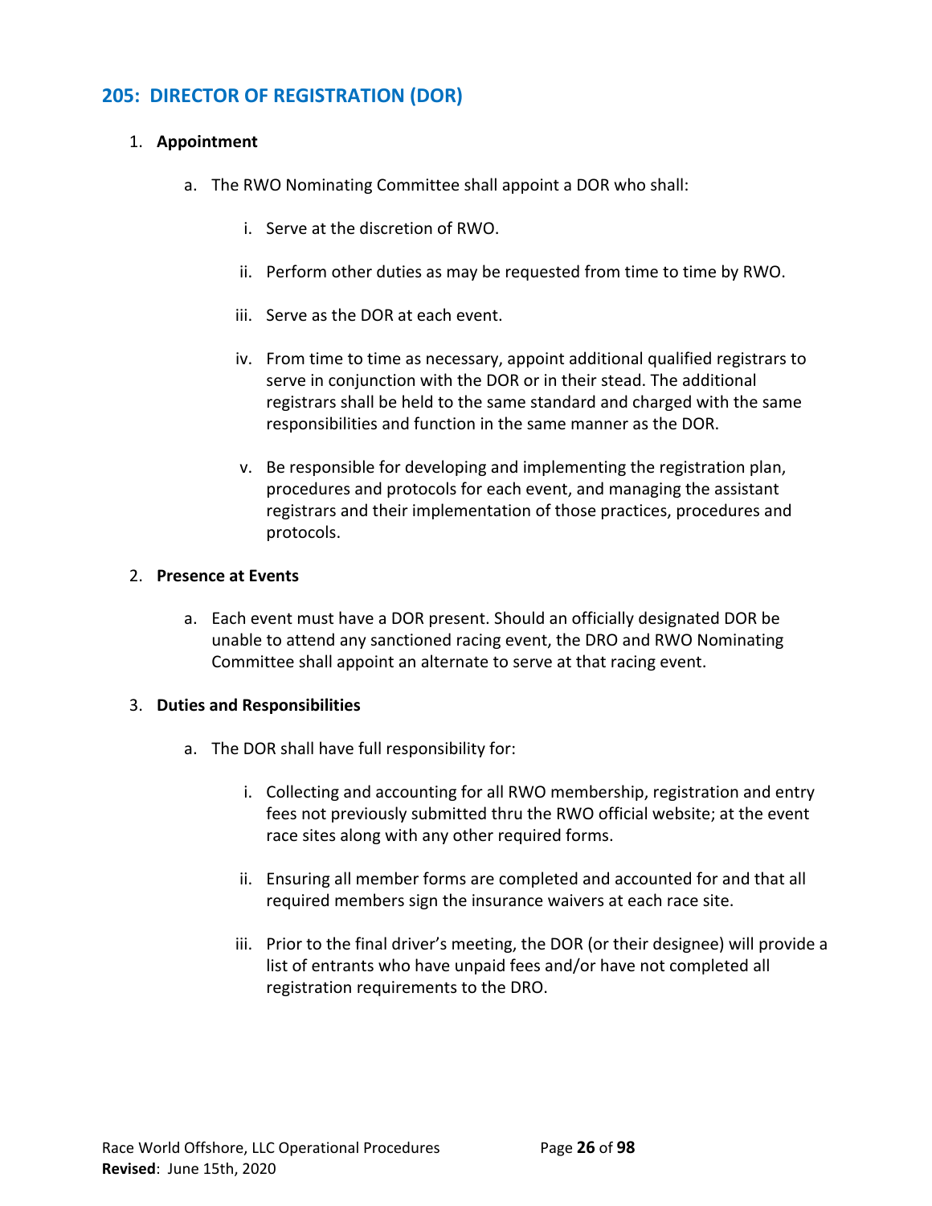## 205: DIRECTOR OF REGISTRATION (DOR)

1. **Appointment**

   a. The RWO Nominating Committee shall appoint a DOR who shall:

      i. Serve at the discretion of RWO.

      ii. Perform other duties as may be requested from time to time by RWO.

      iii. Serve as the DOR at each event.

      iv. From time to time as necessary, appoint additional qualified registrars to serve in conjunction with the DOR or in their stead. The additional registrars shall be held to the same standard and charged with the same responsibilities and function in the same manner as the DOR.

      v. Be responsible for developing and implementing the registration plan, procedures and protocols for each event, and managing the assistant registrars and their implementation of those practices, procedures and protocols.

2. **Presence at Events**

   a. Each event must have a DOR present. Should an officially designated DOR be unable to attend any sanctioned racing event, the DRO and RWO Nominating Committee shall appoint an alternate to serve at that racing event.

3. **Duties and Responsibilities**

   a. The DOR shall have full responsibility for:

      i. Collecting and accounting for all RWO membership, registration and entry fees not previously submitted thru the RWO official website; at the event race sites along with any other required forms.

      ii. Ensuring all member forms are completed and accounted for and that all required members sign the insurance waivers at each race site.

      iii. Prior to the final driver's meeting, the DOR (or their designee) will provide a list of entrants who have unpaid fees and/or have not completed all registration requirements to the DRO.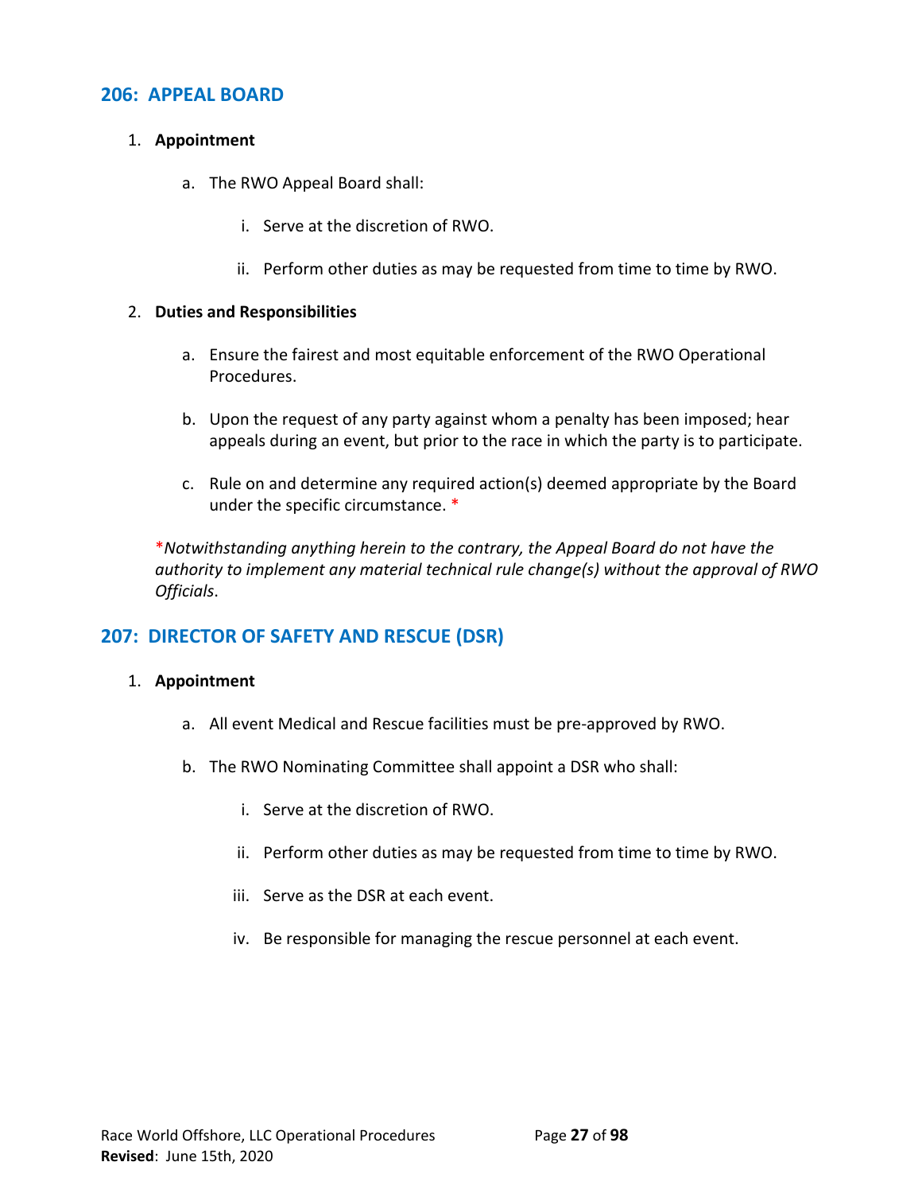## 206: APPEAL BOARD

1. **Appointment**

    a. The RWO Appeal Board shall:

        i. Serve at the discretion of RWO.

        ii. Perform other duties as may be requested from time to time by RWO.

2. **Duties and Responsibilities**

    a. Ensure the fairest and most equitable enforcement of the RWO Operational Procedures.

    b. Upon the request of any party against whom a penalty has been imposed; hear appeals during an event, but prior to the race in which the party is to participate.

    c. Rule on and determine any required action(s) deemed appropriate by the Board under the specific circumstance. *

*\*Notwithstanding anything herein to the contrary, the Appeal Board do not have the authority to implement any material technical rule change(s) without the approval of RWO Officials*.

## 207: DIRECTOR OF SAFETY AND RESCUE (DSR)

1. **Appointment**

    a. All event Medical and Rescue facilities must be pre-approved by RWO.

    b. The RWO Nominating Committee shall appoint a DSR who shall:

        i. Serve at the discretion of RWO.

        ii. Perform other duties as may be requested from time to time by RWO.

        iii. Serve as the DSR at each event.

        iv. Be responsible for managing the rescue personnel at each event.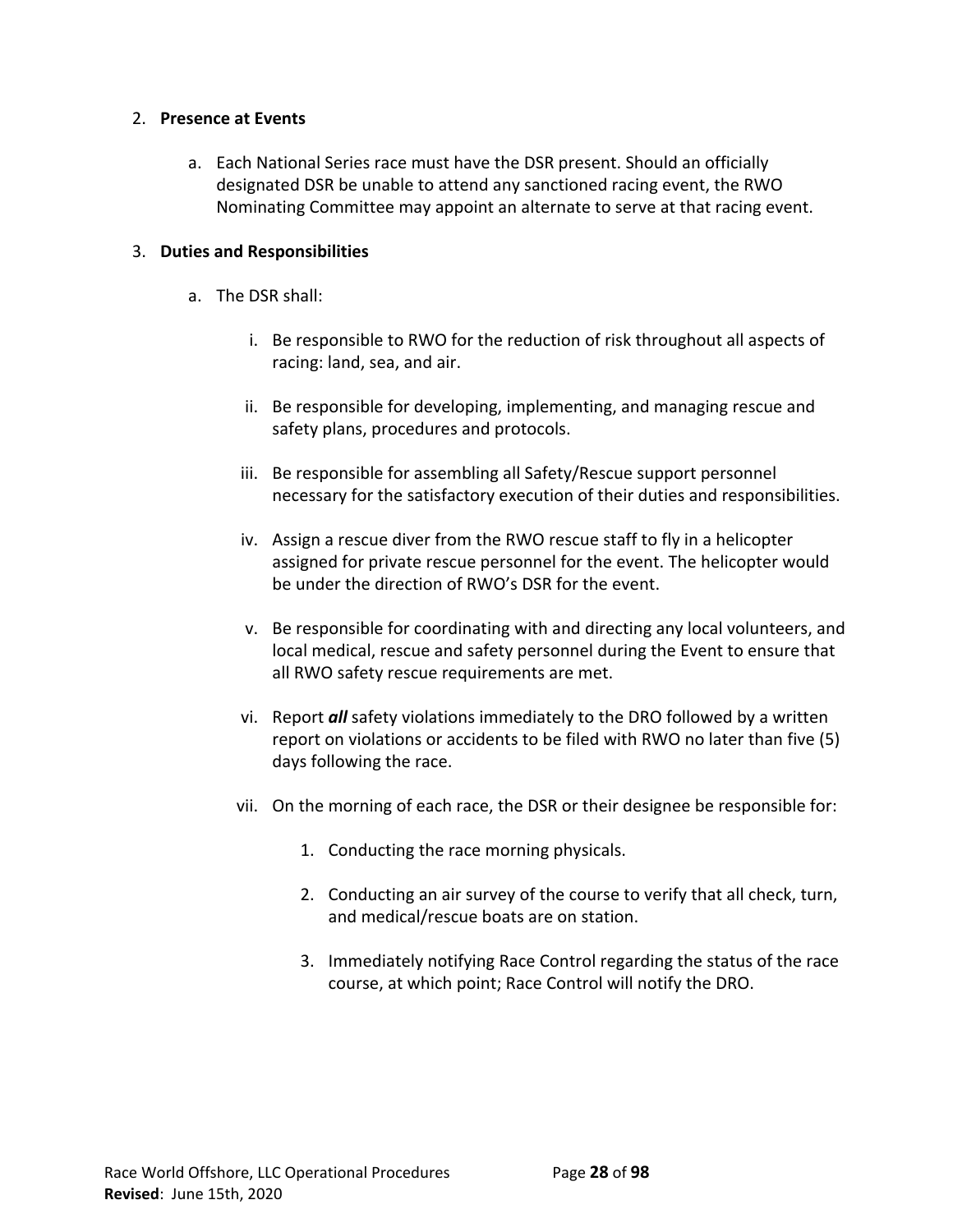2. **Presence at Events**

    a. Each National Series race must have the DSR present. Should an officially designated DSR be unable to attend any sanctioned racing event, the RWO Nominating Committee may appoint an alternate to serve at that racing event.

3. **Duties and Responsibilities**

    a. The DSR shall:

        i. Be responsible to RWO for the reduction of risk throughout all aspects of racing: land, sea, and air.

        ii. Be responsible for developing, implementing, and managing rescue and safety plans, procedures and protocols.

        iii. Be responsible for assembling all Safety/Rescue support personnel necessary for the satisfactory execution of their duties and responsibilities.

        iv. Assign a rescue diver from the RWO rescue staff to fly in a helicopter assigned for private rescue personnel for the event. The helicopter would be under the direction of RWO's DSR for the event.

        v. Be responsible for coordinating with and directing any local volunteers, and local medical, rescue and safety personnel during the Event to ensure that all RWO safety rescue requirements are met.

        vi. Report ***all*** safety violations immediately to the DRO followed by a written report on violations or accidents to be filed with RWO no later than five (5) days following the race.

        vii. On the morning of each race, the DSR or their designee be responsible for:

            1. Conducting the race morning physicals.

            2. Conducting an air survey of the course to verify that all check, turn, and medical/rescue boats are on station.

            3. Immediately notifying Race Control regarding the status of the race course, at which point; Race Control will notify the DRO.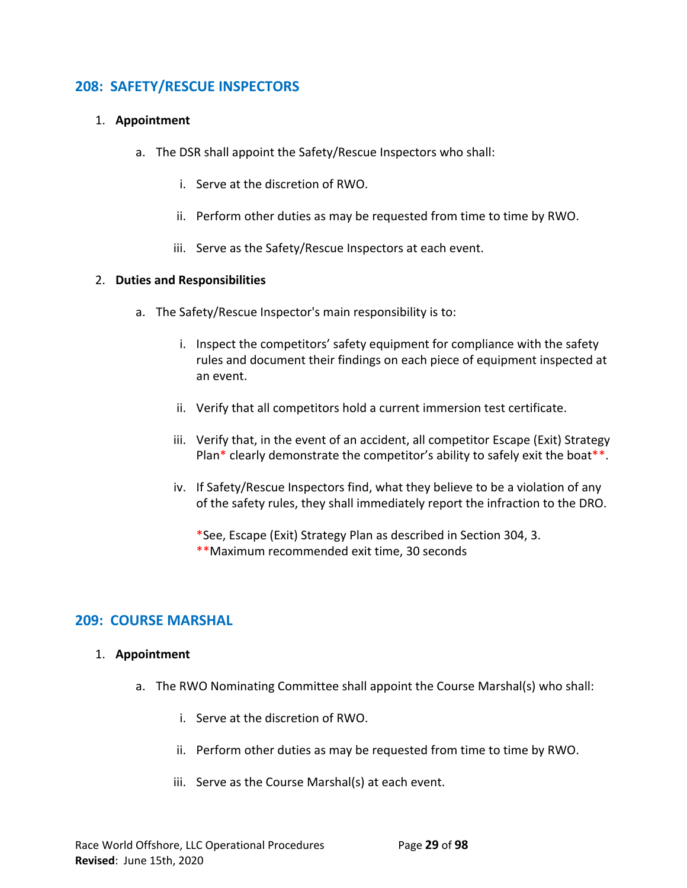## 208: SAFETY/RESCUE INSPECTORS

1. **Appointment**

   a. The DSR shall appoint the Safety/Rescue Inspectors who shall:

      i. Serve at the discretion of RWO.

      ii. Perform other duties as may be requested from time to time by RWO.

      iii. Serve as the Safety/Rescue Inspectors at each event.

2. **Duties and Responsibilities**

   a. The Safety/Rescue Inspector's main responsibility is to:

      i. Inspect the competitors' safety equipment for compliance with the safety rules and document their findings on each piece of equipment inspected at an event.

      ii. Verify that all competitors hold a current immersion test certificate.

      iii. Verify that, in the event of an accident, all competitor Escape (Exit) Strategy Plan* clearly demonstrate the competitor's ability to safely exit the boat**.

      iv. If Safety/Rescue Inspectors find, what they believe to be a violation of any of the safety rules, they shall immediately report the infraction to the DRO.

      *See, Escape (Exit) Strategy Plan as described in Section 304, 3.
      **Maximum recommended exit time, 30 seconds

## 209: COURSE MARSHAL

1. **Appointment**

   a. The RWO Nominating Committee shall appoint the Course Marshal(s) who shall:

      i. Serve at the discretion of RWO.

      ii. Perform other duties as may be requested from time to time by RWO.

      iii. Serve as the Course Marshal(s) at each event.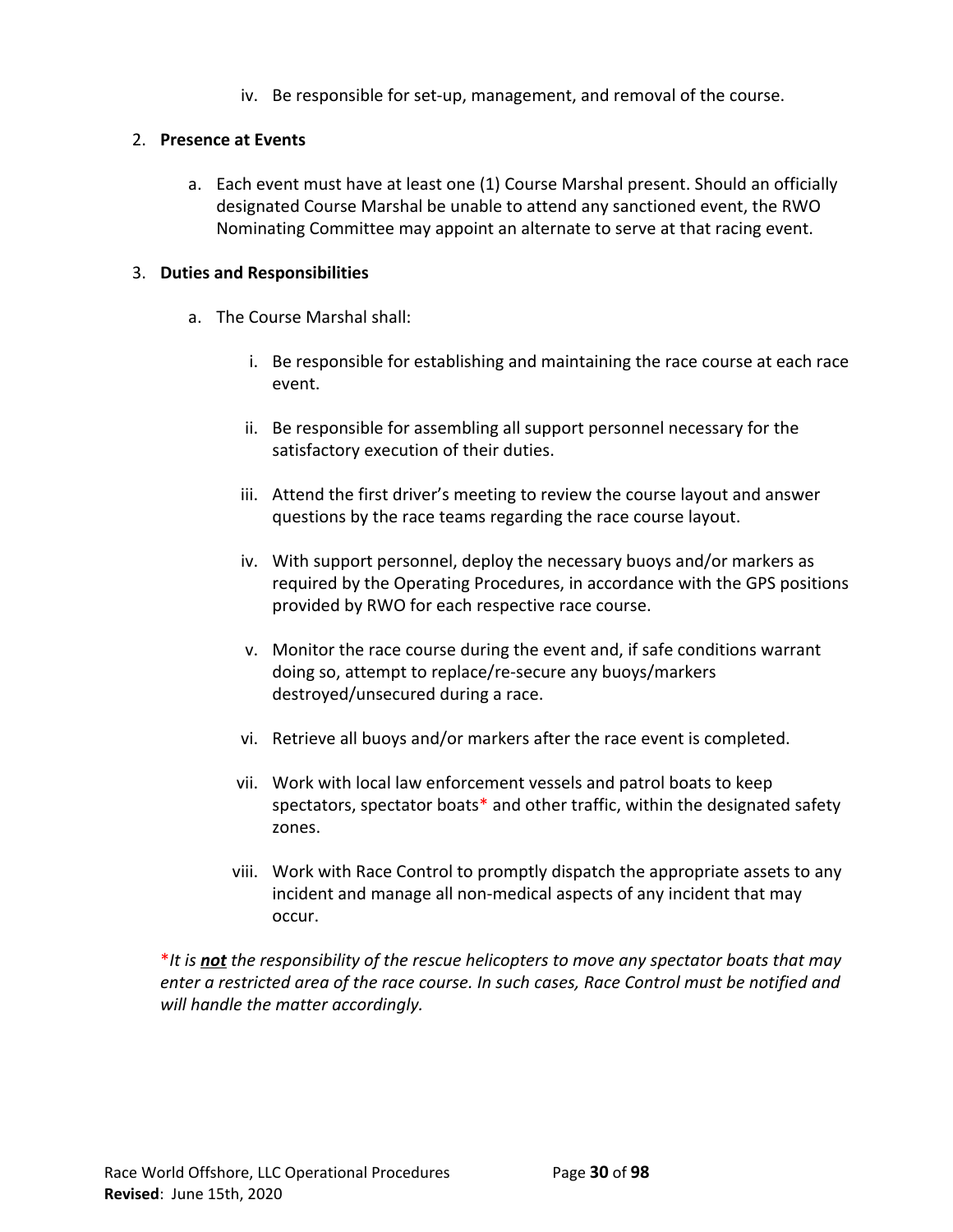iv. Be responsible for set-up, management, and removal of the course.

2. **Presence at Events**

   a. Each event must have at least one (1) Course Marshal present. Should an officially designated Course Marshal be unable to attend any sanctioned event, the RWO Nominating Committee may appoint an alternate to serve at that racing event.

3. **Duties and Responsibilities**

   a. The Course Marshal shall:

      i. Be responsible for establishing and maintaining the race course at each race event.

      ii. Be responsible for assembling all support personnel necessary for the satisfactory execution of their duties.

      iii. Attend the first driver's meeting to review the course layout and answer questions by the race teams regarding the race course layout.

      iv. With support personnel, deploy the necessary buoys and/or markers as required by the Operating Procedures, in accordance with the GPS positions provided by RWO for each respective race course.

      v. Monitor the race course during the event and, if safe conditions warrant doing so, attempt to replace/re-secure any buoys/markers destroyed/unsecured during a race.

      vi. Retrieve all buoys and/or markers after the race event is completed.

      vii. Work with local law enforcement vessels and patrol boats to keep spectators, spectator boats* and other traffic, within the designated safety zones.

      viii. Work with Race Control to promptly dispatch the appropriate assets to any incident and manage all non-medical aspects of any incident that may occur.

*\*It is **not** the responsibility of the rescue helicopters to move any spectator boats that may enter a restricted area of the race course. In such cases, Race Control must be notified and will handle the matter accordingly.*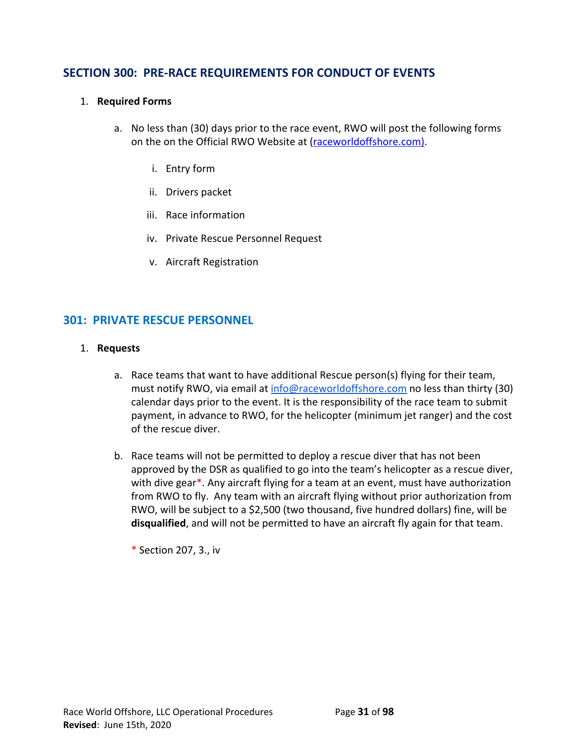## SECTION 300: PRE-RACE REQUIREMENTS FOR CONDUCT OF EVENTS

1. **Required Forms**

   a. No less than (30) days prior to the race event, RWO will post the following forms on the on the Official RWO Website at (raceworldoffshore.com).

      i. Entry form

      ii. Drivers packet

      iii. Race information

      iv. Private Rescue Personnel Request

      v. Aircraft Registration

### 301: PRIVATE RESCUE PERSONNEL

1. **Requests**

   a. Race teams that want to have additional Rescue person(s) flying for their team, must notify RWO, via email at info@raceworldoffshore.com no less than thirty (30) calendar days prior to the event. It is the responsibility of the race team to submit payment, in advance to RWO, for the helicopter (minimum jet ranger) and the cost of the rescue diver.

   b. Race teams will not be permitted to deploy a rescue diver that has not been approved by the DSR as qualified to go into the team's helicopter as a rescue diver, with dive gear*. Any aircraft flying for a team at an event, must have authorization from RWO to fly. Any team with an aircraft flying without prior authorization from RWO, will be subject to a $2,500 (two thousand, five hundred dollars) fine, will be **disqualified**, and will not be permitted to have an aircraft fly again for that team.

      * Section 207, 3., iv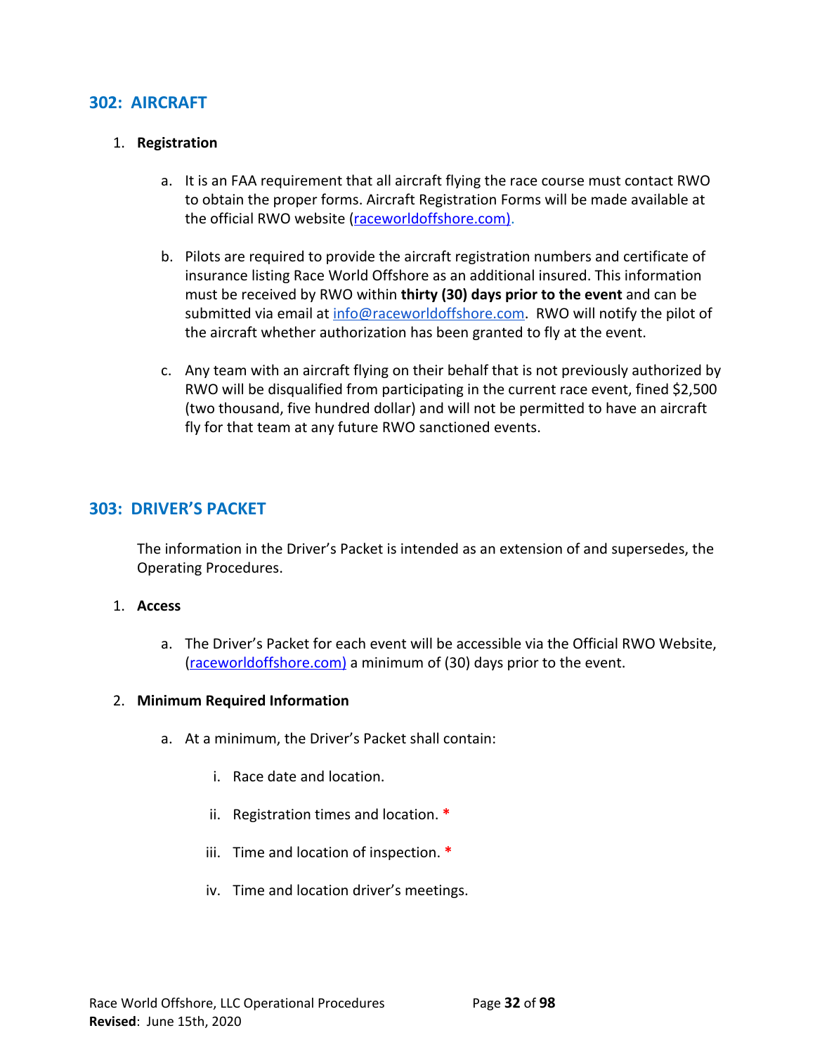## 302: AIRCRAFT

1. **Registration**

    a. It is an FAA requirement that all aircraft flying the race course must contact RWO to obtain the proper forms. Aircraft Registration Forms will be made available at the official RWO website (raceworldoffshore.com).

    b. Pilots are required to provide the aircraft registration numbers and certificate of insurance listing Race World Offshore as an additional insured. This information must be received by RWO within **thirty (30) days prior to the event** and can be submitted via email at info@raceworldoffshore.com. RWO will notify the pilot of the aircraft whether authorization has been granted to fly at the event.

    c. Any team with an aircraft flying on their behalf that is not previously authorized by RWO will be disqualified from participating in the current race event, fined $2,500 (two thousand, five hundred dollar) and will not be permitted to have an aircraft fly for that team at any future RWO sanctioned events.

## 303: DRIVER'S PACKET

The information in the Driver's Packet is intended as an extension of and supersedes, the Operating Procedures.

1. **Access**

    a. The Driver's Packet for each event will be accessible via the Official RWO Website, (raceworldoffshore.com) a minimum of (30) days prior to the event.

2. **Minimum Required Information**

    a. At a minimum, the Driver's Packet shall contain:

        i. Race date and location.

        ii. Registration times and location. *

        iii. Time and location of inspection. *

        iv. Time and location driver's meetings.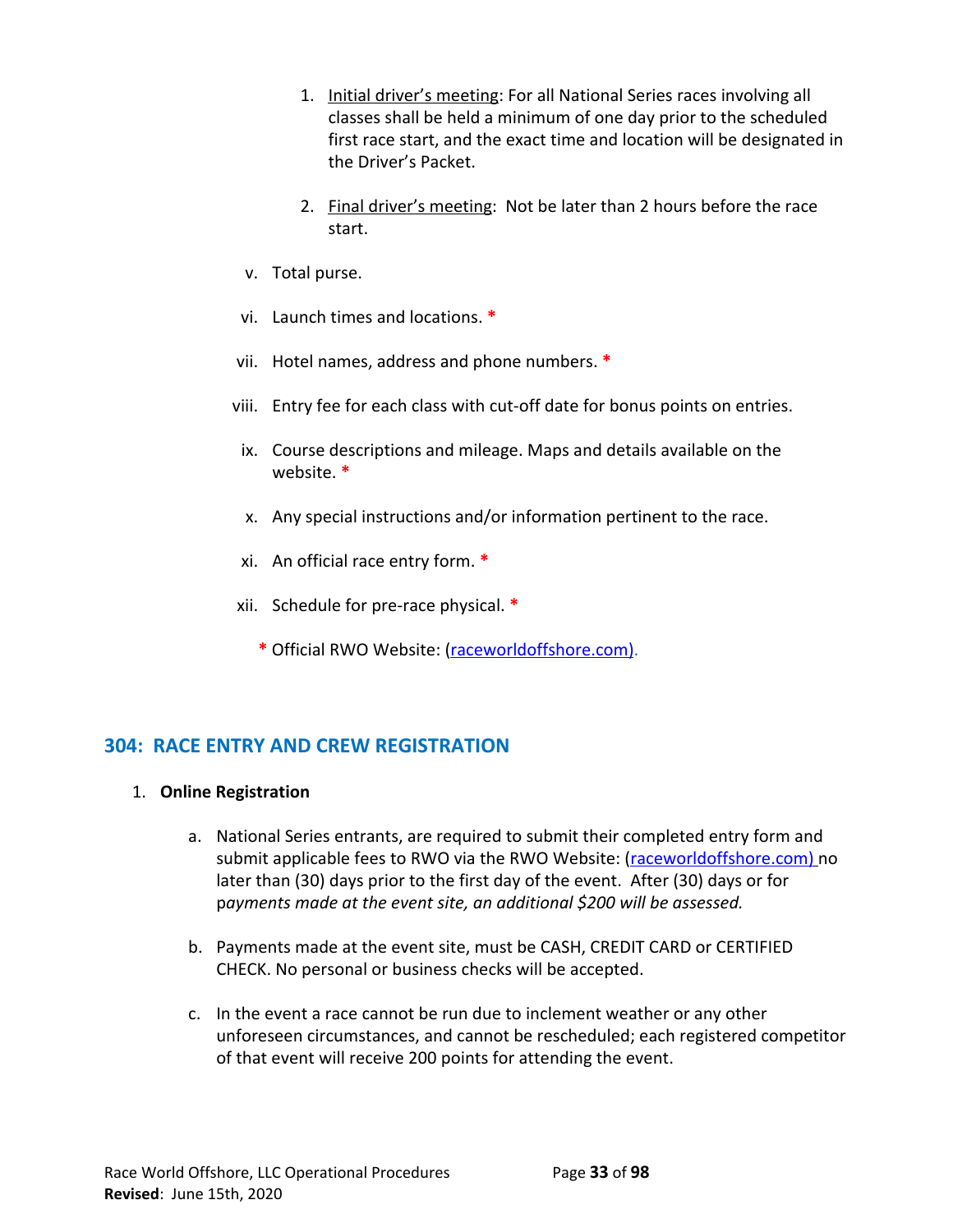1. Initial driver's meeting: For all National Series races involving all classes shall be held a minimum of one day prior to the scheduled first race start, and the exact time and location will be designated in the Driver's Packet.

2. Final driver's meeting: Not be later than 2 hours before the race start.

v. Total purse.

vi. Launch times and locations. *

vii. Hotel names, address and phone numbers. *

viii. Entry fee for each class with cut-off date for bonus points on entries.

ix. Course descriptions and mileage. Maps and details available on the website. *

x. Any special instructions and/or information pertinent to the race.

xi. An official race entry form. *

xii. Schedule for pre-race physical. *

\* Official RWO Website: (raceworldoffshore.com).

## 304: RACE ENTRY AND CREW REGISTRATION

1. **Online Registration**

   a. National Series entrants, are required to submit their completed entry form and submit applicable fees to RWO via the RWO Website: (raceworldoffshore.com) no later than (30) days prior to the first day of the event. After (30) days or for p*ayments made at the event site, an additional $200 will be assessed.*

   b. Payments made at the event site, must be CASH, CREDIT CARD or CERTIFIED CHECK. No personal or business checks will be accepted.

   c. In the event a race cannot be run due to inclement weather or any other unforeseen circumstances, and cannot be rescheduled; each registered competitor of that event will receive 200 points for attending the event.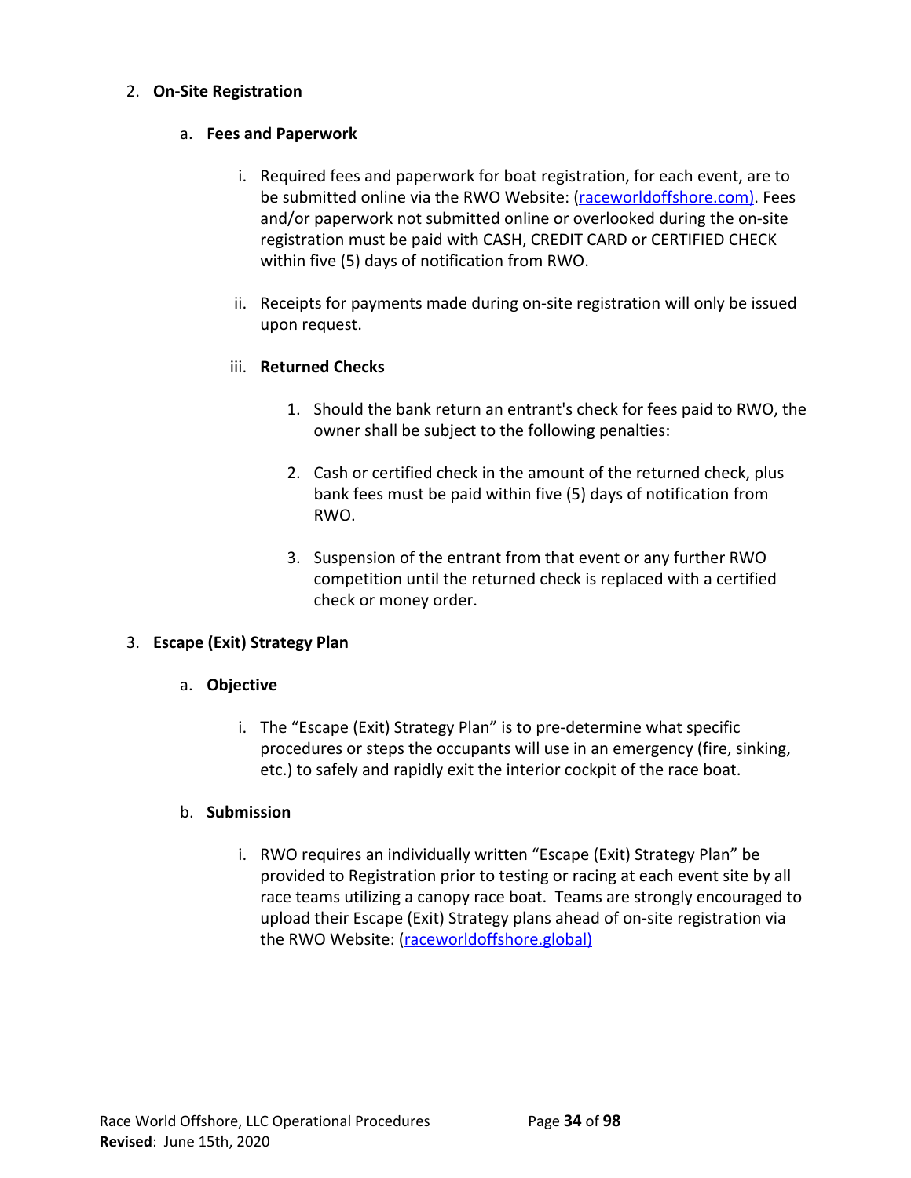2. **On-Site Registration**

   a. **Fees and Paperwork**

      i. Required fees and paperwork for boat registration, for each event, are to be submitted online via the RWO Website: (raceworldoffshore.com). Fees and/or paperwork not submitted online or overlooked during the on-site registration must be paid with CASH, CREDIT CARD or CERTIFIED CHECK within five (5) days of notification from RWO.

      ii. Receipts for payments made during on-site registration will only be issued upon request.

      iii. **Returned Checks**

         1. Should the bank return an entrant's check for fees paid to RWO, the owner shall be subject to the following penalties:

         2. Cash or certified check in the amount of the returned check, plus bank fees must be paid within five (5) days of notification from RWO.

         3. Suspension of the entrant from that event or any further RWO competition until the returned check is replaced with a certified check or money order.

3. **Escape (Exit) Strategy Plan**

   a. **Objective**

      i. The "Escape (Exit) Strategy Plan" is to pre-determine what specific procedures or steps the occupants will use in an emergency (fire, sinking, etc.) to safely and rapidly exit the interior cockpit of the race boat.

   b. **Submission**

      i. RWO requires an individually written "Escape (Exit) Strategy Plan" be provided to Registration prior to testing or racing at each event site by all race teams utilizing a canopy race boat. Teams are strongly encouraged to upload their Escape (Exit) Strategy plans ahead of on-site registration via the RWO Website: (raceworldoffshore.global)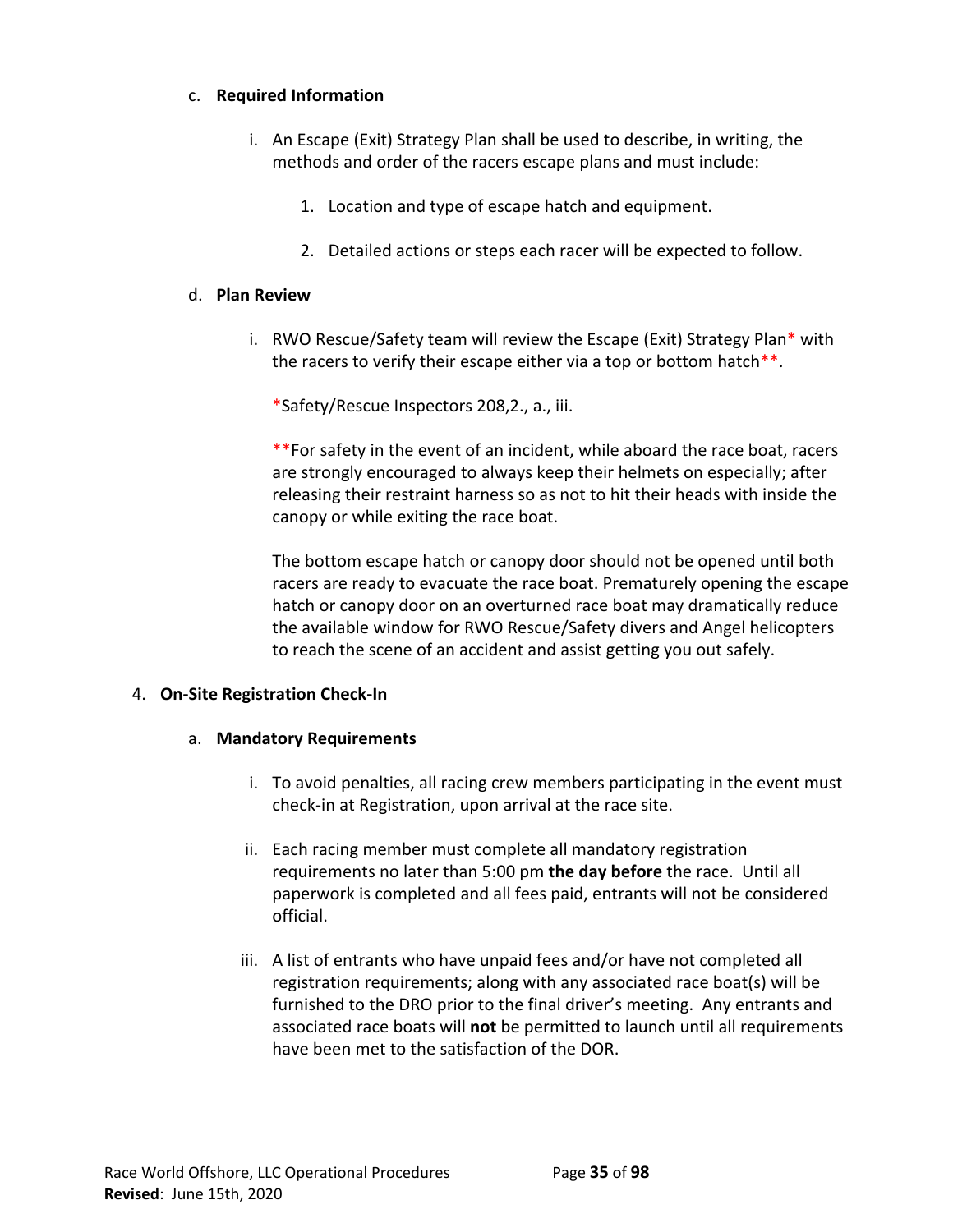c. **Required Information**

   i. An Escape (Exit) Strategy Plan shall be used to describe, in writing, the methods and order of the racers escape plans and must include:

      1. Location and type of escape hatch and equipment.

      2. Detailed actions or steps each racer will be expected to follow.

d. **Plan Review**

   i. RWO Rescue/Safety team will review the Escape (Exit) Strategy Plan* with the racers to verify their escape either via a top or bottom hatch**.

   *Safety/Rescue Inspectors 208,2., a., iii.

   **For safety in the event of an incident, while aboard the race boat, racers are strongly encouraged to always keep their helmets on especially; after releasing their restraint harness so as not to hit their heads with inside the canopy or while exiting the race boat.

   The bottom escape hatch or canopy door should not be opened until both racers are ready to evacuate the race boat. Prematurely opening the escape hatch or canopy door on an overturned race boat may dramatically reduce the available window for RWO Rescue/Safety divers and Angel helicopters to reach the scene of an accident and assist getting you out safely.

4. **On-Site Registration Check-In**

   a. **Mandatory Requirements**

      i. To avoid penalties, all racing crew members participating in the event must check-in at Registration, upon arrival at the race site.

      ii. Each racing member must complete all mandatory registration requirements no later than 5:00 pm **the day before** the race. Until all paperwork is completed and all fees paid, entrants will not be considered official.

      iii. A list of entrants who have unpaid fees and/or have not completed all registration requirements; along with any associated race boat(s) will be furnished to the DRO prior to the final driver's meeting. Any entrants and associated race boats will **not** be permitted to launch until all requirements have been met to the satisfaction of the DOR.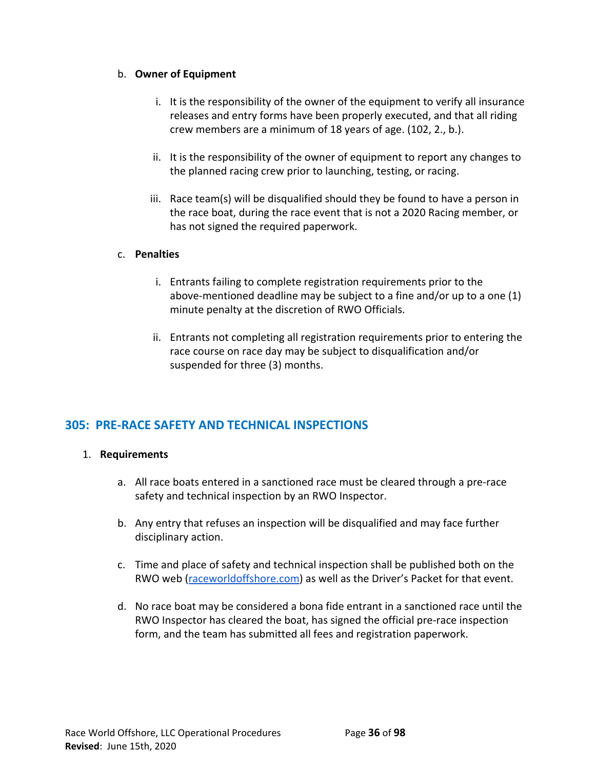b. **Owner of Equipment**

   i. It is the responsibility of the owner of the equipment to verify all insurance releases and entry forms have been properly executed, and that all riding crew members are a minimum of 18 years of age. (102, 2., b.).

   ii. It is the responsibility of the owner of equipment to report any changes to the planned racing crew prior to launching, testing, or racing.

   iii. Race team(s) will be disqualified should they be found to have a person in the race boat, during the race event that is not a 2020 Racing member, or has not signed the required paperwork.

c. **Penalties**

   i. Entrants failing to complete registration requirements prior to the above-mentioned deadline may be subject to a fine and/or up to a one (1) minute penalty at the discretion of RWO Officials.

   ii. Entrants not completing all registration requirements prior to entering the race course on race day may be subject to disqualification and/or suspended for three (3) months.

## 305: PRE-RACE SAFETY AND TECHNICAL INSPECTIONS

1. **Requirements**

   a. All race boats entered in a sanctioned race must be cleared through a pre-race safety and technical inspection by an RWO Inspector.

   b. Any entry that refuses an inspection will be disqualified and may face further disciplinary action.

   c. Time and place of safety and technical inspection shall be published both on the RWO web (raceworldoffshore.com) as well as the Driver's Packet for that event.

   d. No race boat may be considered a bona fide entrant in a sanctioned race until the RWO Inspector has cleared the boat, has signed the official pre-race inspection form, and the team has submitted all fees and registration paperwork.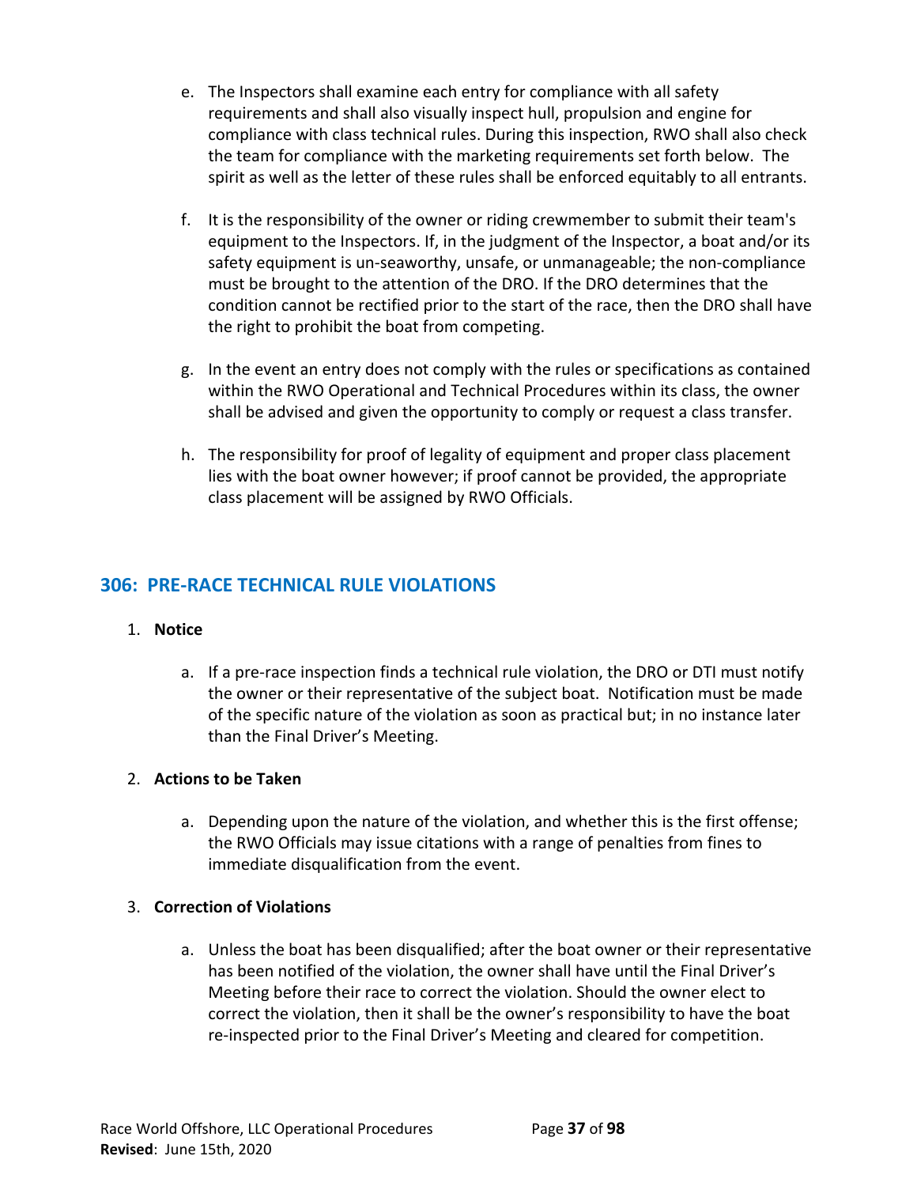e. The Inspectors shall examine each entry for compliance with all safety requirements and shall also visually inspect hull, propulsion and engine for compliance with class technical rules. During this inspection, RWO shall also check the team for compliance with the marketing requirements set forth below. The spirit as well as the letter of these rules shall be enforced equitably to all entrants.

f. It is the responsibility of the owner or riding crewmember to submit their team's equipment to the Inspectors. If, in the judgment of the Inspector, a boat and/or its safety equipment is un-seaworthy, unsafe, or unmanageable; the non-compliance must be brought to the attention of the DRO. If the DRO determines that the condition cannot be rectified prior to the start of the race, then the DRO shall have the right to prohibit the boat from competing.

g. In the event an entry does not comply with the rules or specifications as contained within the RWO Operational and Technical Procedures within its class, the owner shall be advised and given the opportunity to comply or request a class transfer.

h. The responsibility for proof of legality of equipment and proper class placement lies with the boat owner however; if proof cannot be provided, the appropriate class placement will be assigned by RWO Officials.

## 306: PRE-RACE TECHNICAL RULE VIOLATIONS

1. **Notice**

   a. If a pre-race inspection finds a technical rule violation, the DRO or DTI must notify the owner or their representative of the subject boat. Notification must be made of the specific nature of the violation as soon as practical but; in no instance later than the Final Driver's Meeting.

2. **Actions to be Taken**

   a. Depending upon the nature of the violation, and whether this is the first offense; the RWO Officials may issue citations with a range of penalties from fines to immediate disqualification from the event.

3. **Correction of Violations**

   a. Unless the boat has been disqualified; after the boat owner or their representative has been notified of the violation, the owner shall have until the Final Driver's Meeting before their race to correct the violation. Should the owner elect to correct the violation, then it shall be the owner's responsibility to have the boat re-inspected prior to the Final Driver's Meeting and cleared for competition.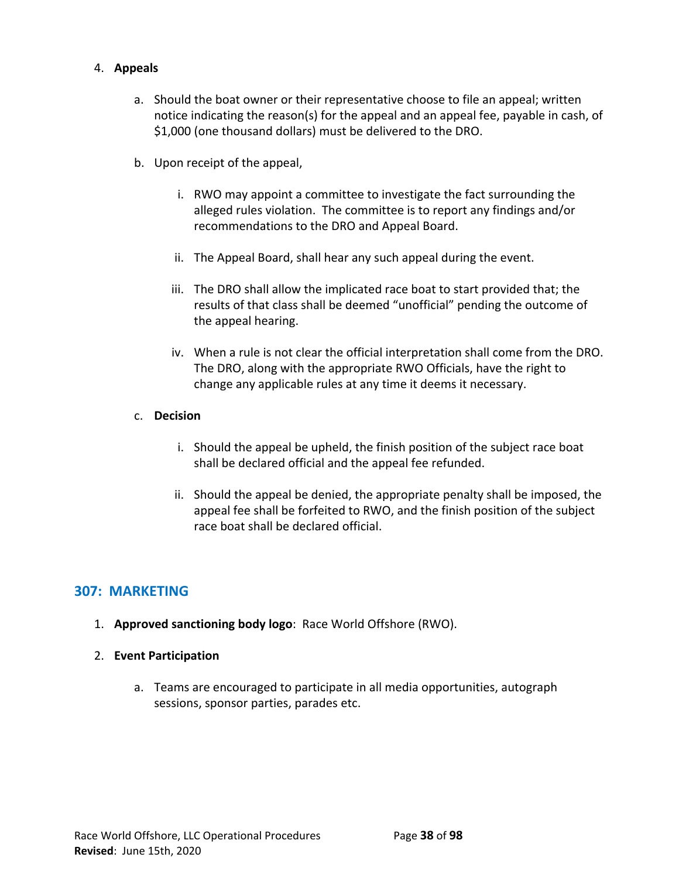4. **Appeals**

   a. Should the boat owner or their representative choose to file an appeal; written notice indicating the reason(s) for the appeal and an appeal fee, payable in cash, of $1,000 (one thousand dollars) must be delivered to the DRO.

   b. Upon receipt of the appeal,

      i. RWO may appoint a committee to investigate the fact surrounding the alleged rules violation. The committee is to report any findings and/or recommendations to the DRO and Appeal Board.

      ii. The Appeal Board, shall hear any such appeal during the event.

      iii. The DRO shall allow the implicated race boat to start provided that; the results of that class shall be deemed “unofficial” pending the outcome of the appeal hearing.

      iv. When a rule is not clear the official interpretation shall come from the DRO. The DRO, along with the appropriate RWO Officials, have the right to change any applicable rules at any time it deems it necessary.

   c. **Decision**

      i. Should the appeal be upheld, the finish position of the subject race boat shall be declared official and the appeal fee refunded.

      ii. Should the appeal be denied, the appropriate penalty shall be imposed, the appeal fee shall be forfeited to RWO, and the finish position of the subject race boat shall be declared official.

## 307: MARKETING

1. **Approved sanctioning body logo**: Race World Offshore (RWO).

2. **Event Participation**

   a. Teams are encouraged to participate in all media opportunities, autograph sessions, sponsor parties, parades etc.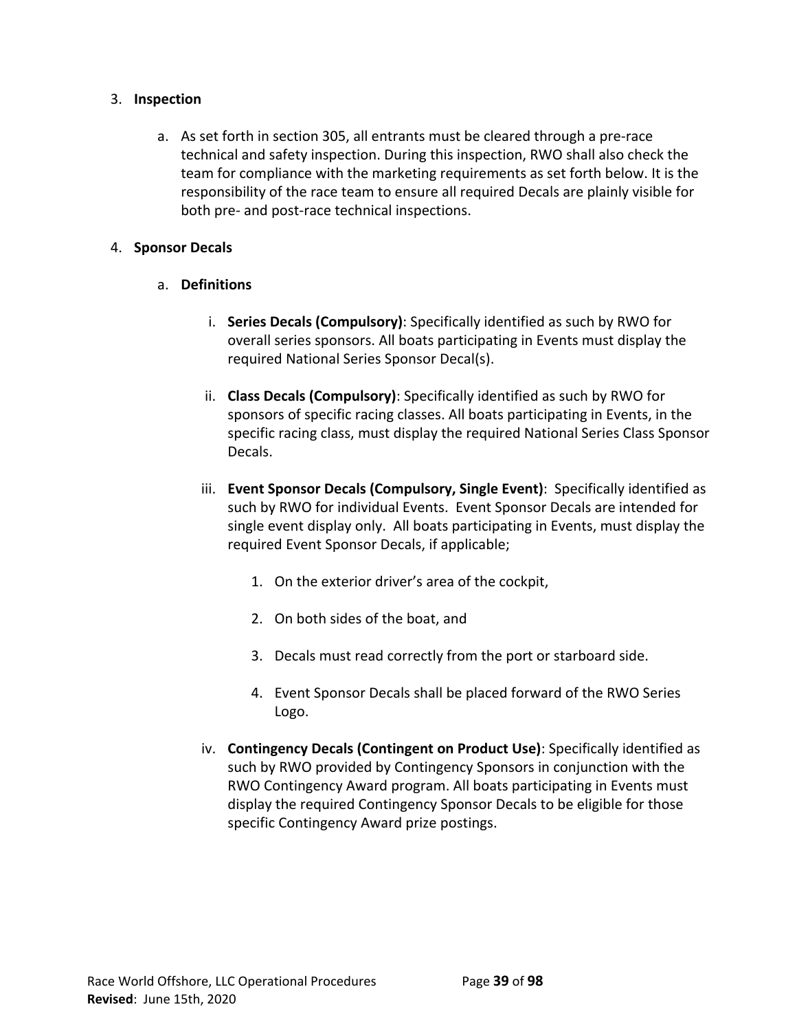3. **Inspection**

    a. As set forth in section 305, all entrants must be cleared through a pre-race technical and safety inspection. During this inspection, RWO shall also check the team for compliance with the marketing requirements as set forth below. It is the responsibility of the race team to ensure all required Decals are plainly visible for both pre- and post-race technical inspections.

4. **Sponsor Decals**

    a. **Definitions**

        i. **Series Decals (Compulsory)**: Specifically identified as such by RWO for overall series sponsors. All boats participating in Events must display the required National Series Sponsor Decal(s).

        ii. **Class Decals (Compulsory)**: Specifically identified as such by RWO for sponsors of specific racing classes. All boats participating in Events, in the specific racing class, must display the required National Series Class Sponsor Decals.

        iii. **Event Sponsor Decals (Compulsory, Single Event)**: Specifically identified as such by RWO for individual Events. Event Sponsor Decals are intended for single event display only. All boats participating in Events, must display the required Event Sponsor Decals, if applicable;

            1. On the exterior driver's area of the cockpit,

            2. On both sides of the boat, and

            3. Decals must read correctly from the port or starboard side.

            4. Event Sponsor Decals shall be placed forward of the RWO Series Logo.

        iv. **Contingency Decals (Contingent on Product Use)**: Specifically identified as such by RWO provided by Contingency Sponsors in conjunction with the RWO Contingency Award program. All boats participating in Events must display the required Contingency Sponsor Decals to be eligible for those specific Contingency Award prize postings.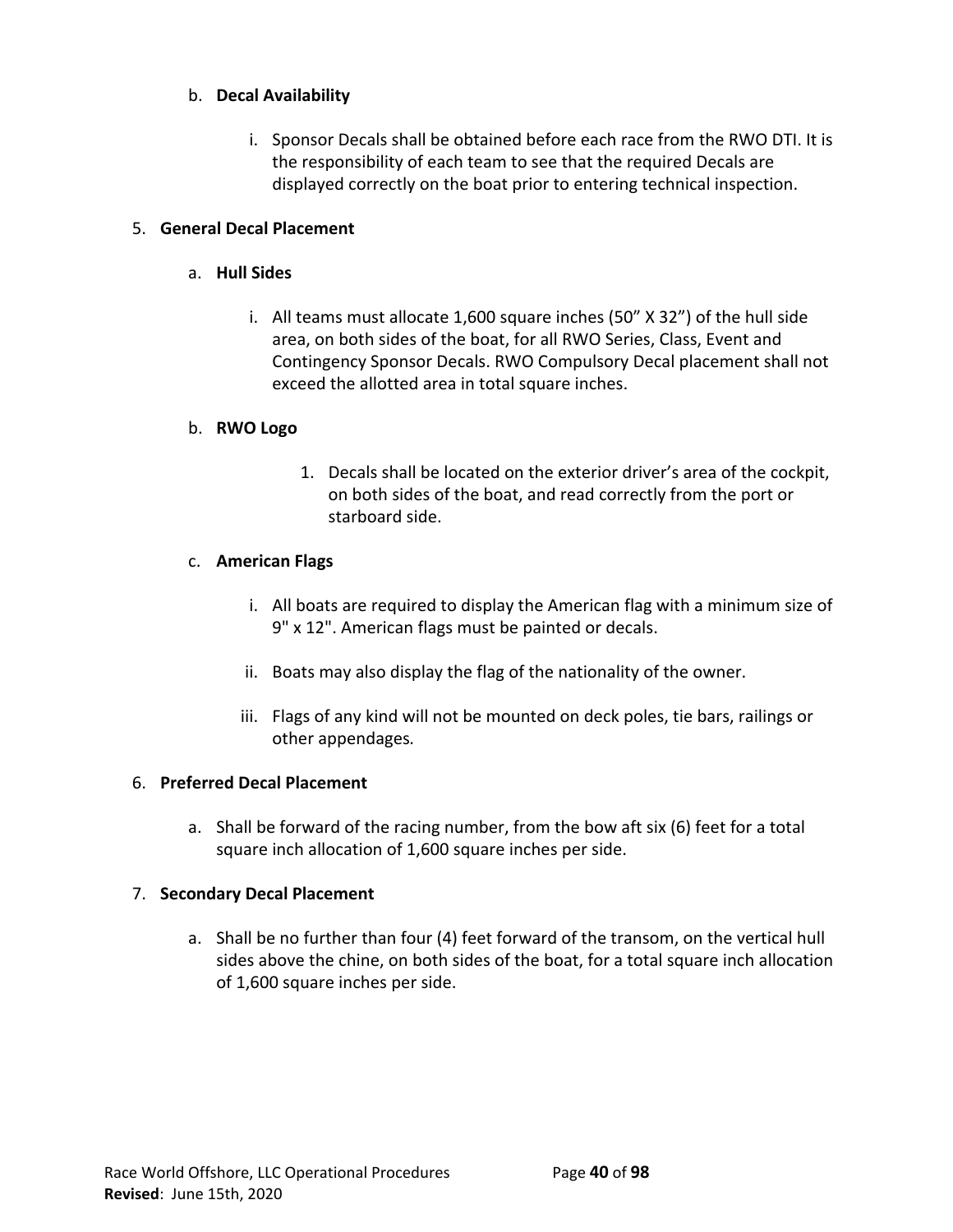b. **Decal Availability**

   i. Sponsor Decals shall be obtained before each race from the RWO DTI. It is the responsibility of each team to see that the required Decals are displayed correctly on the boat prior to entering technical inspection.

5. **General Decal Placement**

   a. **Hull Sides**

      i. All teams must allocate 1,600 square inches (50" X 32") of the hull side area, on both sides of the boat, for all RWO Series, Class, Event and Contingency Sponsor Decals. RWO Compulsory Decal placement shall not exceed the allotted area in total square inches.

   b. **RWO Logo**

      1. Decals shall be located on the exterior driver's area of the cockpit, on both sides of the boat, and read correctly from the port or starboard side.

   c. **American Flags**

      i. All boats are required to display the American flag with a minimum size of 9" x 12". American flags must be painted or decals.

      ii. Boats may also display the flag of the nationality of the owner.

      iii. Flags of any kind will not be mounted on deck poles, tie bars, railings or other appendages.

6. **Preferred Decal Placement**

   a. Shall be forward of the racing number, from the bow aft six (6) feet for a total square inch allocation of 1,600 square inches per side.

7. **Secondary Decal Placement**

   a. Shall be no further than four (4) feet forward of the transom, on the vertical hull sides above the chine, on both sides of the boat, for a total square inch allocation of 1,600 square inches per side.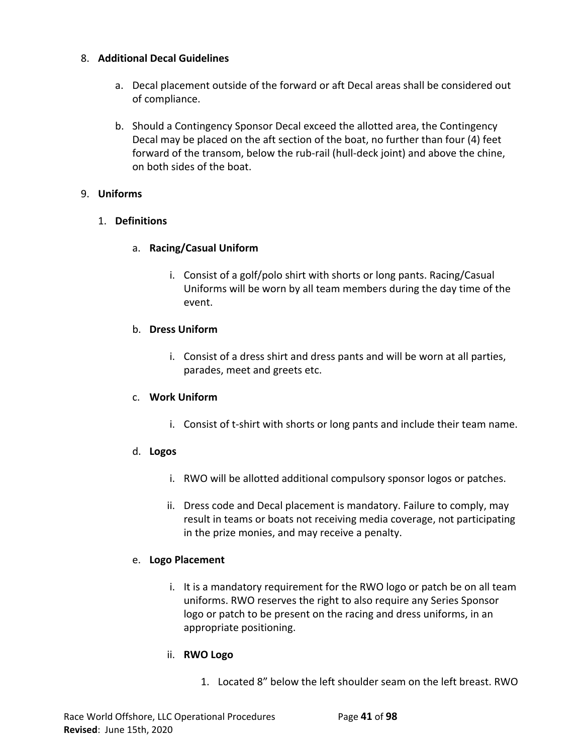8. **Additional Decal Guidelines**

    a. Decal placement outside of the forward or aft Decal areas shall be considered out of compliance.

    b. Should a Contingency Sponsor Decal exceed the allotted area, the Contingency Decal may be placed on the aft section of the boat, no further than four (4) feet forward of the transom, below the rub-rail (hull-deck joint) and above the chine, on both sides of the boat.

9. **Uniforms**

    1. **Definitions**

        a. **Racing/Casual Uniform**

            i. Consist of a golf/polo shirt with shorts or long pants. Racing/Casual Uniforms will be worn by all team members during the day time of the event.

        b. **Dress Uniform**

            i. Consist of a dress shirt and dress pants and will be worn at all parties, parades, meet and greets etc.

        c. **Work Uniform**

            i. Consist of t-shirt with shorts or long pants and include their team name.

        d. **Logos**

            i. RWO will be allotted additional compulsory sponsor logos or patches.

            ii. Dress code and Decal placement is mandatory. Failure to comply, may result in teams or boats not receiving media coverage, not participating in the prize monies, and may receive a penalty.

        e. **Logo Placement**

            i. It is a mandatory requirement for the RWO logo or patch be on all team uniforms. RWO reserves the right to also require any Series Sponsor logo or patch to be present on the racing and dress uniforms, in an appropriate positioning.

            ii. **RWO Logo**

                1. Located 8" below the left shoulder seam on the left breast. RWO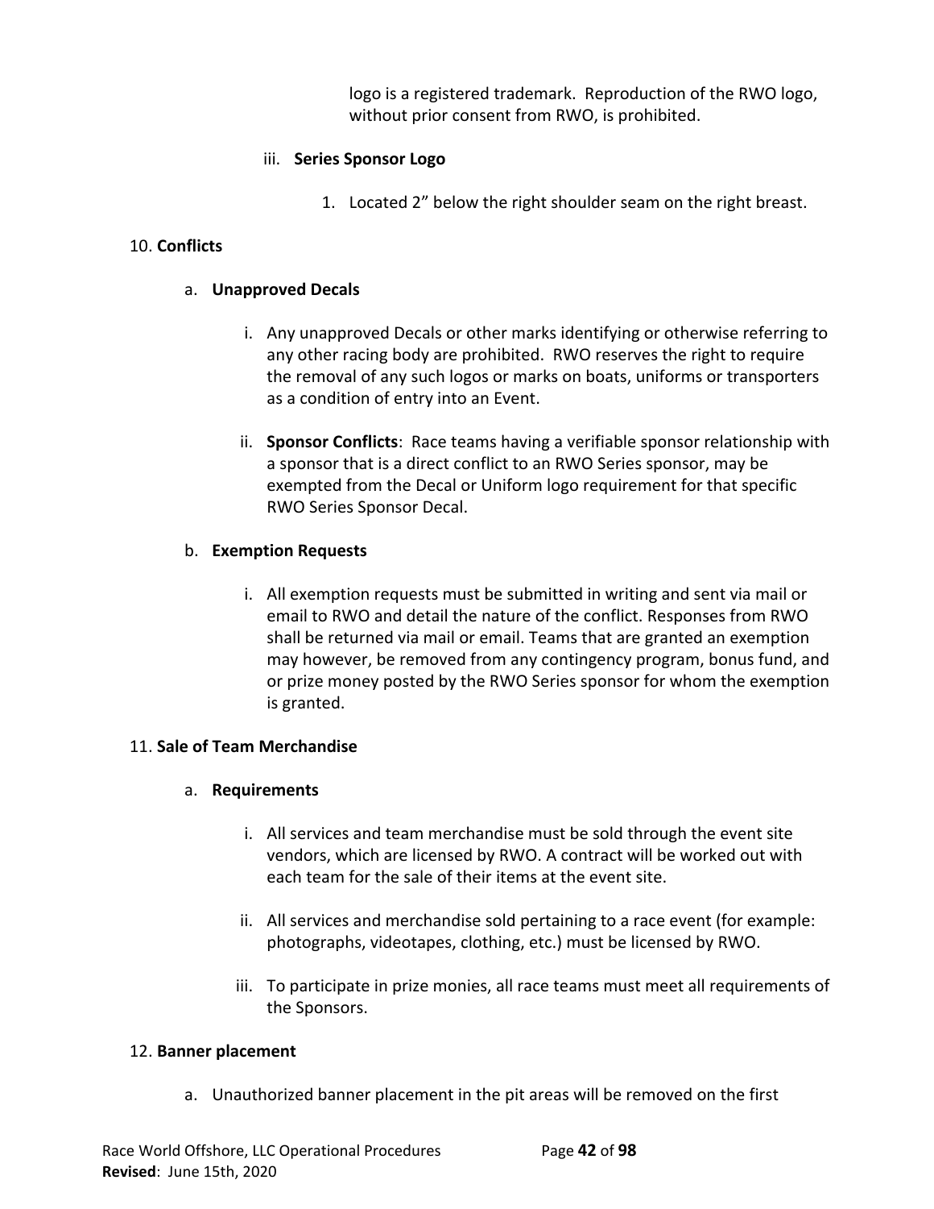logo is a registered trademark. Reproduction of the RWO logo, without prior consent from RWO, is prohibited.

iii. **Series Sponsor Logo**

1. Located 2" below the right shoulder seam on the right breast.

10. **Conflicts**

a. **Unapproved Decals**

i. Any unapproved Decals or other marks identifying or otherwise referring to any other racing body are prohibited. RWO reserves the right to require the removal of any such logos or marks on boats, uniforms or transporters as a condition of entry into an Event.

ii. **Sponsor Conflicts**: Race teams having a verifiable sponsor relationship with a sponsor that is a direct conflict to an RWO Series sponsor, may be exempted from the Decal or Uniform logo requirement for that specific RWO Series Sponsor Decal.

b. **Exemption Requests**

i. All exemption requests must be submitted in writing and sent via mail or email to RWO and detail the nature of the conflict. Responses from RWO shall be returned via mail or email. Teams that are granted an exemption may however, be removed from any contingency program, bonus fund, and or prize money posted by the RWO Series sponsor for whom the exemption is granted.

11. **Sale of Team Merchandise**

a. **Requirements**

i. All services and team merchandise must be sold through the event site vendors, which are licensed by RWO. A contract will be worked out with each team for the sale of their items at the event site.

ii. All services and merchandise sold pertaining to a race event (for example: photographs, videotapes, clothing, etc.) must be licensed by RWO.

iii. To participate in prize monies, all race teams must meet all requirements of the Sponsors.

12. **Banner placement**

a. Unauthorized banner placement in the pit areas will be removed on the first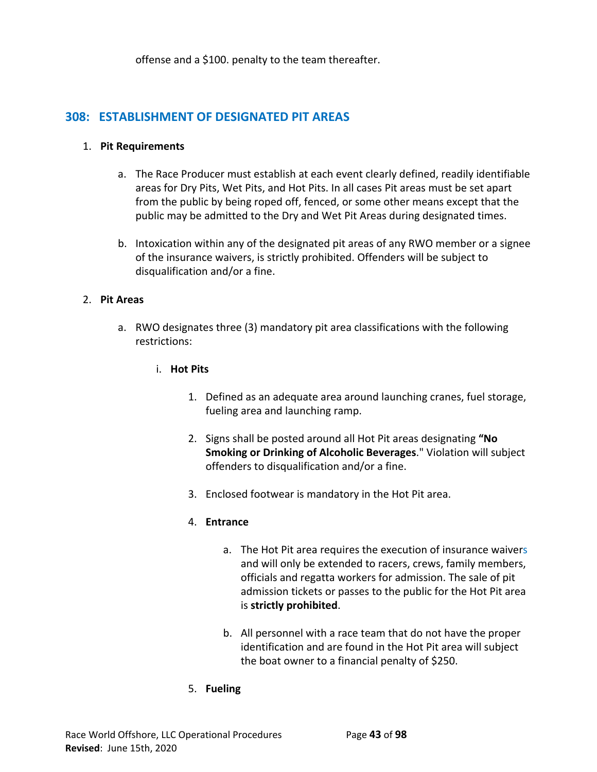offense and a $100. penalty to the team thereafter.

## 308: ESTABLISHMENT OF DESIGNATED PIT AREAS

1. **Pit Requirements**

    a. The Race Producer must establish at each event clearly defined, readily identifiable areas for Dry Pits, Wet Pits, and Hot Pits. In all cases Pit areas must be set apart from the public by being roped off, fenced, or some other means except that the public may be admitted to the Dry and Wet Pit Areas during designated times.

    b. Intoxication within any of the designated pit areas of any RWO member or a signee of the insurance waivers, is strictly prohibited. Offenders will be subject to disqualification and/or a fine.

2. **Pit Areas**

    a. RWO designates three (3) mandatory pit area classifications with the following restrictions:

        i. **Hot Pits**

            1. Defined as an adequate area around launching cranes, fuel storage, fueling area and launching ramp.

            2. Signs shall be posted around all Hot Pit areas designating **"No Smoking or Drinking of Alcoholic Beverages**." Violation will subject offenders to disqualification and/or a fine.

            3. Enclosed footwear is mandatory in the Hot Pit area.

            4. **Entrance**

                a. The Hot Pit area requires the execution of insurance waivers and will only be extended to racers, crews, family members, officials and regatta workers for admission. The sale of pit admission tickets or passes to the public for the Hot Pit area is **strictly prohibited**.

                b. All personnel with a race team that do not have the proper identification and are found in the Hot Pit area will subject the boat owner to a financial penalty of $250.

            5. **Fueling**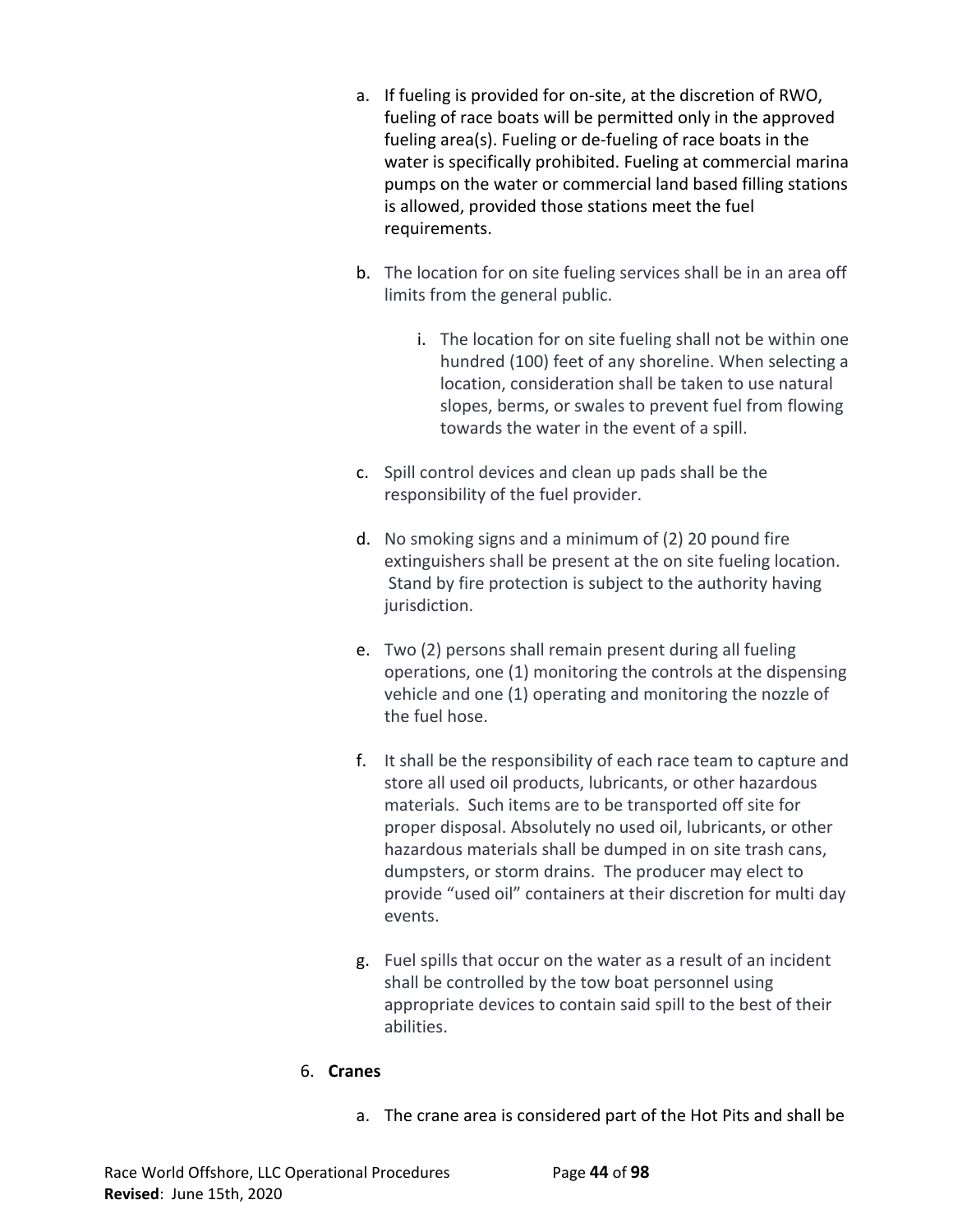a. If fueling is provided for on-site, at the discretion of RWO, fueling of race boats will be permitted only in the approved fueling area(s). Fueling or de-fueling of race boats in the water is specifically prohibited. Fueling at commercial marina pumps on the water or commercial land based filling stations is allowed, provided those stations meet the fuel requirements.

b. The location for on site fueling services shall be in an area off limits from the general public.

    i. The location for on site fueling shall not be within one hundred (100) feet of any shoreline. When selecting a location, consideration shall be taken to use natural slopes, berms, or swales to prevent fuel from flowing towards the water in the event of a spill.

c. Spill control devices and clean up pads shall be the responsibility of the fuel provider.

d. No smoking signs and a minimum of (2) 20 pound fire extinguishers shall be present at the on site fueling location. Stand by fire protection is subject to the authority having jurisdiction.

e. Two (2) persons shall remain present during all fueling operations, one (1) monitoring the controls at the dispensing vehicle and one (1) operating and monitoring the nozzle of the fuel hose.

f. It shall be the responsibility of each race team to capture and store all used oil products, lubricants, or other hazardous materials. Such items are to be transported off site for proper disposal. Absolutely no used oil, lubricants, or other hazardous materials shall be dumped in on site trash cans, dumpsters, or storm drains. The producer may elect to provide "used oil" containers at their discretion for multi day events.

g. Fuel spills that occur on the water as a result of an incident shall be controlled by the tow boat personnel using appropriate devices to contain said spill to the best of their abilities.

6. **Cranes**

    a. The crane area is considered part of the Hot Pits and shall be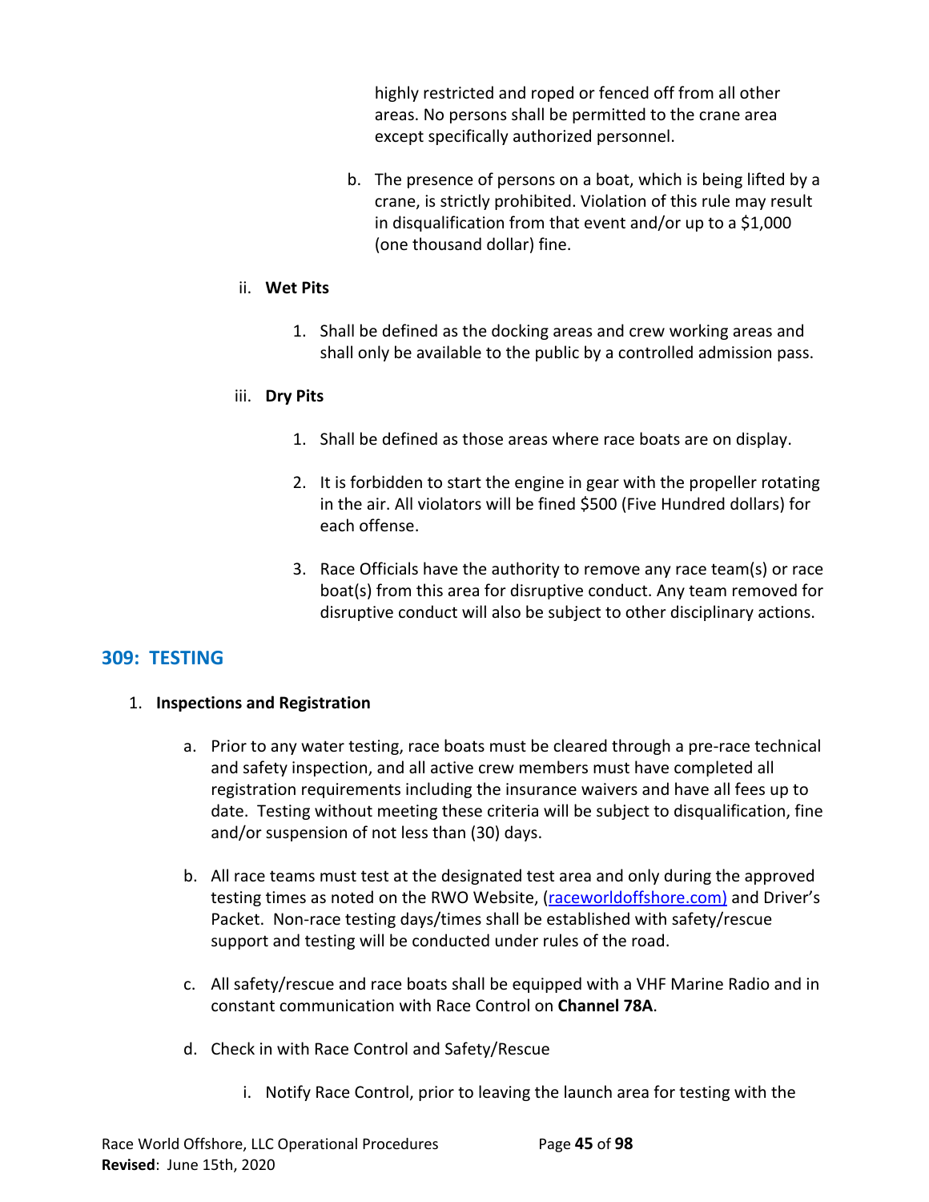highly restricted and roped or fenced off from all other areas. No persons shall be permitted to the crane area except specifically authorized personnel.

b. The presence of persons on a boat, which is being lifted by a crane, is strictly prohibited. Violation of this rule may result in disqualification from that event and/or up to a $1,000 (one thousand dollar) fine.

ii. **Wet Pits**

1. Shall be defined as the docking areas and crew working areas and shall only be available to the public by a controlled admission pass.

iii. **Dry Pits**

1. Shall be defined as those areas where race boats are on display.

2. It is forbidden to start the engine in gear with the propeller rotating in the air. All violators will be fined $500 (Five Hundred dollars) for each offense.

3. Race Officials have the authority to remove any race team(s) or race boat(s) from this area for disruptive conduct. Any team removed for disruptive conduct will also be subject to other disciplinary actions.

## 309: TESTING

1. **Inspections and Registration**

a. Prior to any water testing, race boats must be cleared through a pre-race technical and safety inspection, and all active crew members must have completed all registration requirements including the insurance waivers and have all fees up to date. Testing without meeting these criteria will be subject to disqualification, fine and/or suspension of not less than (30) days.

b. All race teams must test at the designated test area and only during the approved testing times as noted on the RWO Website, (raceworldoffshore.com) and Driver's Packet. Non-race testing days/times shall be established with safety/rescue support and testing will be conducted under rules of the road.

c. All safety/rescue and race boats shall be equipped with a VHF Marine Radio and in constant communication with Race Control on **Channel 78A**.

d. Check in with Race Control and Safety/Rescue

i. Notify Race Control, prior to leaving the launch area for testing with the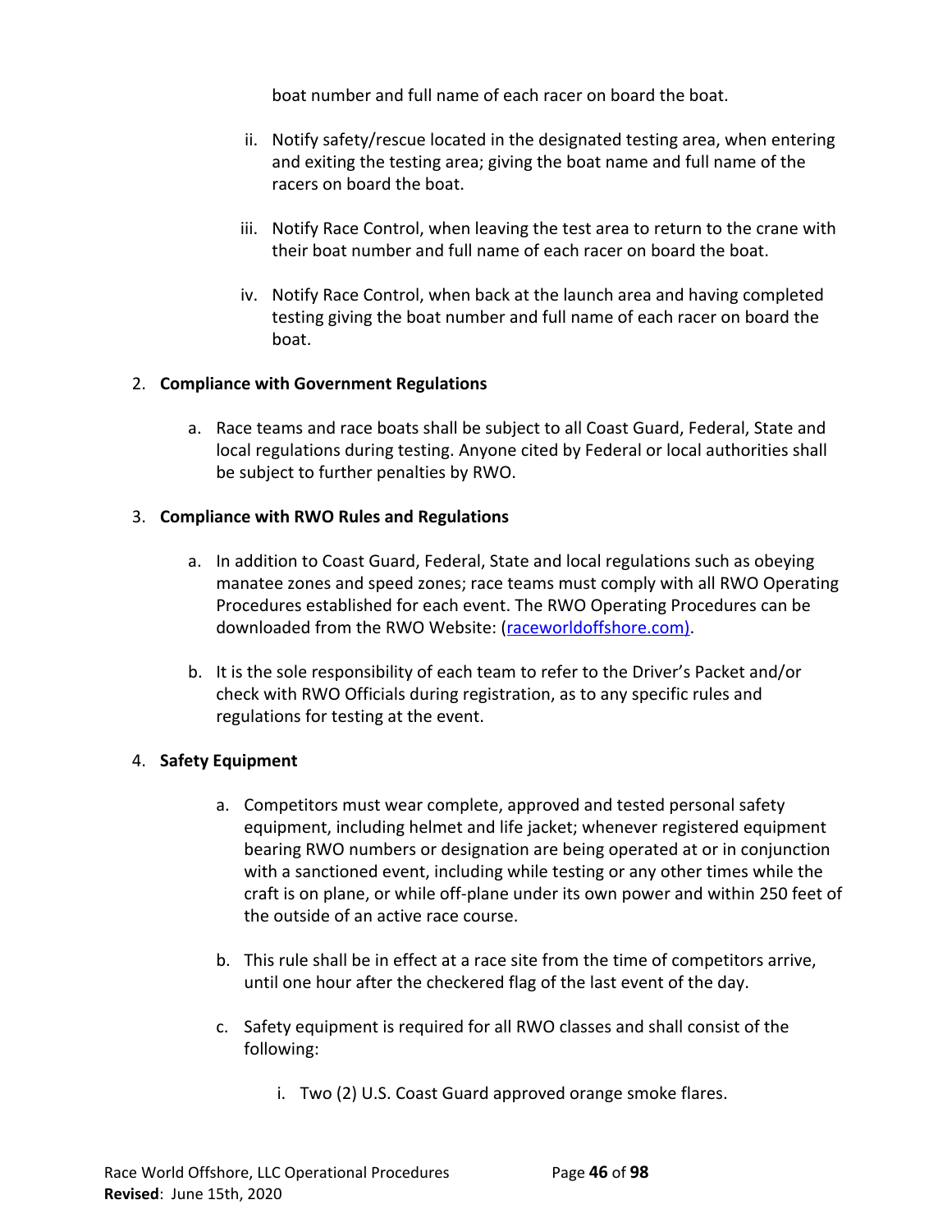boat number and full name of each racer on board the boat.

ii. Notify safety/rescue located in the designated testing area, when entering and exiting the testing area; giving the boat name and full name of the racers on board the boat.

iii. Notify Race Control, when leaving the test area to return to the crane with their boat number and full name of each racer on board the boat.

iv. Notify Race Control, when back at the launch area and having completed testing giving the boat number and full name of each racer on board the boat.

2. **Compliance with Government Regulations**

   a. Race teams and race boats shall be subject to all Coast Guard, Federal, State and local regulations during testing. Anyone cited by Federal or local authorities shall be subject to further penalties by RWO.

3. **Compliance with RWO Rules and Regulations**

   a. In addition to Coast Guard, Federal, State and local regulations such as obeying manatee zones and speed zones; race teams must comply with all RWO Operating Procedures established for each event. The RWO Operating Procedures can be downloaded from the RWO Website: (raceworldoffshore.com).

   b. It is the sole responsibility of each team to refer to the Driver's Packet and/or check with RWO Officials during registration, as to any specific rules and regulations for testing at the event.

4. **Safety Equipment**

   a. Competitors must wear complete, approved and tested personal safety equipment, including helmet and life jacket; whenever registered equipment bearing RWO numbers or designation are being operated at or in conjunction with a sanctioned event, including while testing or any other times while the craft is on plane, or while off-plane under its own power and within 250 feet of the outside of an active race course.

   b. This rule shall be in effect at a race site from the time of competitors arrive, until one hour after the checkered flag of the last event of the day.

   c. Safety equipment is required for all RWO classes and shall consist of the following:

      i. Two (2) U.S. Coast Guard approved orange smoke flares.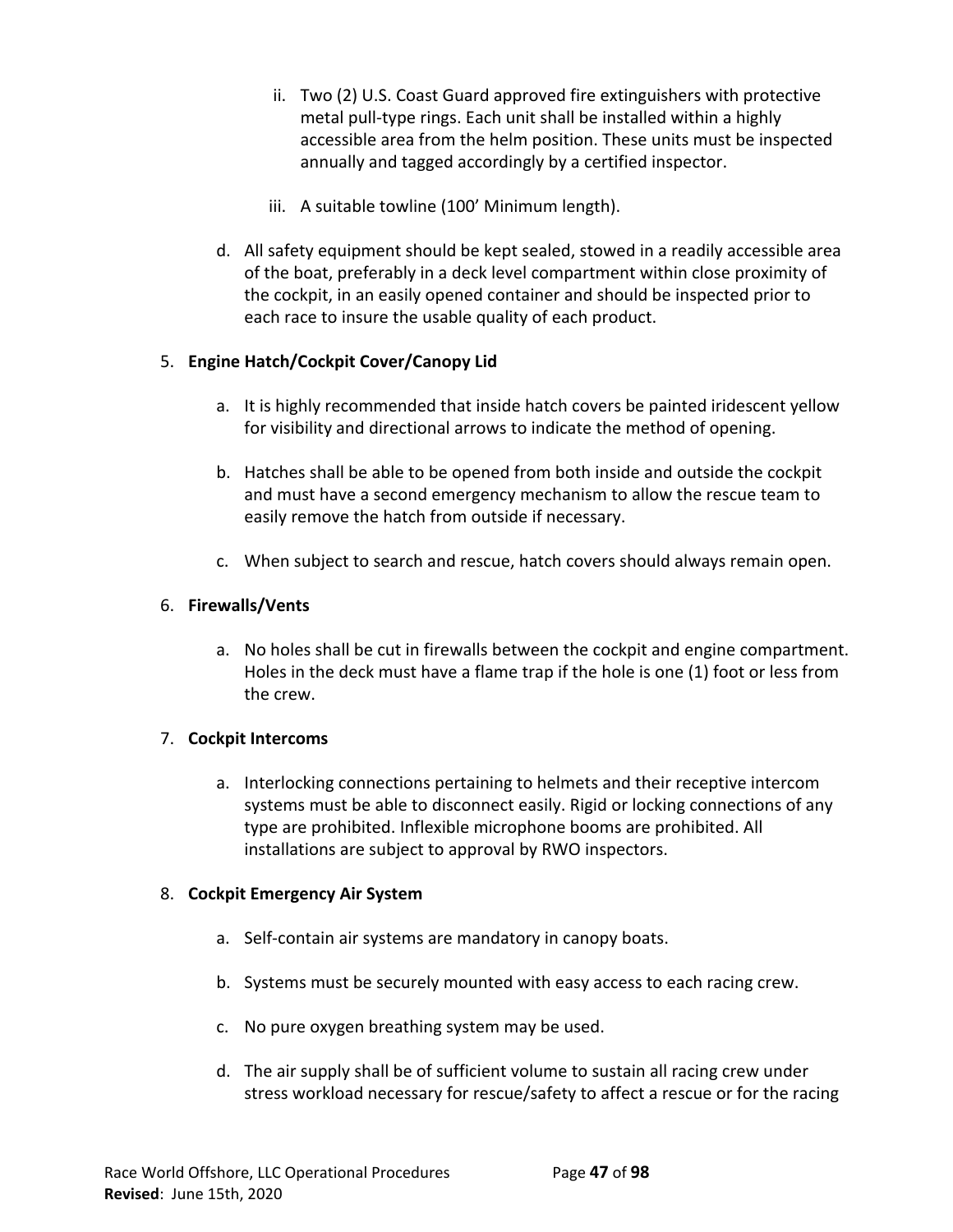ii. Two (2) U.S. Coast Guard approved fire extinguishers with protective metal pull-type rings. Each unit shall be installed within a highly accessible area from the helm position. These units must be inspected annually and tagged accordingly by a certified inspector.

iii. A suitable towline (100' Minimum length).

d. All safety equipment should be kept sealed, stowed in a readily accessible area of the boat, preferably in a deck level compartment within close proximity of the cockpit, in an easily opened container and should be inspected prior to each race to insure the usable quality of each product.

5. **Engine Hatch/Cockpit Cover/Canopy Lid**

   a. It is highly recommended that inside hatch covers be painted iridescent yellow for visibility and directional arrows to indicate the method of opening.

   b. Hatches shall be able to be opened from both inside and outside the cockpit and must have a second emergency mechanism to allow the rescue team to easily remove the hatch from outside if necessary.

   c. When subject to search and rescue, hatch covers should always remain open.

6. **Firewalls/Vents**

   a. No holes shall be cut in firewalls between the cockpit and engine compartment. Holes in the deck must have a flame trap if the hole is one (1) foot or less from the crew.

7. **Cockpit Intercoms**

   a. Interlocking connections pertaining to helmets and their receptive intercom systems must be able to disconnect easily. Rigid or locking connections of any type are prohibited. Inflexible microphone booms are prohibited. All installations are subject to approval by RWO inspectors.

8. **Cockpit Emergency Air System**

   a. Self-contain air systems are mandatory in canopy boats.

   b. Systems must be securely mounted with easy access to each racing crew.

   c. No pure oxygen breathing system may be used.

   d. The air supply shall be of sufficient volume to sustain all racing crew under stress workload necessary for rescue/safety to affect a rescue or for the racing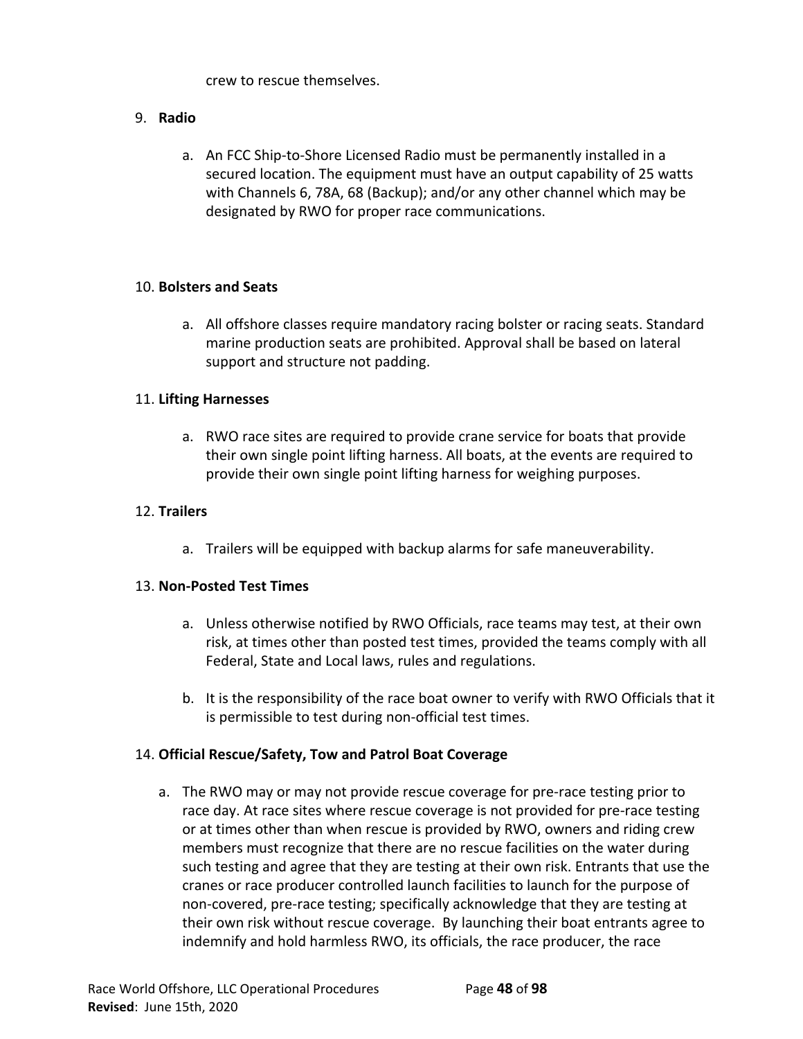crew to rescue themselves.

9. **Radio**

    a. An FCC Ship-to-Shore Licensed Radio must be permanently installed in a secured location. The equipment must have an output capability of 25 watts with Channels 6, 78A, 68 (Backup); and/or any other channel which may be designated by RWO for proper race communications.

10. **Bolsters and Seats**

    a. All offshore classes require mandatory racing bolster or racing seats. Standard marine production seats are prohibited. Approval shall be based on lateral support and structure not padding.

11. **Lifting Harnesses**

    a. RWO race sites are required to provide crane service for boats that provide their own single point lifting harness. All boats, at the events are required to provide their own single point lifting harness for weighing purposes.

12. **Trailers**

    a. Trailers will be equipped with backup alarms for safe maneuverability.

13. **Non-Posted Test Times**

    a. Unless otherwise notified by RWO Officials, race teams may test, at their own risk, at times other than posted test times, provided the teams comply with all Federal, State and Local laws, rules and regulations.

    b. It is the responsibility of the race boat owner to verify with RWO Officials that it is permissible to test during non-official test times.

14. **Official Rescue/Safety, Tow and Patrol Boat Coverage**

    a. The RWO may or may not provide rescue coverage for pre-race testing prior to race day. At race sites where rescue coverage is not provided for pre-race testing or at times other than when rescue is provided by RWO, owners and riding crew members must recognize that there are no rescue facilities on the water during such testing and agree that they are testing at their own risk. Entrants that use the cranes or race producer controlled launch facilities to launch for the purpose of non-covered, pre-race testing; specifically acknowledge that they are testing at their own risk without rescue coverage. By launching their boat entrants agree to indemnify and hold harmless RWO, its officials, the race producer, the race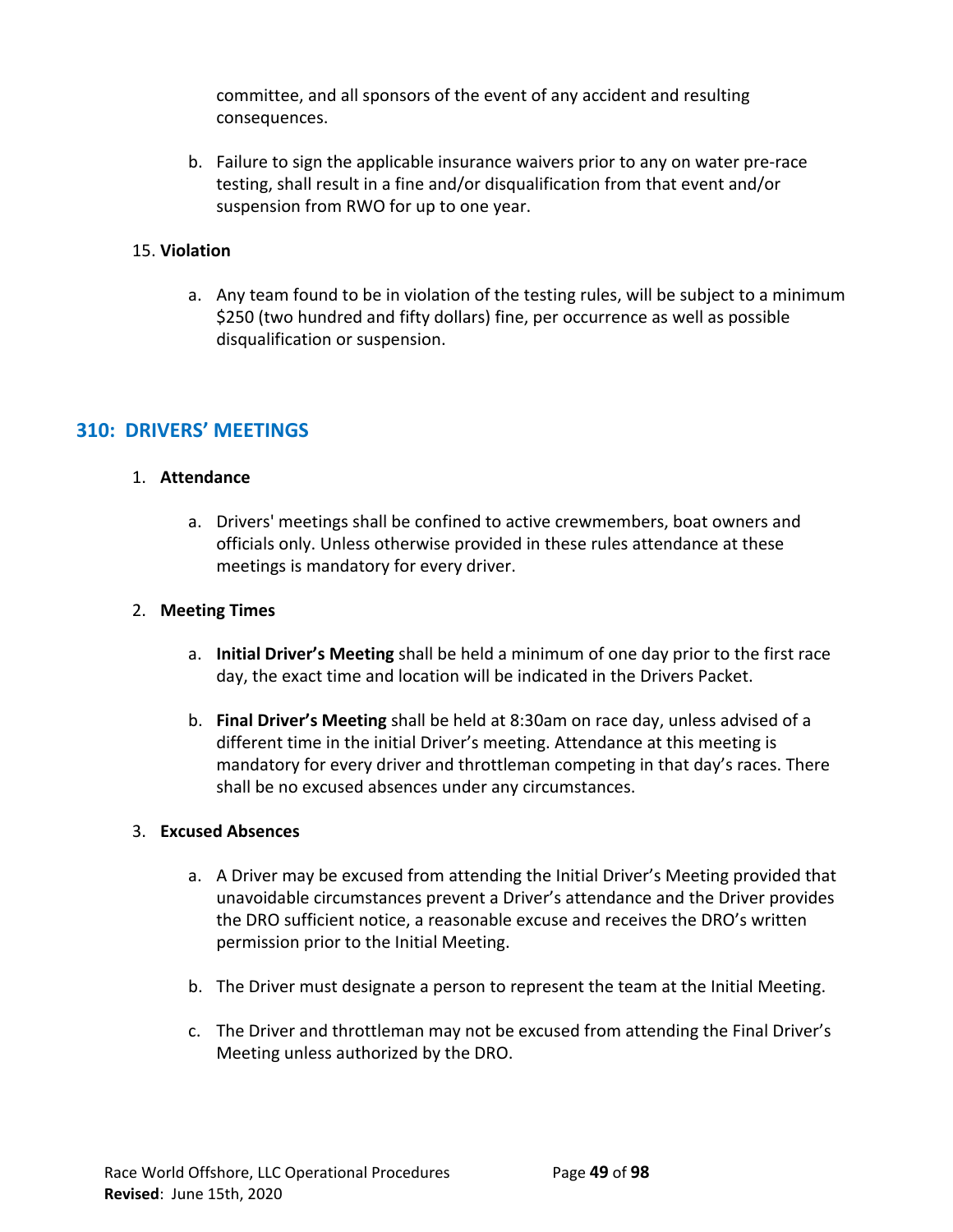committee, and all sponsors of the event of any accident and resulting consequences.

b. Failure to sign the applicable insurance waivers prior to any on water pre-race testing, shall result in a fine and/or disqualification from that event and/or suspension from RWO for up to one year.

15. **Violation**

a. Any team found to be in violation of the testing rules, will be subject to a minimum $250 (two hundred and fifty dollars) fine, per occurrence as well as possible disqualification or suspension.

## 310: DRIVERS' MEETINGS

1. **Attendance**

a. Drivers' meetings shall be confined to active crewmembers, boat owners and officials only. Unless otherwise provided in these rules attendance at these meetings is mandatory for every driver.

2. **Meeting Times**

a. **Initial Driver's Meeting** shall be held a minimum of one day prior to the first race day, the exact time and location will be indicated in the Drivers Packet.

b. **Final Driver's Meeting** shall be held at 8:30am on race day, unless advised of a different time in the initial Driver's meeting. Attendance at this meeting is mandatory for every driver and throttleman competing in that day's races. There shall be no excused absences under any circumstances.

3. **Excused Absences**

a. A Driver may be excused from attending the Initial Driver's Meeting provided that unavoidable circumstances prevent a Driver's attendance and the Driver provides the DRO sufficient notice, a reasonable excuse and receives the DRO's written permission prior to the Initial Meeting.

b. The Driver must designate a person to represent the team at the Initial Meeting.

c. The Driver and throttleman may not be excused from attending the Final Driver's Meeting unless authorized by the DRO.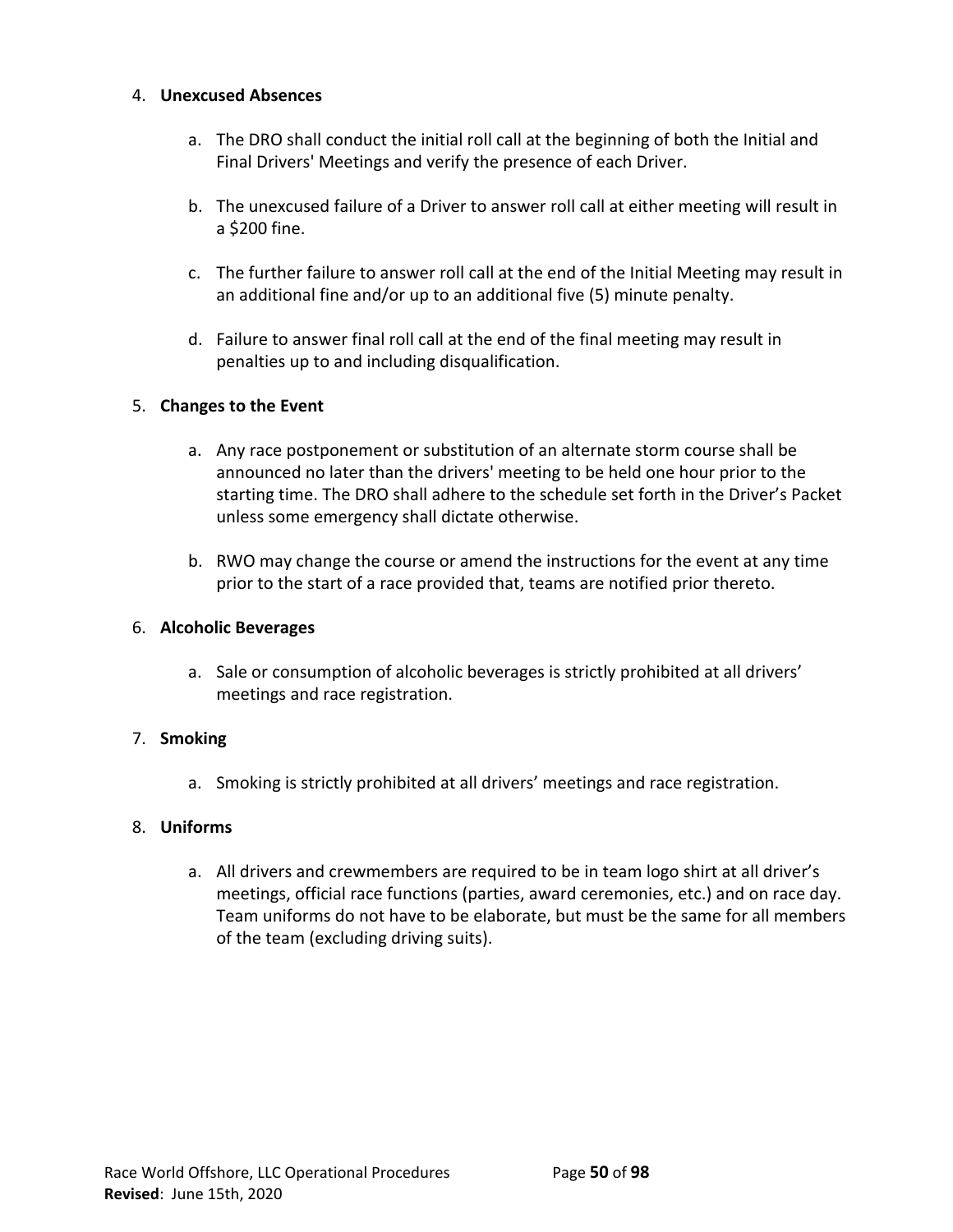4. **Unexcused Absences**

    a. The DRO shall conduct the initial roll call at the beginning of both the Initial and Final Drivers' Meetings and verify the presence of each Driver.

    b. The unexcused failure of a Driver to answer roll call at either meeting will result in a $200 fine.

    c. The further failure to answer roll call at the end of the Initial Meeting may result in an additional fine and/or up to an additional five (5) minute penalty.

    d. Failure to answer final roll call at the end of the final meeting may result in penalties up to and including disqualification.

5. **Changes to the Event**

    a. Any race postponement or substitution of an alternate storm course shall be announced no later than the drivers' meeting to be held one hour prior to the starting time. The DRO shall adhere to the schedule set forth in the Driver's Packet unless some emergency shall dictate otherwise.

    b. RWO may change the course or amend the instructions for the event at any time prior to the start of a race provided that, teams are notified prior thereto.

6. **Alcoholic Beverages**

    a. Sale or consumption of alcoholic beverages is strictly prohibited at all drivers' meetings and race registration.

7. **Smoking**

    a. Smoking is strictly prohibited at all drivers' meetings and race registration.

8. **Uniforms**

    a. All drivers and crewmembers are required to be in team logo shirt at all driver's meetings, official race functions (parties, award ceremonies, etc.) and on race day. Team uniforms do not have to be elaborate, but must be the same for all members of the team (excluding driving suits).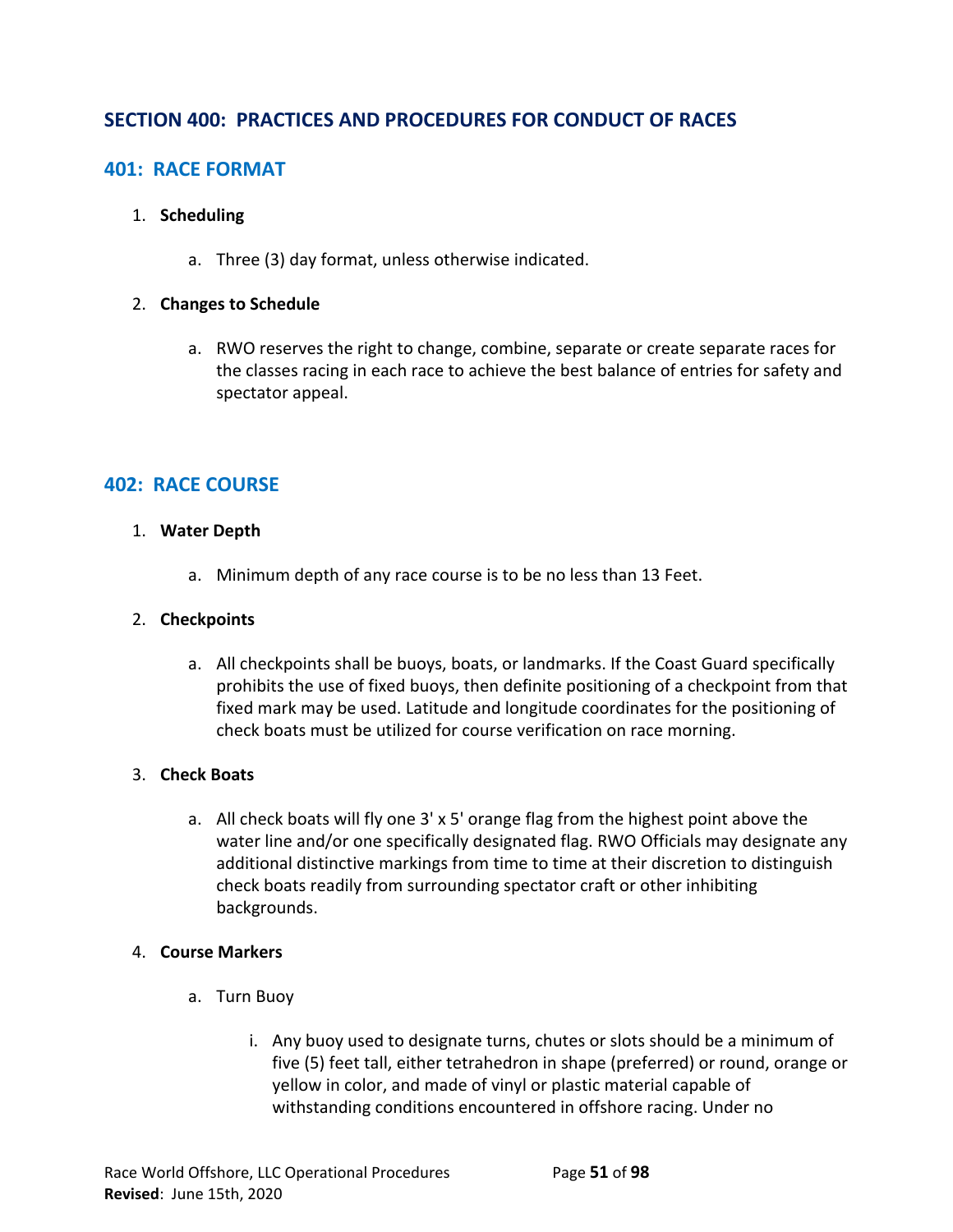# SECTION 400: PRACTICES AND PROCEDURES FOR CONDUCT OF RACES

## 401: RACE FORMAT

1. **Scheduling**
   a. Three (3) day format, unless otherwise indicated.

2. **Changes to Schedule**
   a. RWO reserves the right to change, combine, separate or create separate races for the classes racing in each race to achieve the best balance of entries for safety and spectator appeal.

## 402: RACE COURSE

1. **Water Depth**
   a. Minimum depth of any race course is to be no less than 13 Feet.

2. **Checkpoints**
   a. All checkpoints shall be buoys, boats, or landmarks. If the Coast Guard specifically prohibits the use of fixed buoys, then definite positioning of a checkpoint from that fixed mark may be used. Latitude and longitude coordinates for the positioning of check boats must be utilized for course verification on race morning.

3. **Check Boats**
   a. All check boats will fly one 3' x 5' orange flag from the highest point above the water line and/or one specifically designated flag. RWO Officials may designate any additional distinctive markings from time to time at their discretion to distinguish check boats readily from surrounding spectator craft or other inhibiting backgrounds.

4. **Course Markers**
   a. Turn Buoy
      i. Any buoy used to designate turns, chutes or slots should be a minimum of five (5) feet tall, either tetrahedron in shape (preferred) or round, orange or yellow in color, and made of vinyl or plastic material capable of withstanding conditions encountered in offshore racing. Under no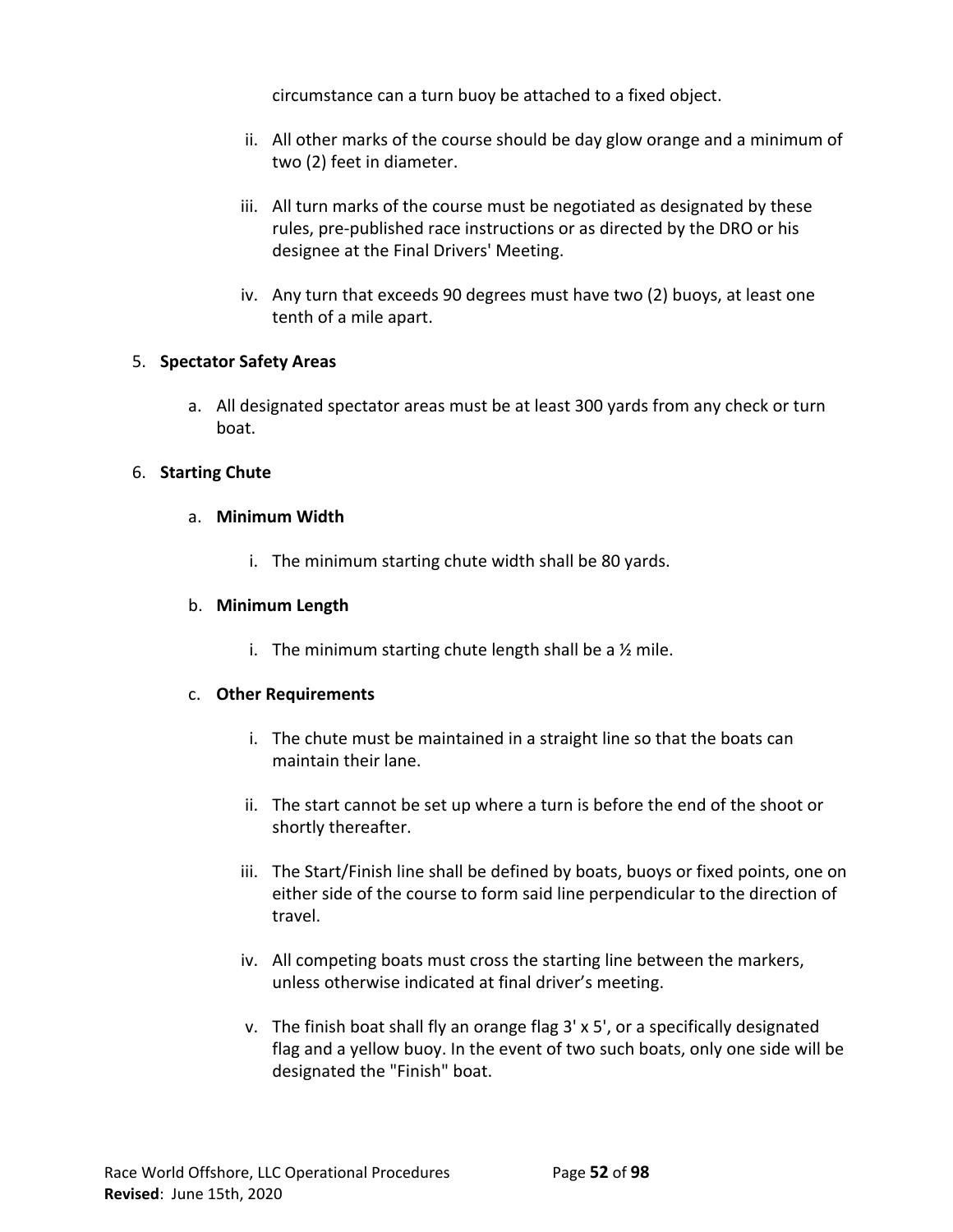circumstance can a turn buoy be attached to a fixed object.

ii. All other marks of the course should be day glow orange and a minimum of two (2) feet in diameter.

iii. All turn marks of the course must be negotiated as designated by these rules, pre-published race instructions or as directed by the DRO or his designee at the Final Drivers' Meeting.

iv. Any turn that exceeds 90 degrees must have two (2) buoys, at least one tenth of a mile apart.

5. **Spectator Safety Areas**

   a. All designated spectator areas must be at least 300 yards from any check or turn boat.

6. **Starting Chute**

   a. **Minimum Width**

      i. The minimum starting chute width shall be 80 yards.

   b. **Minimum Length**

      i. The minimum starting chute length shall be a ½ mile.

   c. **Other Requirements**

      i. The chute must be maintained in a straight line so that the boats can maintain their lane.

      ii. The start cannot be set up where a turn is before the end of the shoot or shortly thereafter.

      iii. The Start/Finish line shall be defined by boats, buoys or fixed points, one on either side of the course to form said line perpendicular to the direction of travel.

      iv. All competing boats must cross the starting line between the markers, unless otherwise indicated at final driver's meeting.

      v. The finish boat shall fly an orange flag 3' x 5', or a specifically designated flag and a yellow buoy. In the event of two such boats, only one side will be designated the "Finish" boat.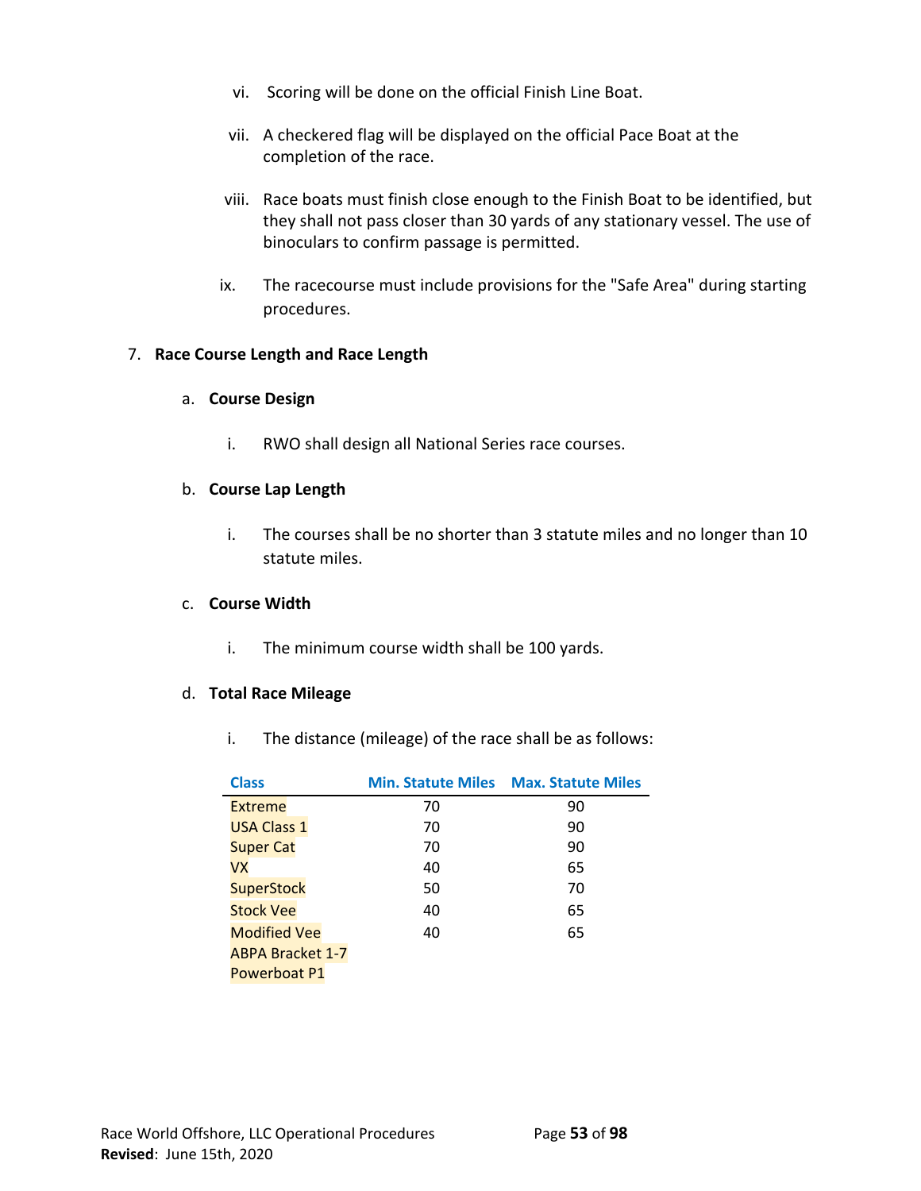vi. Scoring will be done on the official Finish Line Boat.

vii. A checkered flag will be displayed on the official Pace Boat at the completion of the race.

viii. Race boats must finish close enough to the Finish Boat to be identified, but they shall not pass closer than 30 yards of any stationary vessel. The use of binoculars to confirm passage is permitted.

ix. The racecourse must include provisions for the "Safe Area" during starting procedures.

7. **Race Course Length and Race Length**

   a. **Course Design**

      i. RWO shall design all National Series race courses.

   b. **Course Lap Length**

      i. The courses shall be no shorter than 3 statute miles and no longer than 10 statute miles.

   c. **Course Width**

      i. The minimum course width shall be 100 yards.

   d. **Total Race Mileage**

      i. The distance (mileage) of the race shall be as follows:

| Class | Min. Statute Miles | Max. Statute Miles |
|---|---|---|
| Extreme | 70 | 90 |
| USA Class 1 | 70 | 90 |
| Super Cat | 70 | 90 |
| VX | 40 | 65 |
| SuperStock | 50 | 70 |
| Stock Vee | 40 | 65 |
| Modified Vee | 40 | 65 |
| ABPA Bracket 1-7 | | |
| Powerboat P1 | | |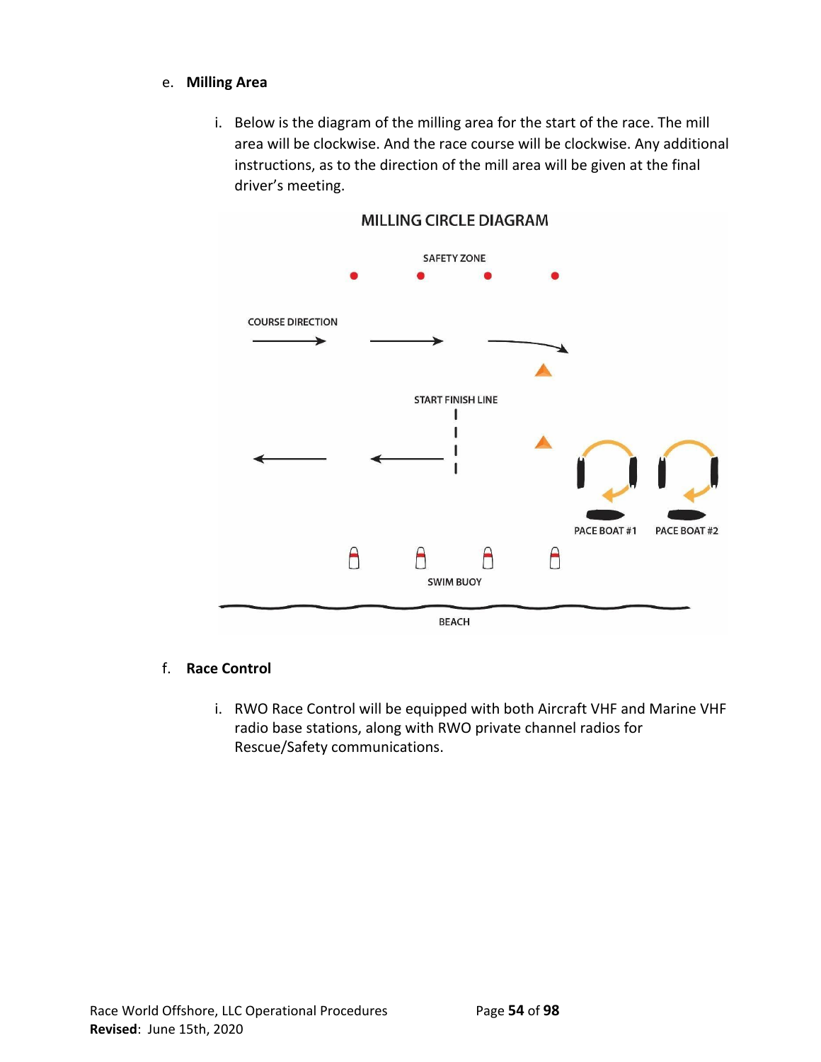e. **Milling Area**

   i. Below is the diagram of the milling area for the start of the race. The mill area will be clockwise. And the race course will be clockwise. Any additional instructions, as to the direction of the mill area will be given at the final driver's meeting.

MILLING CIRCLE DIAGRAM

SAFETY ZONE

COURSE DIRECTION

START FINISH LINE

PACE BOAT #1

PACE BOAT #2

SWIM BUOY

BEACH

f. **Race Control**

   i. RWO Race Control will be equipped with both Aircraft VHF and Marine VHF radio base stations, along with RWO private channel radios for Rescue/Safety communications.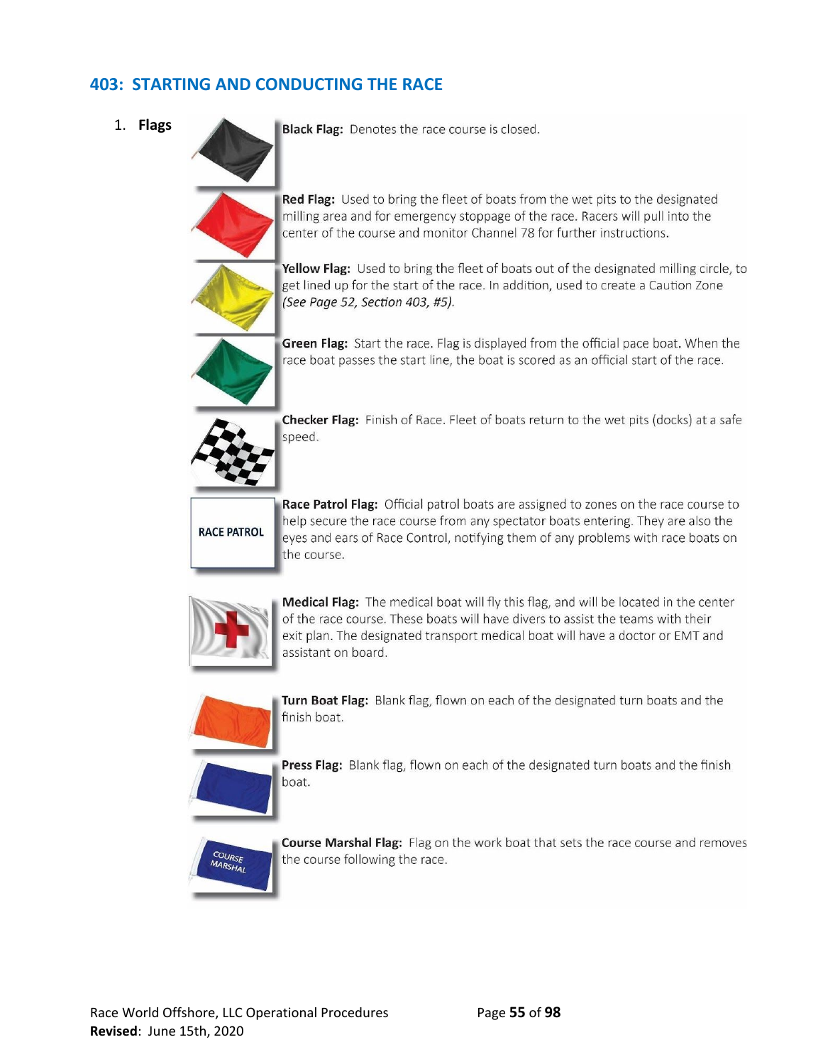## 403: STARTING AND CONDUCTING THE RACE

1. **Flags**

**Black Flag:** Denotes the race course is closed.

**Red Flag:** Used to bring the fleet of boats from the wet pits to the designated milling area and for emergency stoppage of the race. Racers will pull into the center of the course and monitor Channel 78 for further instructions.

**Yellow Flag:** Used to bring the fleet of boats out of the designated milling circle, to get lined up for the start of the race. In addition, used to create a Caution Zone *(See Page 52, Section 403, #5)*.

**Green Flag:** Start the race. Flag is displayed from the official pace boat. When the race boat passes the start line, the boat is scored as an official start of the race.

**Checker Flag:** Finish of Race. Fleet of boats return to the wet pits (docks) at a safe speed.

RACE PATROL

**Race Patrol Flag:** Official patrol boats are assigned to zones on the race course to help secure the race course from any spectator boats entering. They are also the eyes and ears of Race Control, notifying them of any problems with race boats on the course.

**Medical Flag:** The medical boat will fly this flag, and will be located in the center of the race course. These boats will have divers to assist the teams with their exit plan. The designated transport medical boat will have a doctor or EMT and assistant on board.

**Turn Boat Flag:** Blank flag, flown on each of the designated turn boats and the finish boat.

**Press Flag:** Blank flag, flown on each of the designated turn boats and the finish boat.

COURSE MARSHAL

**Course Marshal Flag:** Flag on the work boat that sets the race course and removes the course following the race.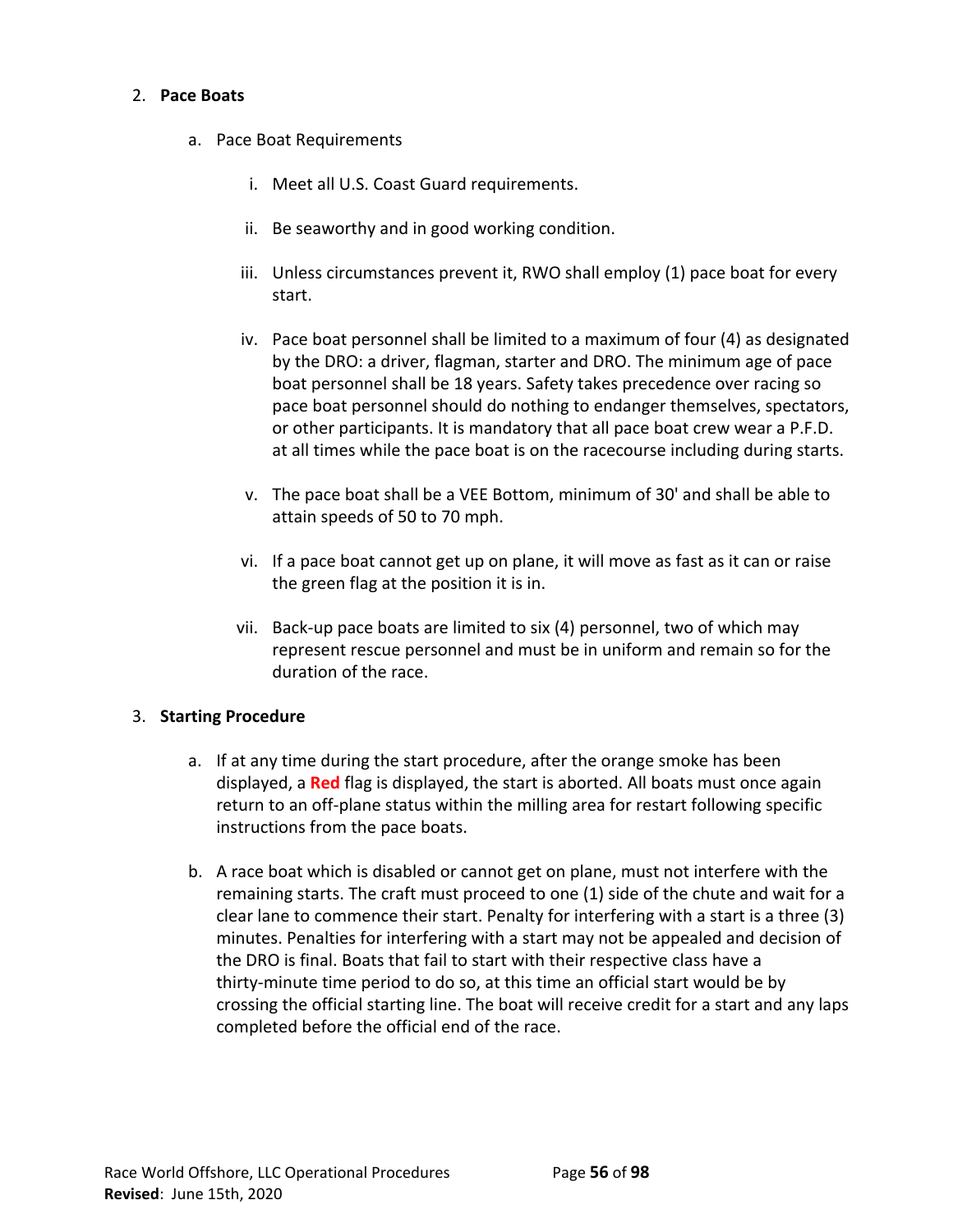2. **Pace Boats**

    a. Pace Boat Requirements

        i. Meet all U.S. Coast Guard requirements.

        ii. Be seaworthy and in good working condition.

        iii. Unless circumstances prevent it, RWO shall employ (1) pace boat for every start.

        iv. Pace boat personnel shall be limited to a maximum of four (4) as designated by the DRO: a driver, flagman, starter and DRO. The minimum age of pace boat personnel shall be 18 years. Safety takes precedence over racing so pace boat personnel should do nothing to endanger themselves, spectators, or other participants. It is mandatory that all pace boat crew wear a P.F.D. at all times while the pace boat is on the racecourse including during starts.

        v. The pace boat shall be a VEE Bottom, minimum of 30' and shall be able to attain speeds of 50 to 70 mph.

        vi. If a pace boat cannot get up on plane, it will move as fast as it can or raise the green flag at the position it is in.

        vii. Back-up pace boats are limited to six (4) personnel, two of which may represent rescue personnel and must be in uniform and remain so for the duration of the race.

3. **Starting Procedure**

    a. If at any time during the start procedure, after the orange smoke has been displayed, a **Red** flag is displayed, the start is aborted. All boats must once again return to an off-plane status within the milling area for restart following specific instructions from the pace boats.

    b. A race boat which is disabled or cannot get on plane, must not interfere with the remaining starts. The craft must proceed to one (1) side of the chute and wait for a clear lane to commence their start. Penalty for interfering with a start is a three (3) minutes. Penalties for interfering with a start may not be appealed and decision of the DRO is final. Boats that fail to start with their respective class have a thirty-minute time period to do so, at this time an official start would be by crossing the official starting line. The boat will receive credit for a start and any laps completed before the official end of the race.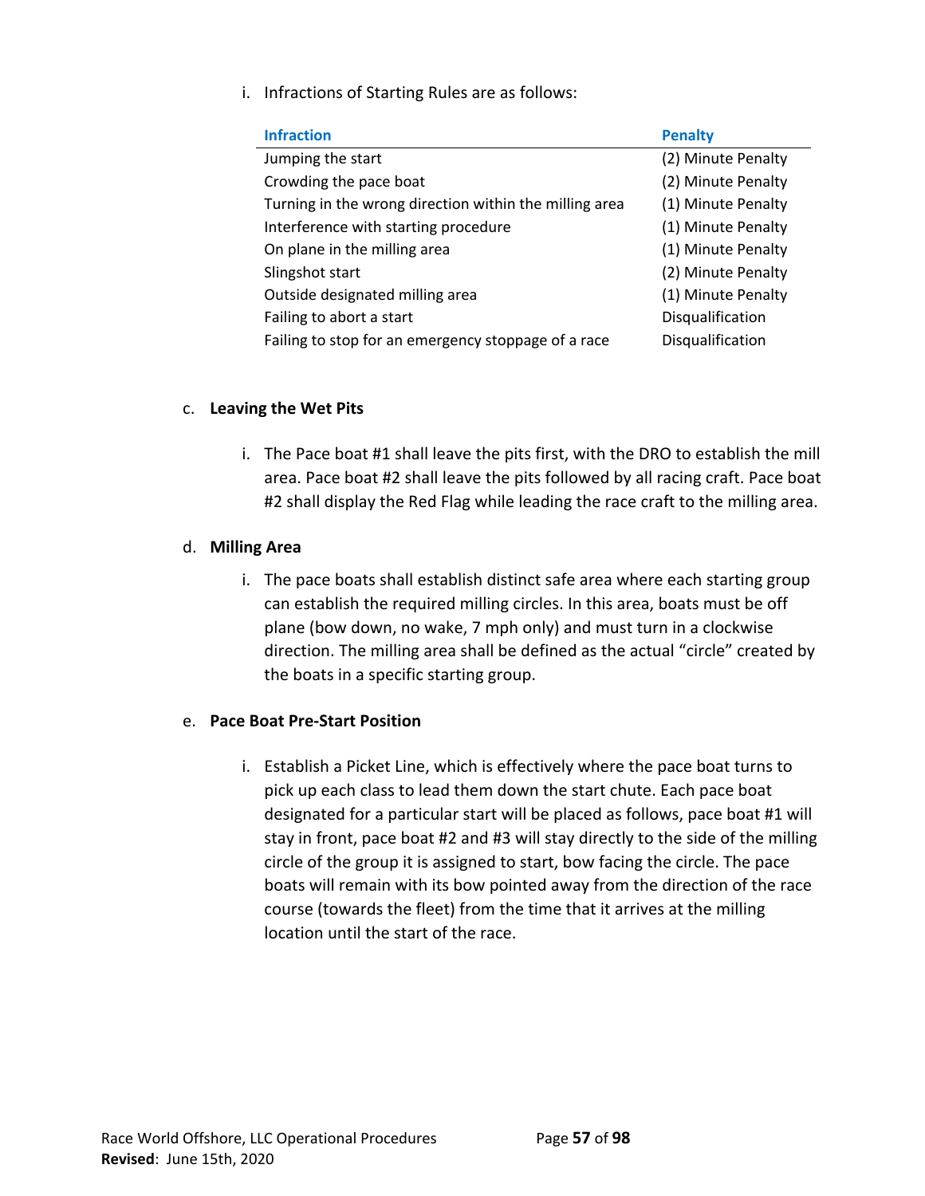i. Infractions of Starting Rules are as follows:

| Infraction | Penalty |
| --- | --- |
| Jumping the start | (2) Minute Penalty |
| Crowding the pace boat | (2) Minute Penalty |
| Turning in the wrong direction within the milling area | (1) Minute Penalty |
| Interference with starting procedure | (1) Minute Penalty |
| On plane in the milling area | (1) Minute Penalty |
| Slingshot start | (2) Minute Penalty |
| Outside designated milling area | (1) Minute Penalty |
| Failing to abort a start | Disqualification |
| Failing to stop for an emergency stoppage of a race | Disqualification |

c. **Leaving the Wet Pits**

i. The Pace boat #1 shall leave the pits first, with the DRO to establish the mill area. Pace boat #2 shall leave the pits followed by all racing craft. Pace boat #2 shall display the Red Flag while leading the race craft to the milling area.

d. **Milling Area**

i. The pace boats shall establish distinct safe area where each starting group can establish the required milling circles. In this area, boats must be off plane (bow down, no wake, 7 mph only) and must turn in a clockwise direction. The milling area shall be defined as the actual "circle" created by the boats in a specific starting group.

e. **Pace Boat Pre-Start Position**

i. Establish a Picket Line, which is effectively where the pace boat turns to pick up each class to lead them down the start chute. Each pace boat designated for a particular start will be placed as follows, pace boat #1 will stay in front, pace boat #2 and #3 will stay directly to the side of the milling circle of the group it is assigned to start, bow facing the circle. The pace boats will remain with its bow pointed away from the direction of the race course (towards the fleet) from the time that it arrives at the milling location until the start of the race.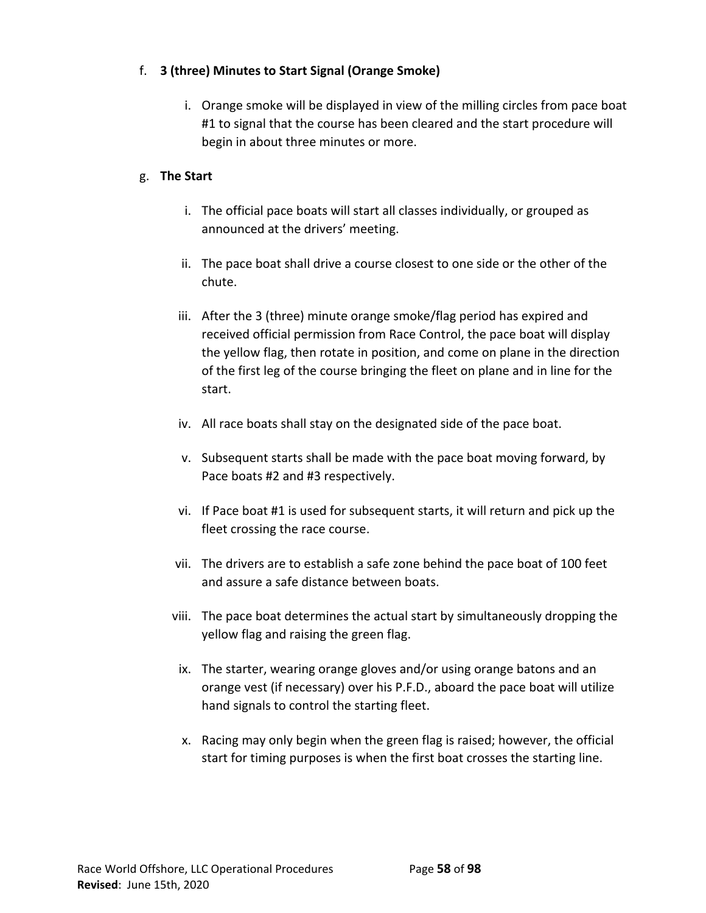f. **3 (three) Minutes to Start Signal (Orange Smoke)**

   i. Orange smoke will be displayed in view of the milling circles from pace boat #1 to signal that the course has been cleared and the start procedure will begin in about three minutes or more.

g. **The Start**

   i. The official pace boats will start all classes individually, or grouped as announced at the drivers' meeting.

   ii. The pace boat shall drive a course closest to one side or the other of the chute.

   iii. After the 3 (three) minute orange smoke/flag period has expired and received official permission from Race Control, the pace boat will display the yellow flag, then rotate in position, and come on plane in the direction of the first leg of the course bringing the fleet on plane and in line for the start.

   iv. All race boats shall stay on the designated side of the pace boat.

   v. Subsequent starts shall be made with the pace boat moving forward, by Pace boats #2 and #3 respectively.

   vi. If Pace boat #1 is used for subsequent starts, it will return and pick up the fleet crossing the race course.

   vii. The drivers are to establish a safe zone behind the pace boat of 100 feet and assure a safe distance between boats.

   viii. The pace boat determines the actual start by simultaneously dropping the yellow flag and raising the green flag.

   ix. The starter, wearing orange gloves and/or using orange batons and an orange vest (if necessary) over his P.F.D., aboard the pace boat will utilize hand signals to control the starting fleet.

   x. Racing may only begin when the green flag is raised; however, the official start for timing purposes is when the first boat crosses the starting line.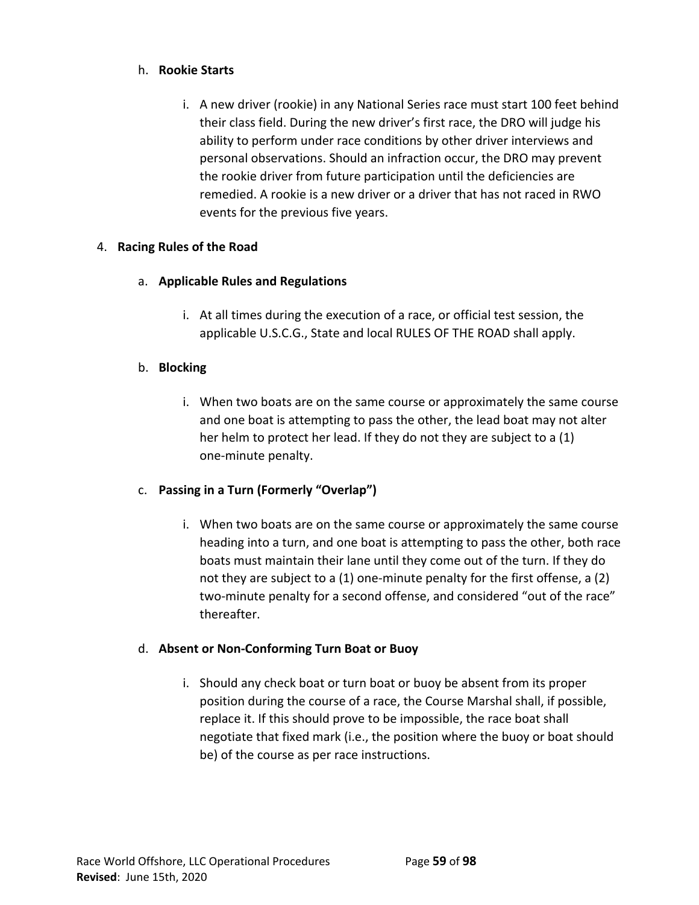h. **Rookie Starts**

   i. A new driver (rookie) in any National Series race must start 100 feet behind their class field. During the new driver's first race, the DRO will judge his ability to perform under race conditions by other driver interviews and personal observations. Should an infraction occur, the DRO may prevent the rookie driver from future participation until the deficiencies are remedied. A rookie is a new driver or a driver that has not raced in RWO events for the previous five years.

4. **Racing Rules of the Road**

   a. **Applicable Rules and Regulations**

      i. At all times during the execution of a race, or official test session, the applicable U.S.C.G., State and local RULES OF THE ROAD shall apply.

   b. **Blocking**

      i. When two boats are on the same course or approximately the same course and one boat is attempting to pass the other, the lead boat may not alter her helm to protect her lead. If they do not they are subject to a (1) one-minute penalty.

   c. **Passing in a Turn (Formerly "Overlap")**

      i. When two boats are on the same course or approximately the same course heading into a turn, and one boat is attempting to pass the other, both race boats must maintain their lane until they come out of the turn. If they do not they are subject to a (1) one-minute penalty for the first offense, a (2) two-minute penalty for a second offense, and considered "out of the race" thereafter.

   d. **Absent or Non-Conforming Turn Boat or Buoy**

      i. Should any check boat or turn boat or buoy be absent from its proper position during the course of a race, the Course Marshal shall, if possible, replace it. If this should prove to be impossible, the race boat shall negotiate that fixed mark (i.e., the position where the buoy or boat should be) of the course as per race instructions.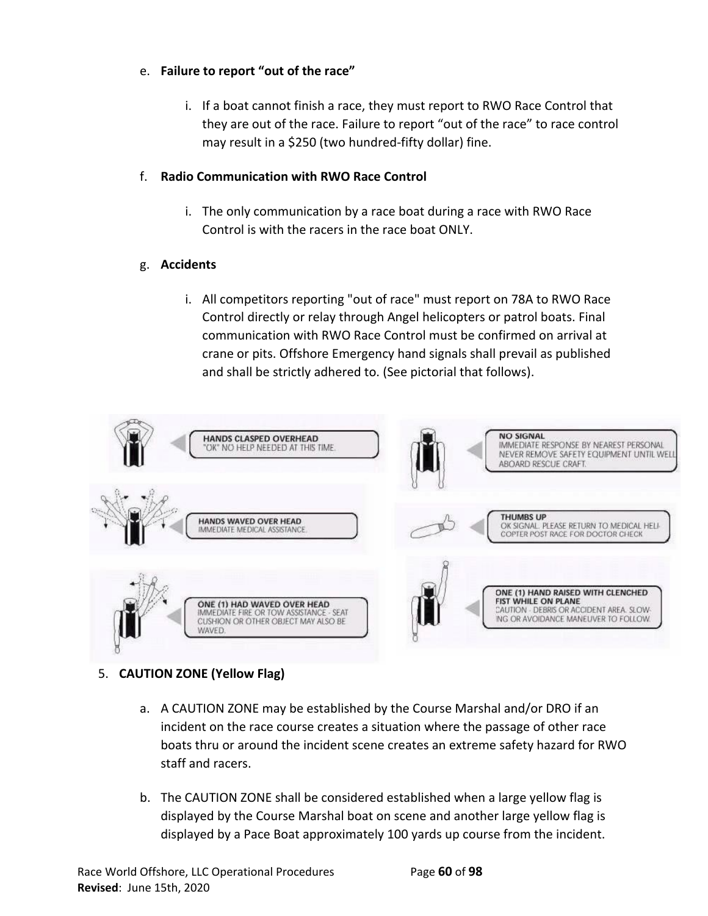e. **Failure to report "out of the race"**

   i. If a boat cannot finish a race, they must report to RWO Race Control that they are out of the race. Failure to report "out of the race" to race control may result in a $250 (two hundred-fifty dollar) fine.

f. **Radio Communication with RWO Race Control**

   i. The only communication by a race boat during a race with RWO Race Control is with the racers in the race boat ONLY.

g. **Accidents**

   i. All competitors reporting "out of race" must report on 78A to RWO Race Control directly or relay through Angel helicopters or patrol boats. Final communication with RWO Race Control must be confirmed on arrival at crane or pits. Offshore Emergency hand signals shall prevail as published and shall be strictly adhered to. (See pictorial that follows).

**HANDS CLASPED OVERHEAD**
"OK" NO HELP NEEDED AT THIS TIME.

**NO SIGNAL**
IMMEDIATE RESPONSE BY NEAREST PERSONAL NEVER REMOVE SAFETY EQUIPMENT UNTIL WELL ABOARD RESCUE CRAFT.

**HANDS WAVED OVER HEAD**
IMMEDIATE MEDICAL ASSISTANCE.

**THUMBS UP**
OK SIGNAL. PLEASE RETURN TO MEDICAL HELI-COPTER POST RACE FOR DOCTOR CHECK

**ONE (1) HAD WAVED OVER HEAD**
IMMEDIATE FIRE OR TOW ASSISTANCE - SEAT CUSHION OR OTHER OBJECT MAY ALSO BE WAVED.

**ONE (1) HAND RAISED WITH CLENCHED FIST WHILE ON PLANE**
CAUTION - DEBRIS OR ACCIDENT AREA. SLOWING OR AVOIDANCE MANEUVER TO FOLLOW.

5. **CAUTION ZONE (Yellow Flag)**

   a. A CAUTION ZONE may be established by the Course Marshal and/or DRO if an incident on the race course creates a situation where the passage of other race boats thru or around the incident scene creates an extreme safety hazard for RWO staff and racers.

   b. The CAUTION ZONE shall be considered established when a large yellow flag is displayed by the Course Marshal boat on scene and another large yellow flag is displayed by a Pace Boat approximately 100 yards up course from the incident.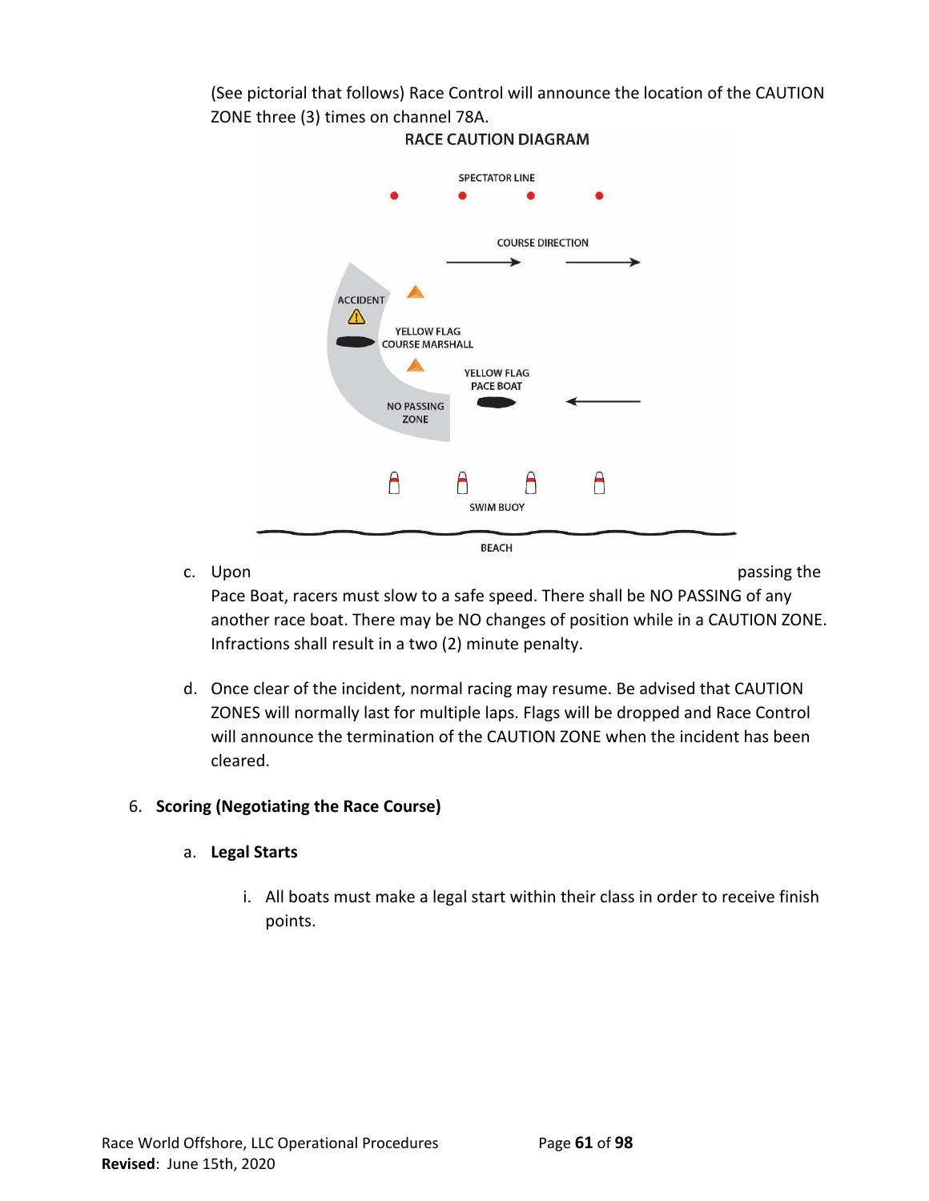(See pictorial that follows) Race Control will announce the location of the CAUTION ZONE three (3) times on channel 78A.

**RACE CAUTION DIAGRAM**

c. Upon passing the Pace Boat, racers must slow to a safe speed. There shall be NO PASSING of any another race boat. There may be NO changes of position while in a CAUTION ZONE. Infractions shall result in a two (2) minute penalty.

d. Once clear of the incident, normal racing may resume. Be advised that CAUTION ZONES will normally last for multiple laps. Flags will be dropped and Race Control will announce the termination of the CAUTION ZONE when the incident has been cleared.

6. **Scoring (Negotiating the Race Course)**

   a. **Legal Starts**

      i. All boats must make a legal start within their class in order to receive finish points.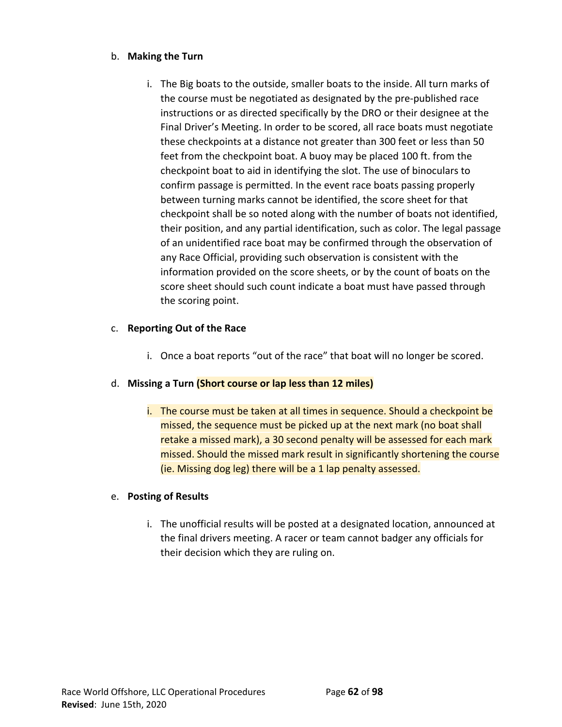b. **Making the Turn**

    i. The Big boats to the outside, smaller boats to the inside. All turn marks of the course must be negotiated as designated by the pre-published race instructions or as directed specifically by the DRO or their designee at the Final Driver's Meeting. In order to be scored, all race boats must negotiate these checkpoints at a distance not greater than 300 feet or less than 50 feet from the checkpoint boat. A buoy may be placed 100 ft. from the checkpoint boat to aid in identifying the slot. The use of binoculars to confirm passage is permitted. In the event race boats passing properly between turning marks cannot be identified, the score sheet for that checkpoint shall be so noted along with the number of boats not identified, their position, and any partial identification, such as color. The legal passage of an unidentified race boat may be confirmed through the observation of any Race Official, providing such observation is consistent with the information provided on the score sheets, or by the count of boats on the score sheet should such count indicate a boat must have passed through the scoring point.

c. **Reporting Out of the Race**

    i. Once a boat reports "out of the race" that boat will no longer be scored.

d. **Missing a Turn (Short course or lap less than 12 miles)**

    i. The course must be taken at all times in sequence. Should a checkpoint be missed, the sequence must be picked up at the next mark (no boat shall retake a missed mark), a 30 second penalty will be assessed for each mark missed. Should the missed mark result in significantly shortening the course (ie. Missing dog leg) there will be a 1 lap penalty assessed.

e. **Posting of Results**

    i. The unofficial results will be posted at a designated location, announced at the final drivers meeting. A racer or team cannot badger any officials for their decision which they are ruling on.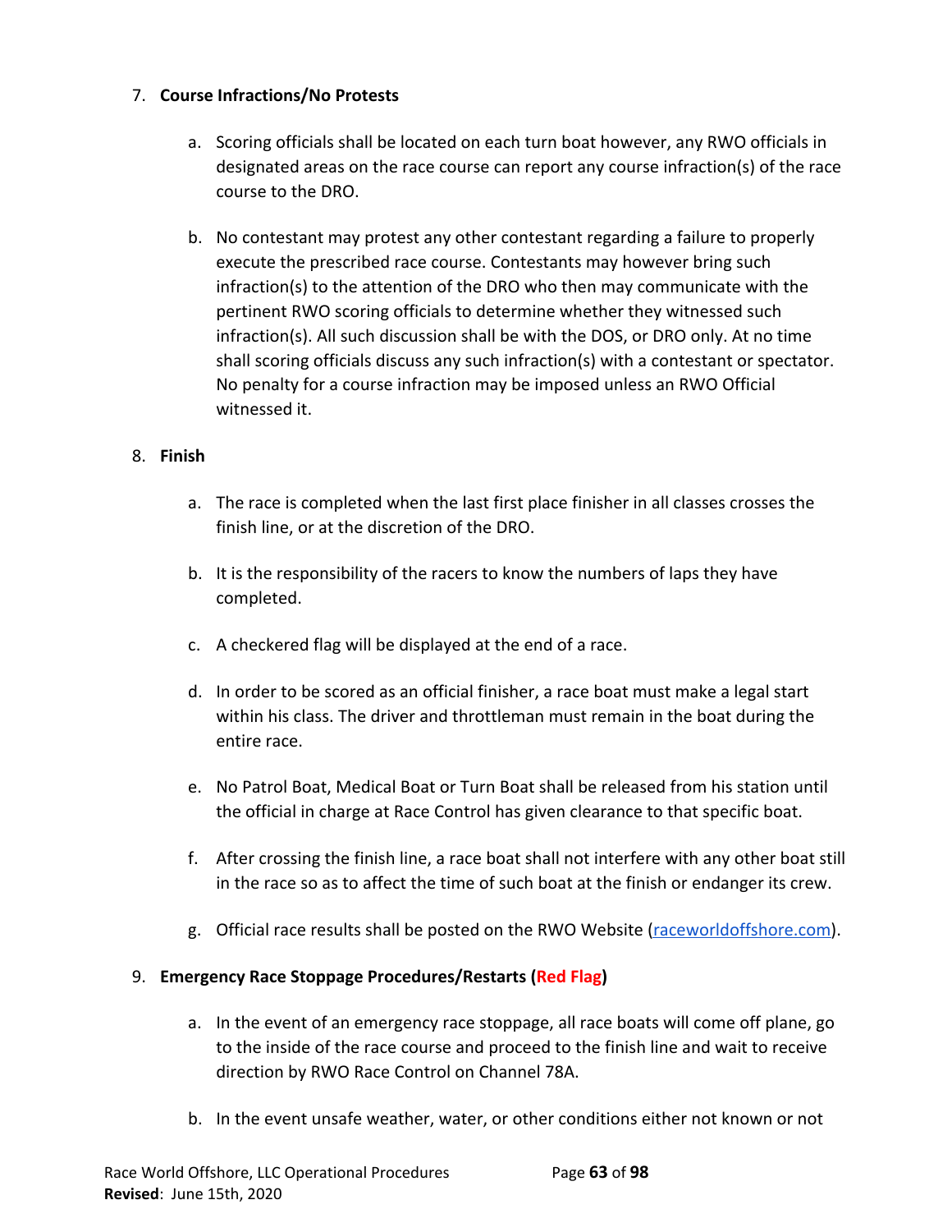7. **Course Infractions/No Protests**

    a. Scoring officials shall be located on each turn boat however, any RWO officials in designated areas on the race course can report any course infraction(s) of the race course to the DRO.

    b. No contestant may protest any other contestant regarding a failure to properly execute the prescribed race course. Contestants may however bring such infraction(s) to the attention of the DRO who then may communicate with the pertinent RWO scoring officials to determine whether they witnessed such infraction(s). All such discussion shall be with the DOS, or DRO only. At no time shall scoring officials discuss any such infraction(s) with a contestant or spectator. No penalty for a course infraction may be imposed unless an RWO Official witnessed it.

8. **Finish**

    a. The race is completed when the last first place finisher in all classes crosses the finish line, or at the discretion of the DRO.

    b. It is the responsibility of the racers to know the numbers of laps they have completed.

    c. A checkered flag will be displayed at the end of a race.

    d. In order to be scored as an official finisher, a race boat must make a legal start within his class. The driver and throttleman must remain in the boat during the entire race.

    e. No Patrol Boat, Medical Boat or Turn Boat shall be released from his station until the official in charge at Race Control has given clearance to that specific boat.

    f. After crossing the finish line, a race boat shall not interfere with any other boat still in the race so as to affect the time of such boat at the finish or endanger its crew.

    g. Official race results shall be posted on the RWO Website (raceworldoffshore.com).

9. **Emergency Race Stoppage Procedures/Restarts (Red Flag)**

    a. In the event of an emergency race stoppage, all race boats will come off plane, go to the inside of the race course and proceed to the finish line and wait to receive direction by RWO Race Control on Channel 78A.

    b. In the event unsafe weather, water, or other conditions either not known or not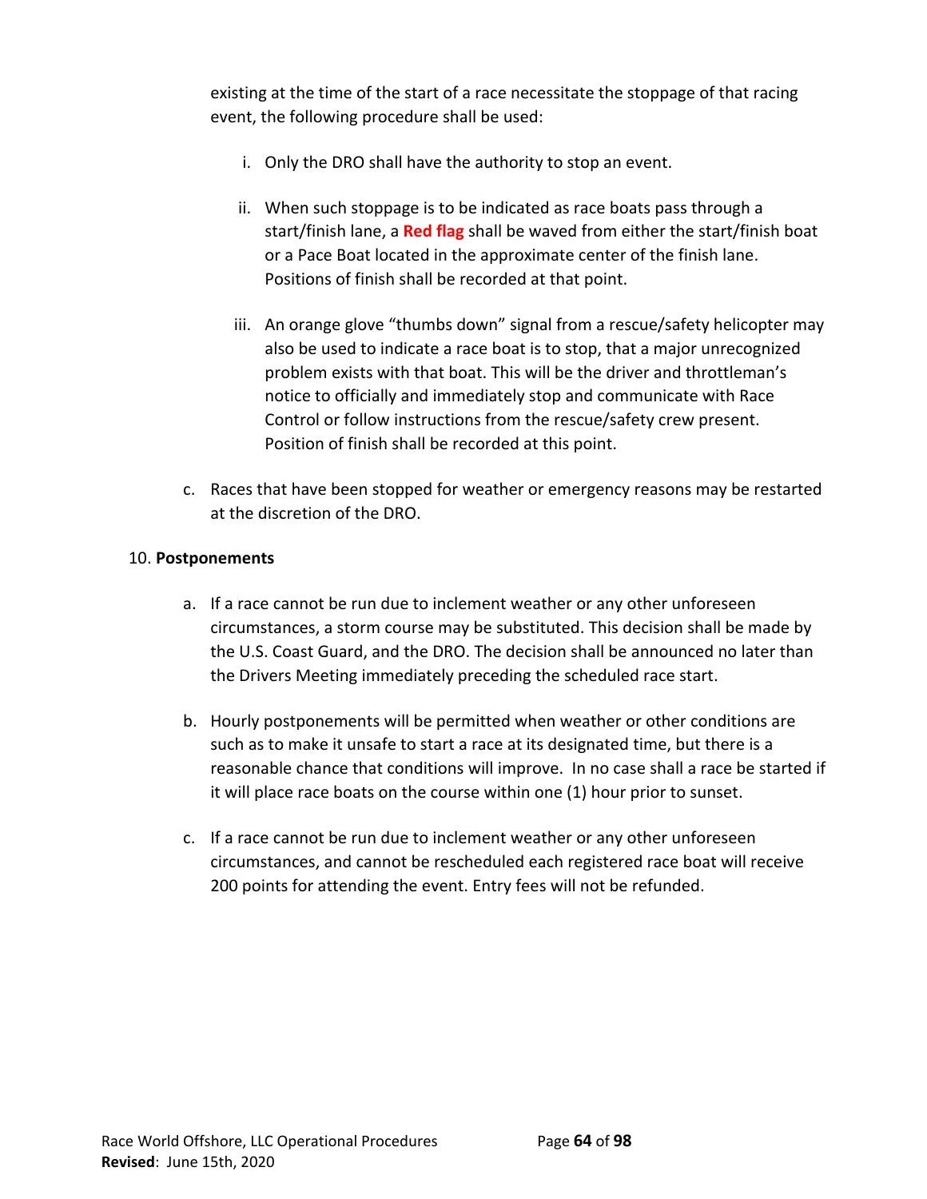existing at the time of the start of a race necessitate the stoppage of that racing event, the following procedure shall be used:

   i. Only the DRO shall have the authority to stop an event.

   ii. When such stoppage is to be indicated as race boats pass through a start/finish lane, a **Red flag** shall be waved from either the start/finish boat or a Pace Boat located in the approximate center of the finish lane. Positions of finish shall be recorded at that point.

   iii. An orange glove "thumbs down" signal from a rescue/safety helicopter may also be used to indicate a race boat is to stop, that a major unrecognized problem exists with that boat. This will be the driver and throttleman's notice to officially and immediately stop and communicate with Race Control or follow instructions from the rescue/safety crew present. Position of finish shall be recorded at this point.

c. Races that have been stopped for weather or emergency reasons may be restarted at the discretion of the DRO.

10. **Postponements**

a. If a race cannot be run due to inclement weather or any other unforeseen circumstances, a storm course may be substituted. This decision shall be made by the U.S. Coast Guard, and the DRO. The decision shall be announced no later than the Drivers Meeting immediately preceding the scheduled race start.

b. Hourly postponements will be permitted when weather or other conditions are such as to make it unsafe to start a race at its designated time, but there is a reasonable chance that conditions will improve. In no case shall a race be started if it will place race boats on the course within one (1) hour prior to sunset.

c. If a race cannot be run due to inclement weather or any other unforeseen circumstances, and cannot be rescheduled each registered race boat will receive 200 points for attending the event. Entry fees will not be refunded.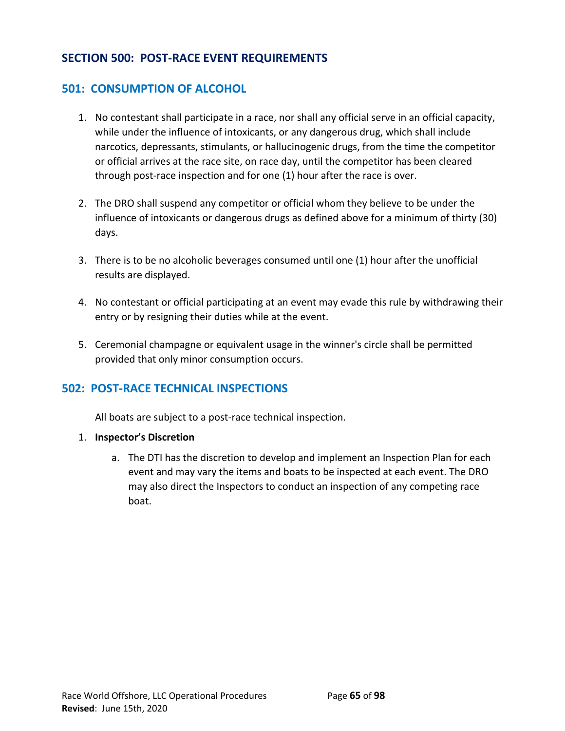# SECTION 500: POST-RACE EVENT REQUIREMENTS

## 501: CONSUMPTION OF ALCOHOL

1. No contestant shall participate in a race, nor shall any official serve in an official capacity, while under the influence of intoxicants, or any dangerous drug, which shall include narcotics, depressants, stimulants, or hallucinogenic drugs, from the time the competitor or official arrives at the race site, on race day, until the competitor has been cleared through post-race inspection and for one (1) hour after the race is over.

2. The DRO shall suspend any competitor or official whom they believe to be under the influence of intoxicants or dangerous drugs as defined above for a minimum of thirty (30) days.

3. There is to be no alcoholic beverages consumed until one (1) hour after the unofficial results are displayed.

4. No contestant or official participating at an event may evade this rule by withdrawing their entry or by resigning their duties while at the event.

5. Ceremonial champagne or equivalent usage in the winner's circle shall be permitted provided that only minor consumption occurs.

## 502: POST-RACE TECHNICAL INSPECTIONS

All boats are subject to a post-race technical inspection.

1. **Inspector's Discretion**

   a. The DTI has the discretion to develop and implement an Inspection Plan for each event and may vary the items and boats to be inspected at each event. The DRO may also direct the Inspectors to conduct an inspection of any competing race boat.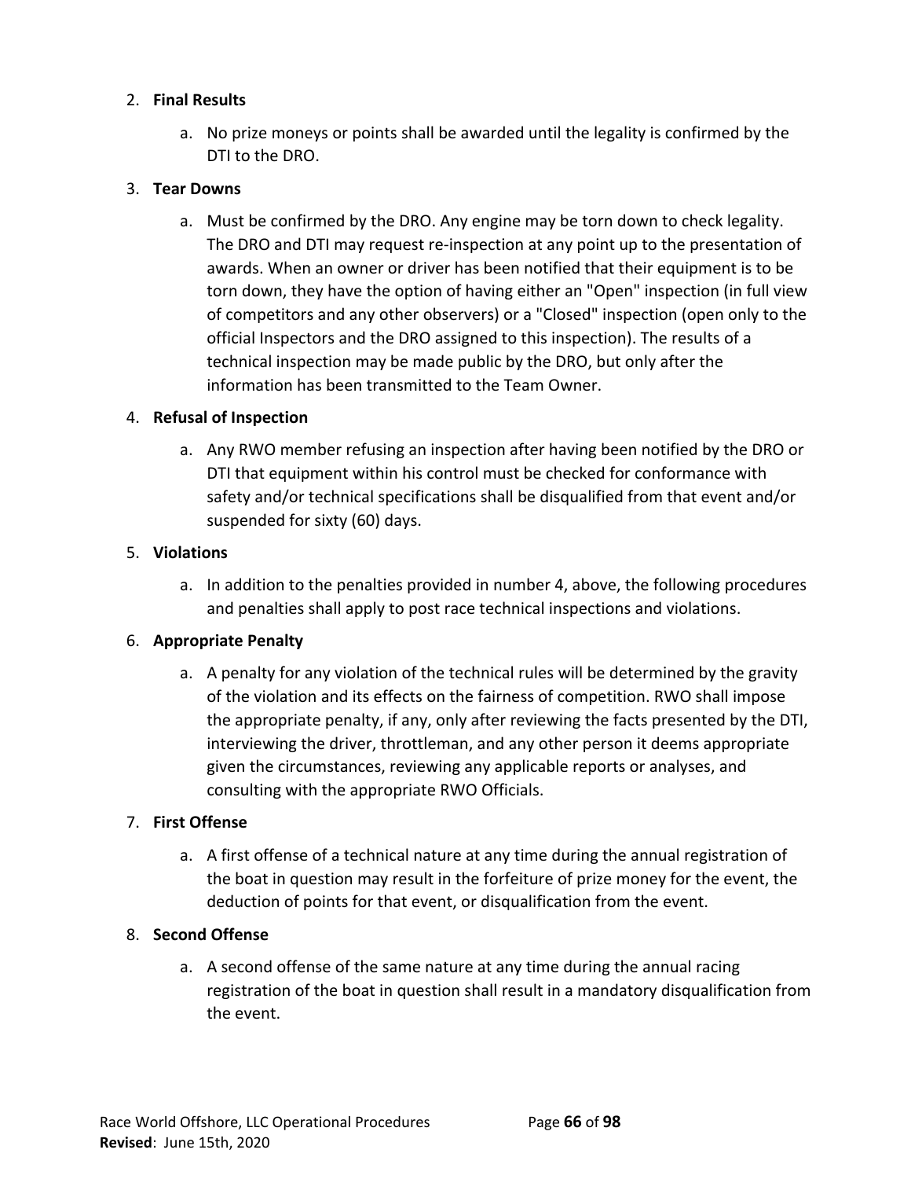2. **Final Results**

    a. No prize moneys or points shall be awarded until the legality is confirmed by the DTI to the DRO.

3. **Tear Downs**

    a. Must be confirmed by the DRO. Any engine may be torn down to check legality. The DRO and DTI may request re-inspection at any point up to the presentation of awards. When an owner or driver has been notified that their equipment is to be torn down, they have the option of having either an "Open" inspection (in full view of competitors and any other observers) or a "Closed" inspection (open only to the official Inspectors and the DRO assigned to this inspection). The results of a technical inspection may be made public by the DRO, but only after the information has been transmitted to the Team Owner.

4. **Refusal of Inspection**

    a. Any RWO member refusing an inspection after having been notified by the DRO or DTI that equipment within his control must be checked for conformance with safety and/or technical specifications shall be disqualified from that event and/or suspended for sixty (60) days.

5. **Violations**

    a. In addition to the penalties provided in number 4, above, the following procedures and penalties shall apply to post race technical inspections and violations.

6. **Appropriate Penalty**

    a. A penalty for any violation of the technical rules will be determined by the gravity of the violation and its effects on the fairness of competition. RWO shall impose the appropriate penalty, if any, only after reviewing the facts presented by the DTI, interviewing the driver, throttleman, and any other person it deems appropriate given the circumstances, reviewing any applicable reports or analyses, and consulting with the appropriate RWO Officials.

7. **First Offense**

    a. A first offense of a technical nature at any time during the annual registration of the boat in question may result in the forfeiture of prize money for the event, the deduction of points for that event, or disqualification from the event.

8. **Second Offense**

    a. A second offense of the same nature at any time during the annual racing registration of the boat in question shall result in a mandatory disqualification from the event.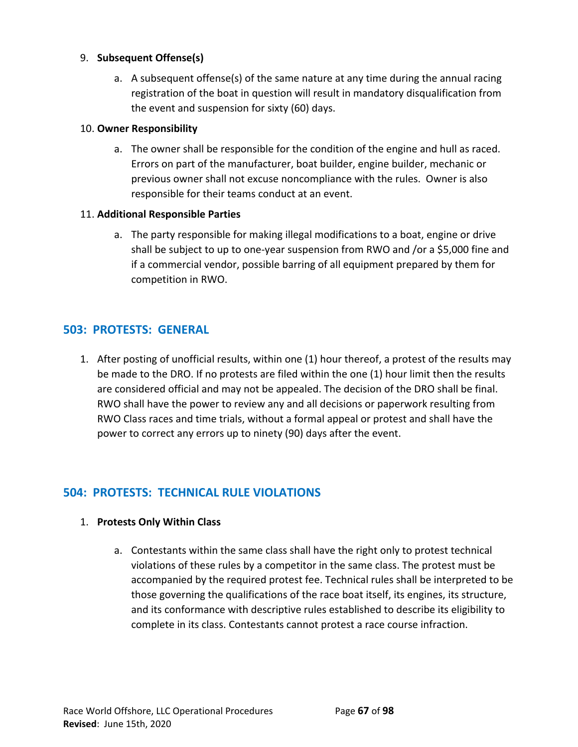9. **Subsequent Offense(s)**

    a. A subsequent offense(s) of the same nature at any time during the annual racing registration of the boat in question will result in mandatory disqualification from the event and suspension for sixty (60) days.

10. **Owner Responsibility**

    a. The owner shall be responsible for the condition of the engine and hull as raced. Errors on part of the manufacturer, boat builder, engine builder, mechanic or previous owner shall not excuse noncompliance with the rules. Owner is also responsible for their teams conduct at an event.

11. **Additional Responsible Parties**

    a. The party responsible for making illegal modifications to a boat, engine or drive shall be subject to up to one-year suspension from RWO and /or a $5,000 fine and if a commercial vendor, possible barring of all equipment prepared by them for competition in RWO.

## 503: PROTESTS: GENERAL

1. After posting of unofficial results, within one (1) hour thereof, a protest of the results may be made to the DRO. If no protests are filed within the one (1) hour limit then the results are considered official and may not be appealed. The decision of the DRO shall be final. RWO shall have the power to review any and all decisions or paperwork resulting from RWO Class races and time trials, without a formal appeal or protest and shall have the power to correct any errors up to ninety (90) days after the event.

## 504: PROTESTS: TECHNICAL RULE VIOLATIONS

1. **Protests Only Within Class**

    a. Contestants within the same class shall have the right only to protest technical violations of these rules by a competitor in the same class. The protest must be accompanied by the required protest fee. Technical rules shall be interpreted to be those governing the qualifications of the race boat itself, its engines, its structure, and its conformance with descriptive rules established to describe its eligibility to complete in its class. Contestants cannot protest a race course infraction.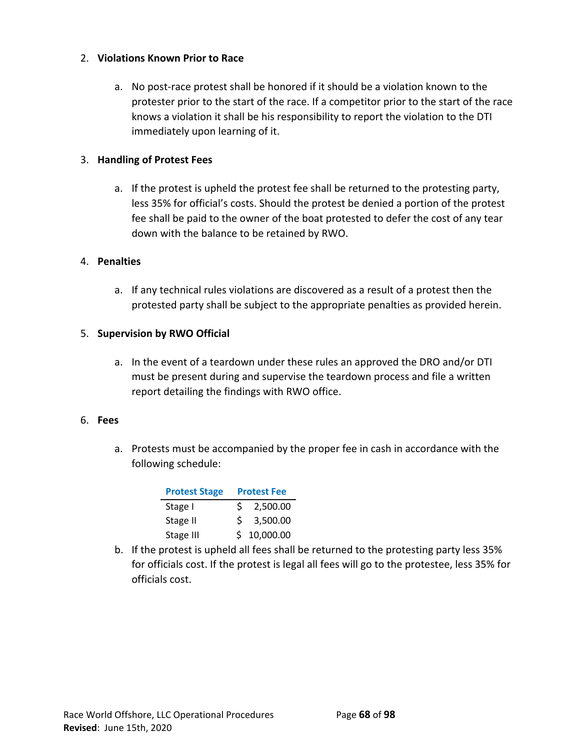2. **Violations Known Prior to Race**

    a. No post-race protest shall be honored if it should be a violation known to the protester prior to the start of the race. If a competitor prior to the start of the race knows a violation it shall be his responsibility to report the violation to the DTI immediately upon learning of it.

3. **Handling of Protest Fees**

    a. If the protest is upheld the protest fee shall be returned to the protesting party, less 35% for official's costs. Should the protest be denied a portion of the protest fee shall be paid to the owner of the boat protested to defer the cost of any tear down with the balance to be retained by RWO.

4. **Penalties**

    a. If any technical rules violations are discovered as a result of a protest then the protested party shall be subject to the appropriate penalties as provided herein.

5. **Supervision by RWO Official**

    a. In the event of a teardown under these rules an approved the DRO and/or DTI must be present during and supervise the teardown process and file a written report detailing the findings with RWO office.

6. **Fees**

    a. Protests must be accompanied by the proper fee in cash in accordance with the following schedule:

| Protest Stage | Protest Fee |
|---|---|
| Stage I | $ 2,500.00 |
| Stage II | $ 3,500.00 |
| Stage III | $ 10,000.00 |

    b. If the protest is upheld all fees shall be returned to the protesting party less 35% for officials cost. If the protest is legal all fees will go to the protestee, less 35% for officials cost.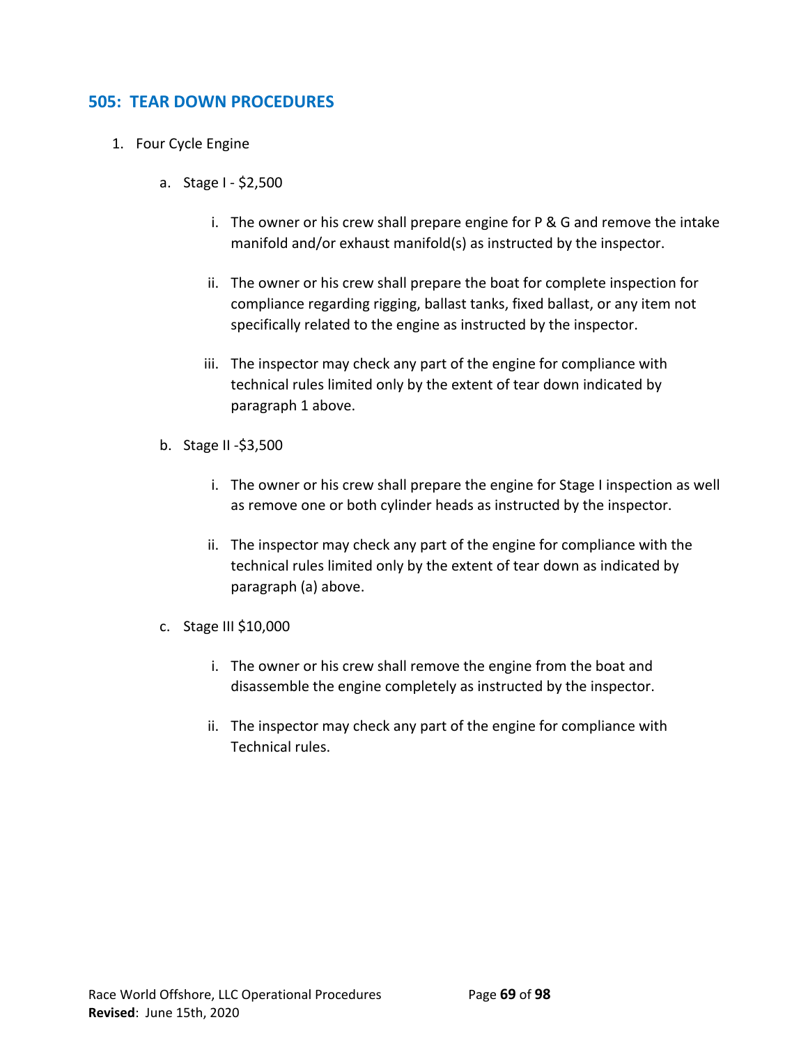## 505: TEAR DOWN PROCEDURES

1. Four Cycle Engine

    a. Stage I - $2,500

        i. The owner or his crew shall prepare engine for P & G and remove the intake manifold and/or exhaust manifold(s) as instructed by the inspector.

        ii. The owner or his crew shall prepare the boat for complete inspection for compliance regarding rigging, ballast tanks, fixed ballast, or any item not specifically related to the engine as instructed by the inspector.

        iii. The inspector may check any part of the engine for compliance with technical rules limited only by the extent of tear down indicated by paragraph 1 above.

    b. Stage II -$3,500

        i. The owner or his crew shall prepare the engine for Stage I inspection as well as remove one or both cylinder heads as instructed by the inspector.

        ii. The inspector may check any part of the engine for compliance with the technical rules limited only by the extent of tear down as indicated by paragraph (a) above.

    c. Stage III $10,000

        i. The owner or his crew shall remove the engine from the boat and disassemble the engine completely as instructed by the inspector.

        ii. The inspector may check any part of the engine for compliance with Technical rules.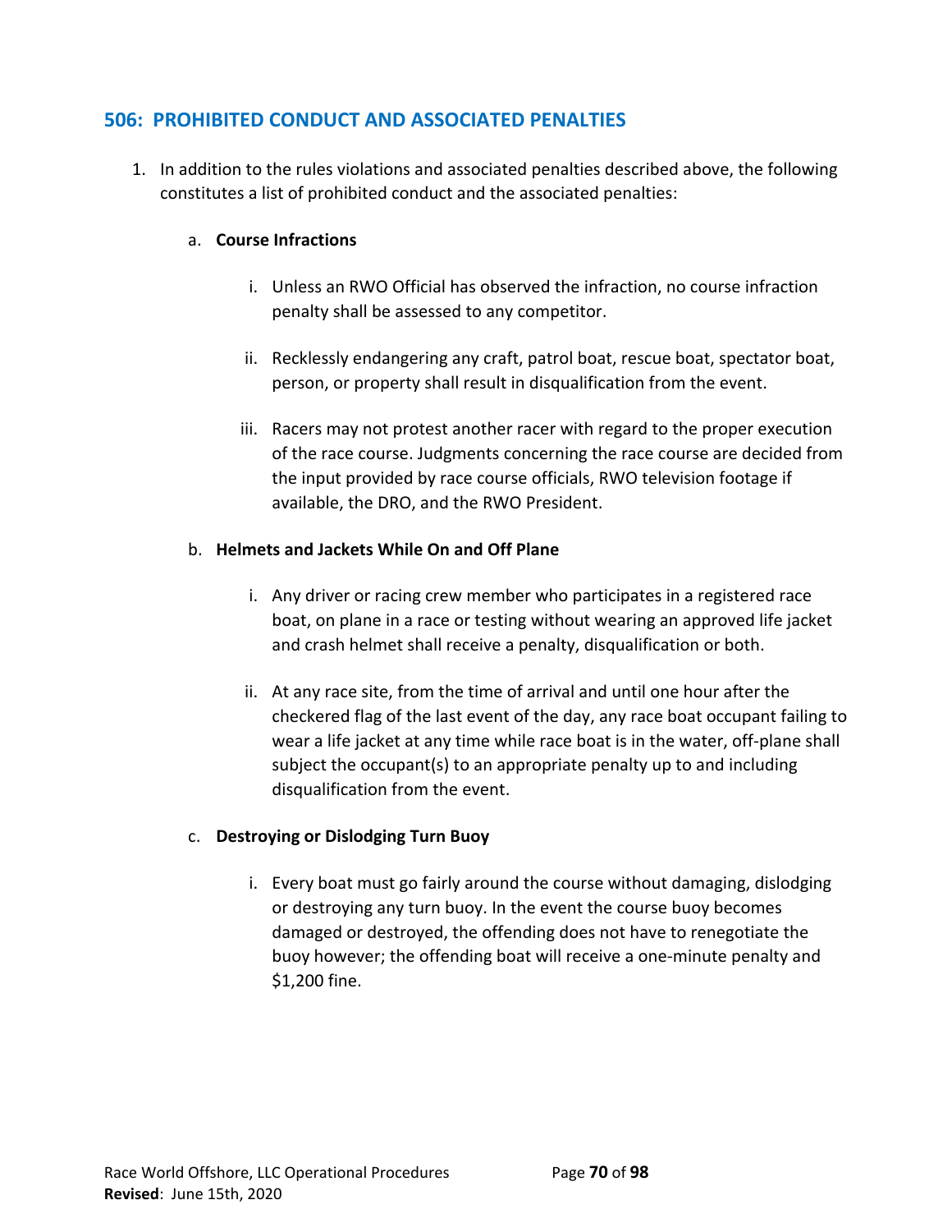## 506: PROHIBITED CONDUCT AND ASSOCIATED PENALTIES

1. In addition to the rules violations and associated penalties described above, the following constitutes a list of prohibited conduct and the associated penalties:

   a. **Course Infractions**

      i. Unless an RWO Official has observed the infraction, no course infraction penalty shall be assessed to any competitor.

      ii. Recklessly endangering any craft, patrol boat, rescue boat, spectator boat, person, or property shall result in disqualification from the event.

      iii. Racers may not protest another racer with regard to the proper execution of the race course. Judgments concerning the race course are decided from the input provided by race course officials, RWO television footage if available, the DRO, and the RWO President.

   b. **Helmets and Jackets While On and Off Plane**

      i. Any driver or racing crew member who participates in a registered race boat, on plane in a race or testing without wearing an approved life jacket and crash helmet shall receive a penalty, disqualification or both.

      ii. At any race site, from the time of arrival and until one hour after the checkered flag of the last event of the day, any race boat occupant failing to wear a life jacket at any time while race boat is in the water, off-plane shall subject the occupant(s) to an appropriate penalty up to and including disqualification from the event.

   c. **Destroying or Dislodging Turn Buoy**

      i. Every boat must go fairly around the course without damaging, dislodging or destroying any turn buoy. In the event the course buoy becomes damaged or destroyed, the offending does not have to renegotiate the buoy however; the offending boat will receive a one-minute penalty and $1,200 fine.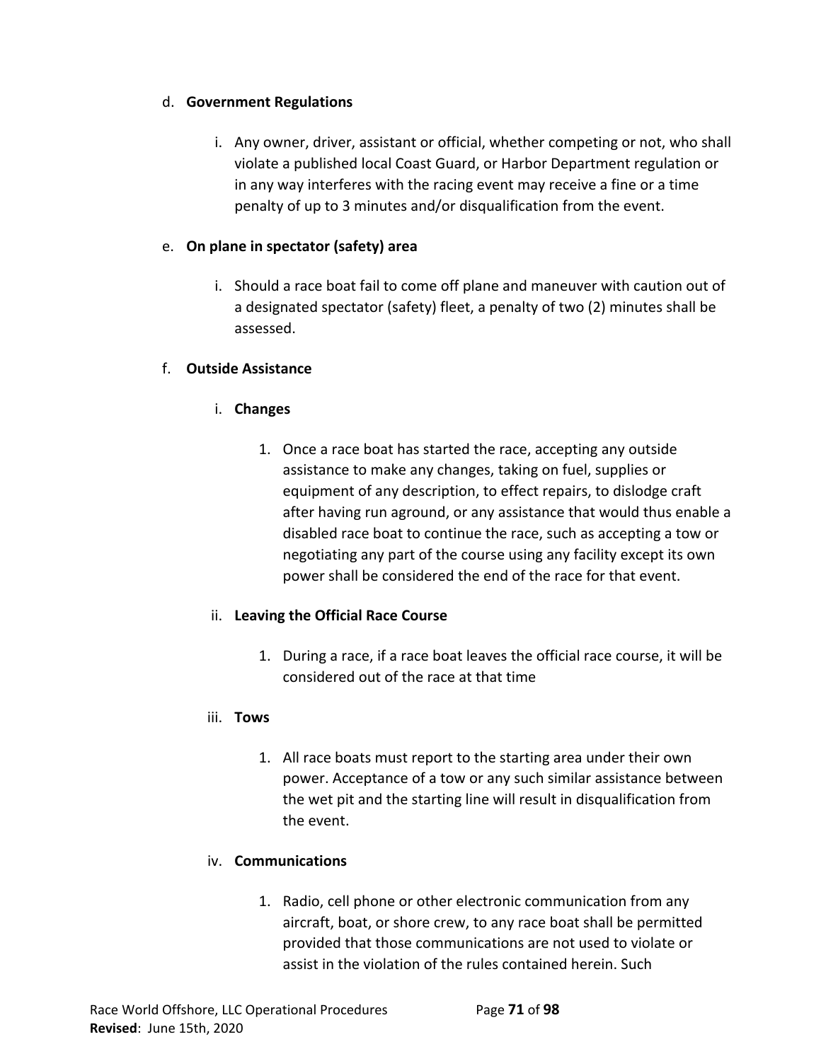d. **Government Regulations**

   i. Any owner, driver, assistant or official, whether competing or not, who shall violate a published local Coast Guard, or Harbor Department regulation or in any way interferes with the racing event may receive a fine or a time penalty of up to 3 minutes and/or disqualification from the event.

e. **On plane in spectator (safety) area**

   i. Should a race boat fail to come off plane and maneuver with caution out of a designated spectator (safety) fleet, a penalty of two (2) minutes shall be assessed.

f. **Outside Assistance**

   i. **Changes**

      1. Once a race boat has started the race, accepting any outside assistance to make any changes, taking on fuel, supplies or equipment of any description, to effect repairs, to dislodge craft after having run aground, or any assistance that would thus enable a disabled race boat to continue the race, such as accepting a tow or negotiating any part of the course using any facility except its own power shall be considered the end of the race for that event.

   ii. **Leaving the Official Race Course**

      1. During a race, if a race boat leaves the official race course, it will be considered out of the race at that time

   iii. **Tows**

      1. All race boats must report to the starting area under their own power. Acceptance of a tow or any such similar assistance between the wet pit and the starting line will result in disqualification from the event.

   iv. **Communications**

      1. Radio, cell phone or other electronic communication from any aircraft, boat, or shore crew, to any race boat shall be permitted provided that those communications are not used to violate or assist in the violation of the rules contained herein. Such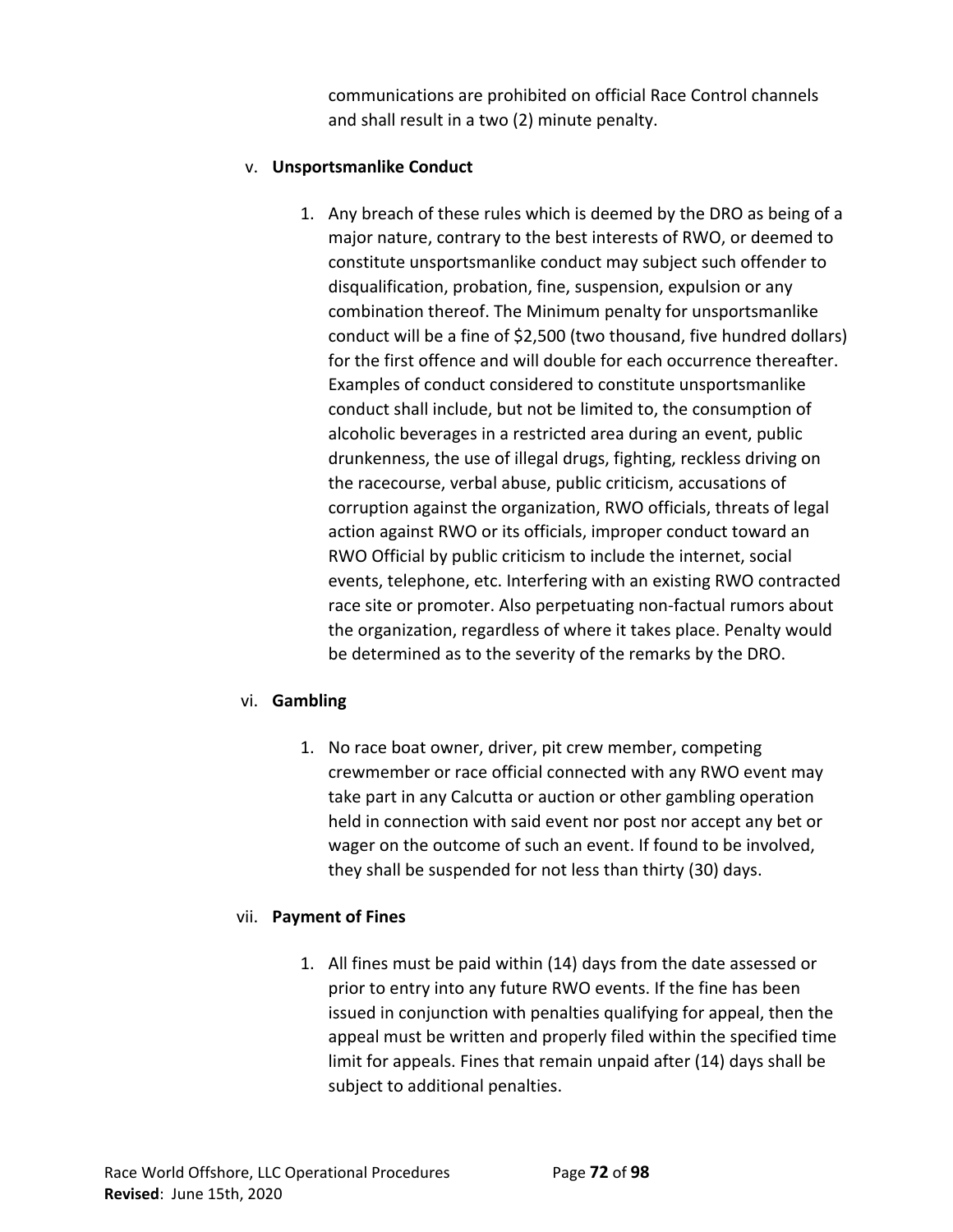communications are prohibited on official Race Control channels and shall result in a two (2) minute penalty.

v. **Unsportsmanlike Conduct**

1. Any breach of these rules which is deemed by the DRO as being of a major nature, contrary to the best interests of RWO, or deemed to constitute unsportsmanlike conduct may subject such offender to disqualification, probation, fine, suspension, expulsion or any combination thereof. The Minimum penalty for unsportsmanlike conduct will be a fine of $2,500 (two thousand, five hundred dollars) for the first offence and will double for each occurrence thereafter. Examples of conduct considered to constitute unsportsmanlike conduct shall include, but not be limited to, the consumption of alcoholic beverages in a restricted area during an event, public drunkenness, the use of illegal drugs, fighting, reckless driving on the racecourse, verbal abuse, public criticism, accusations of corruption against the organization, RWO officials, threats of legal action against RWO or its officials, improper conduct toward an RWO Official by public criticism to include the internet, social events, telephone, etc. Interfering with an existing RWO contracted race site or promoter. Also perpetuating non-factual rumors about the organization, regardless of where it takes place. Penalty would be determined as to the severity of the remarks by the DRO.

vi. **Gambling**

1. No race boat owner, driver, pit crew member, competing crewmember or race official connected with any RWO event may take part in any Calcutta or auction or other gambling operation held in connection with said event nor post nor accept any bet or wager on the outcome of such an event. If found to be involved, they shall be suspended for not less than thirty (30) days.

vii. **Payment of Fines**

1. All fines must be paid within (14) days from the date assessed or prior to entry into any future RWO events. If the fine has been issued in conjunction with penalties qualifying for appeal, then the appeal must be written and properly filed within the specified time limit for appeals. Fines that remain unpaid after (14) days shall be subject to additional penalties.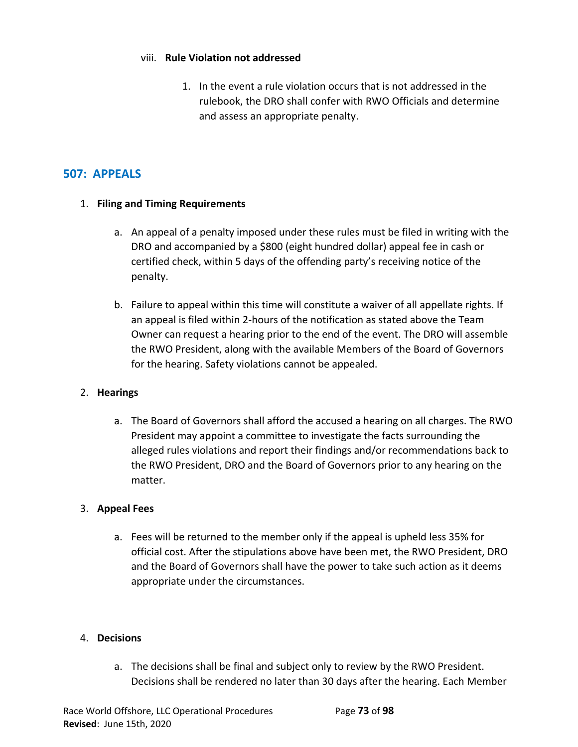viii. **Rule Violation not addressed**

1. In the event a rule violation occurs that is not addressed in the rulebook, the DRO shall confer with RWO Officials and determine and assess an appropriate penalty.

## 507: APPEALS

1. **Filing and Timing Requirements**

    a. An appeal of a penalty imposed under these rules must be filed in writing with the DRO and accompanied by a $800 (eight hundred dollar) appeal fee in cash or certified check, within 5 days of the offending party's receiving notice of the penalty.

    b. Failure to appeal within this time will constitute a waiver of all appellate rights. If an appeal is filed within 2-hours of the notification as stated above the Team Owner can request a hearing prior to the end of the event. The DRO will assemble the RWO President, along with the available Members of the Board of Governors for the hearing. Safety violations cannot be appealed.

2. **Hearings**

    a. The Board of Governors shall afford the accused a hearing on all charges. The RWO President may appoint a committee to investigate the facts surrounding the alleged rules violations and report their findings and/or recommendations back to the RWO President, DRO and the Board of Governors prior to any hearing on the matter.

3. **Appeal Fees**

    a. Fees will be returned to the member only if the appeal is upheld less 35% for official cost. After the stipulations above have been met, the RWO President, DRO and the Board of Governors shall have the power to take such action as it deems appropriate under the circumstances.

4. **Decisions**

    a. The decisions shall be final and subject only to review by the RWO President. Decisions shall be rendered no later than 30 days after the hearing. Each Member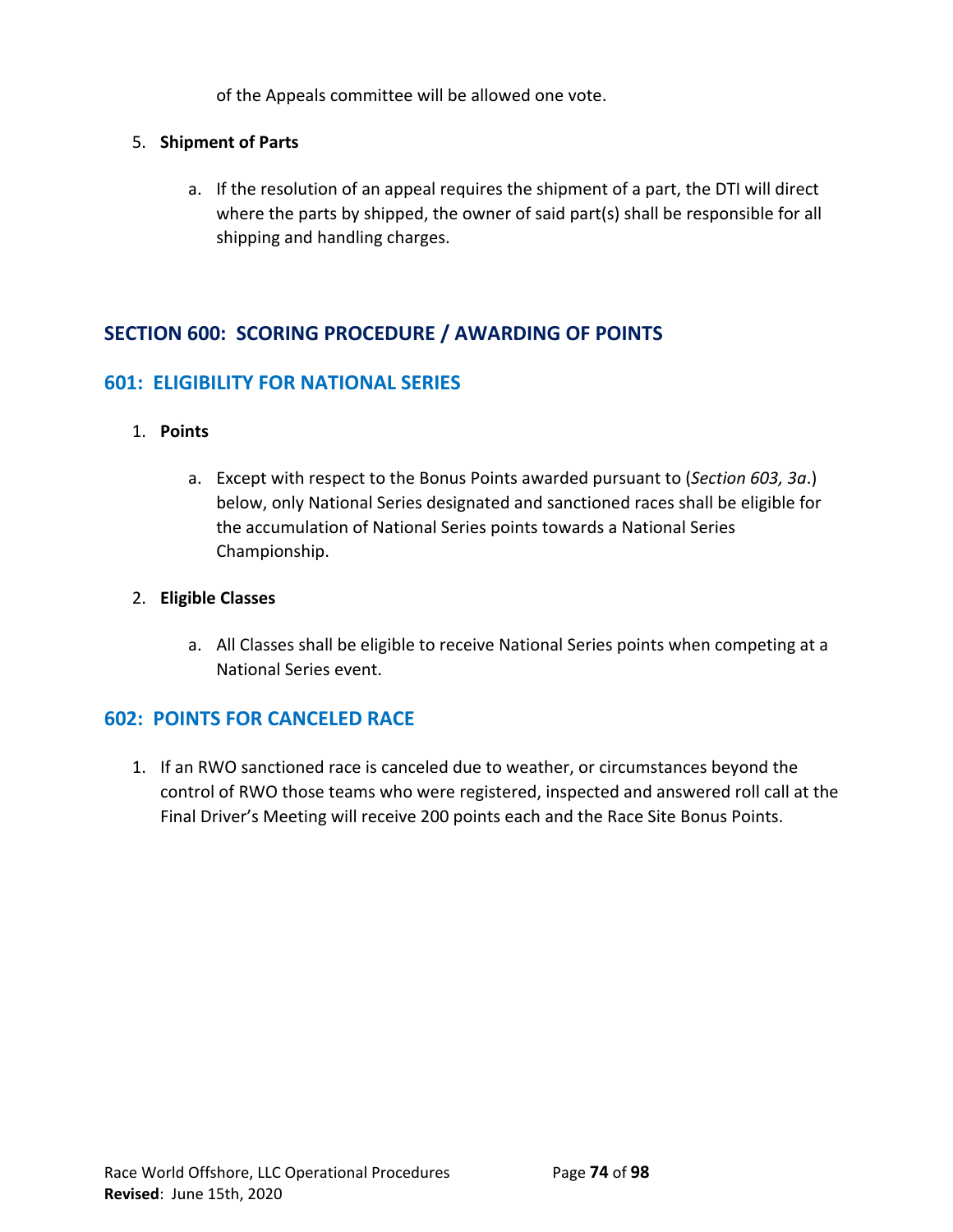of the Appeals committee will be allowed one vote.

5. **Shipment of Parts**

    a. If the resolution of an appeal requires the shipment of a part, the DTI will direct where the parts by shipped, the owner of said part(s) shall be responsible for all shipping and handling charges.

## SECTION 600: SCORING PROCEDURE / AWARDING OF POINTS

### 601: ELIGIBILITY FOR NATIONAL SERIES

1. **Points**

    a. Except with respect to the Bonus Points awarded pursuant to (*Section 603, 3a*.) below, only National Series designated and sanctioned races shall be eligible for the accumulation of National Series points towards a National Series Championship.

2. **Eligible Classes**

    a. All Classes shall be eligible to receive National Series points when competing at a National Series event.

### 602: POINTS FOR CANCELED RACE

1. If an RWO sanctioned race is canceled due to weather, or circumstances beyond the control of RWO those teams who were registered, inspected and answered roll call at the Final Driver's Meeting will receive 200 points each and the Race Site Bonus Points.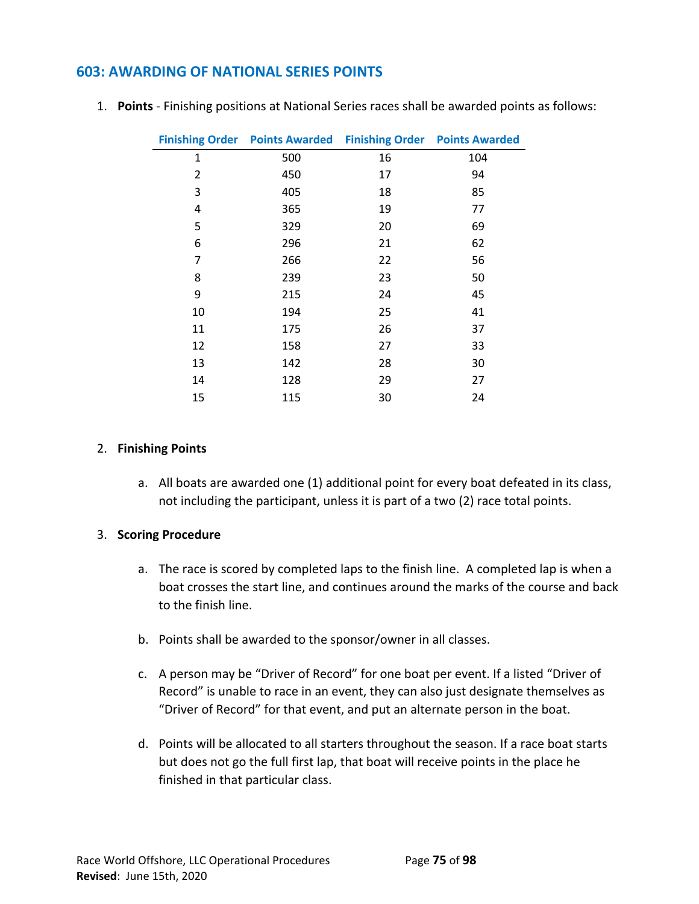## 603: AWARDING OF NATIONAL SERIES POINTS

1. **Points** - Finishing positions at National Series races shall be awarded points as follows:

| Finishing Order | Points Awarded | Finishing Order | Points Awarded |
|---|---|---|---|
| 1 | 500 | 16 | 104 |
| 2 | 450 | 17 | 94 |
| 3 | 405 | 18 | 85 |
| 4 | 365 | 19 | 77 |
| 5 | 329 | 20 | 69 |
| 6 | 296 | 21 | 62 |
| 7 | 266 | 22 | 56 |
| 8 | 239 | 23 | 50 |
| 9 | 215 | 24 | 45 |
| 10 | 194 | 25 | 41 |
| 11 | 175 | 26 | 37 |
| 12 | 158 | 27 | 33 |
| 13 | 142 | 28 | 30 |
| 14 | 128 | 29 | 27 |
| 15 | 115 | 30 | 24 |

2. **Finishing Points**

   a. All boats are awarded one (1) additional point for every boat defeated in its class, not including the participant, unless it is part of a two (2) race total points.

3. **Scoring Procedure**

   a. The race is scored by completed laps to the finish line. A completed lap is when a boat crosses the start line, and continues around the marks of the course and back to the finish line.

   b. Points shall be awarded to the sponsor/owner in all classes.

   c. A person may be "Driver of Record" for one boat per event. If a listed "Driver of Record" is unable to race in an event, they can also just designate themselves as "Driver of Record" for that event, and put an alternate person in the boat.

   d. Points will be allocated to all starters throughout the season. If a race boat starts but does not go the full first lap, that boat will receive points in the place he finished in that particular class.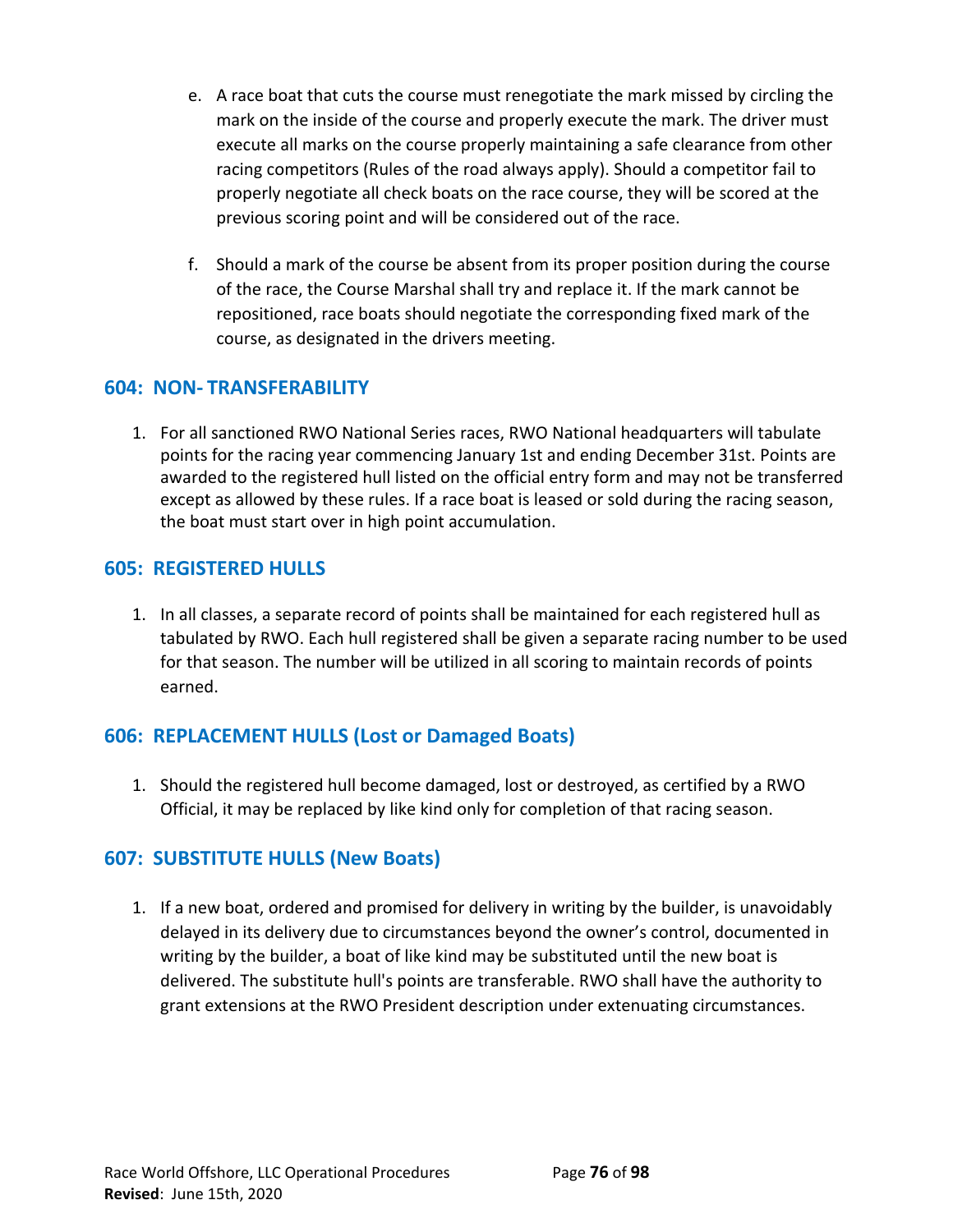e. A race boat that cuts the course must renegotiate the mark missed by circling the mark on the inside of the course and properly execute the mark. The driver must execute all marks on the course properly maintaining a safe clearance from other racing competitors (Rules of the road always apply). Should a competitor fail to properly negotiate all check boats on the race course, they will be scored at the previous scoring point and will be considered out of the race.

f. Should a mark of the course be absent from its proper position during the course of the race, the Course Marshal shall try and replace it. If the mark cannot be repositioned, race boats should negotiate the corresponding fixed mark of the course, as designated in the drivers meeting.

## 604: NON- TRANSFERABILITY

1. For all sanctioned RWO National Series races, RWO National headquarters will tabulate points for the racing year commencing January 1st and ending December 31st. Points are awarded to the registered hull listed on the official entry form and may not be transferred except as allowed by these rules. If a race boat is leased or sold during the racing season, the boat must start over in high point accumulation.

## 605: REGISTERED HULLS

1. In all classes, a separate record of points shall be maintained for each registered hull as tabulated by RWO. Each hull registered shall be given a separate racing number to be used for that season. The number will be utilized in all scoring to maintain records of points earned.

## 606: REPLACEMENT HULLS (Lost or Damaged Boats)

1. Should the registered hull become damaged, lost or destroyed, as certified by a RWO Official, it may be replaced by like kind only for completion of that racing season.

## 607: SUBSTITUTE HULLS (New Boats)

1. If a new boat, ordered and promised for delivery in writing by the builder, is unavoidably delayed in its delivery due to circumstances beyond the owner's control, documented in writing by the builder, a boat of like kind may be substituted until the new boat is delivered. The substitute hull's points are transferable. RWO shall have the authority to grant extensions at the RWO President description under extenuating circumstances.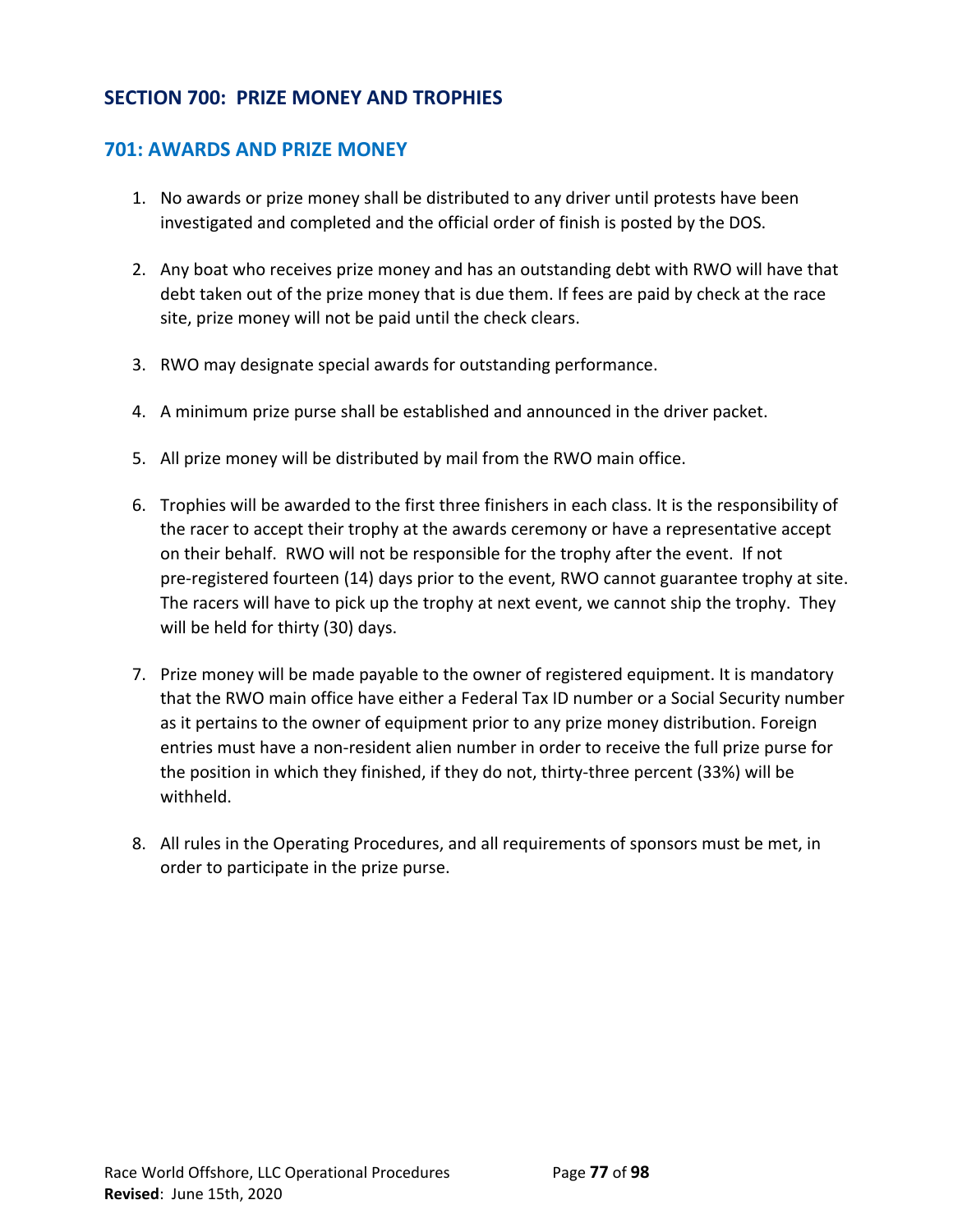## SECTION 700: PRIZE MONEY AND TROPHIES

### 701: AWARDS AND PRIZE MONEY

1. No awards or prize money shall be distributed to any driver until protests have been investigated and completed and the official order of finish is posted by the DOS.

2. Any boat who receives prize money and has an outstanding debt with RWO will have that debt taken out of the prize money that is due them. If fees are paid by check at the race site, prize money will not be paid until the check clears.

3. RWO may designate special awards for outstanding performance.

4. A minimum prize purse shall be established and announced in the driver packet.

5. All prize money will be distributed by mail from the RWO main office.

6. Trophies will be awarded to the first three finishers in each class. It is the responsibility of the racer to accept their trophy at the awards ceremony or have a representative accept on their behalf. RWO will not be responsible for the trophy after the event. If not pre-registered fourteen (14) days prior to the event, RWO cannot guarantee trophy at site. The racers will have to pick up the trophy at next event, we cannot ship the trophy. They will be held for thirty (30) days.

7. Prize money will be made payable to the owner of registered equipment. It is mandatory that the RWO main office have either a Federal Tax ID number or a Social Security number as it pertains to the owner of equipment prior to any prize money distribution. Foreign entries must have a non-resident alien number in order to receive the full prize purse for the position in which they finished, if they do not, thirty-three percent (33%) will be withheld.

8. All rules in the Operating Procedures, and all requirements of sponsors must be met, in order to participate in the prize purse.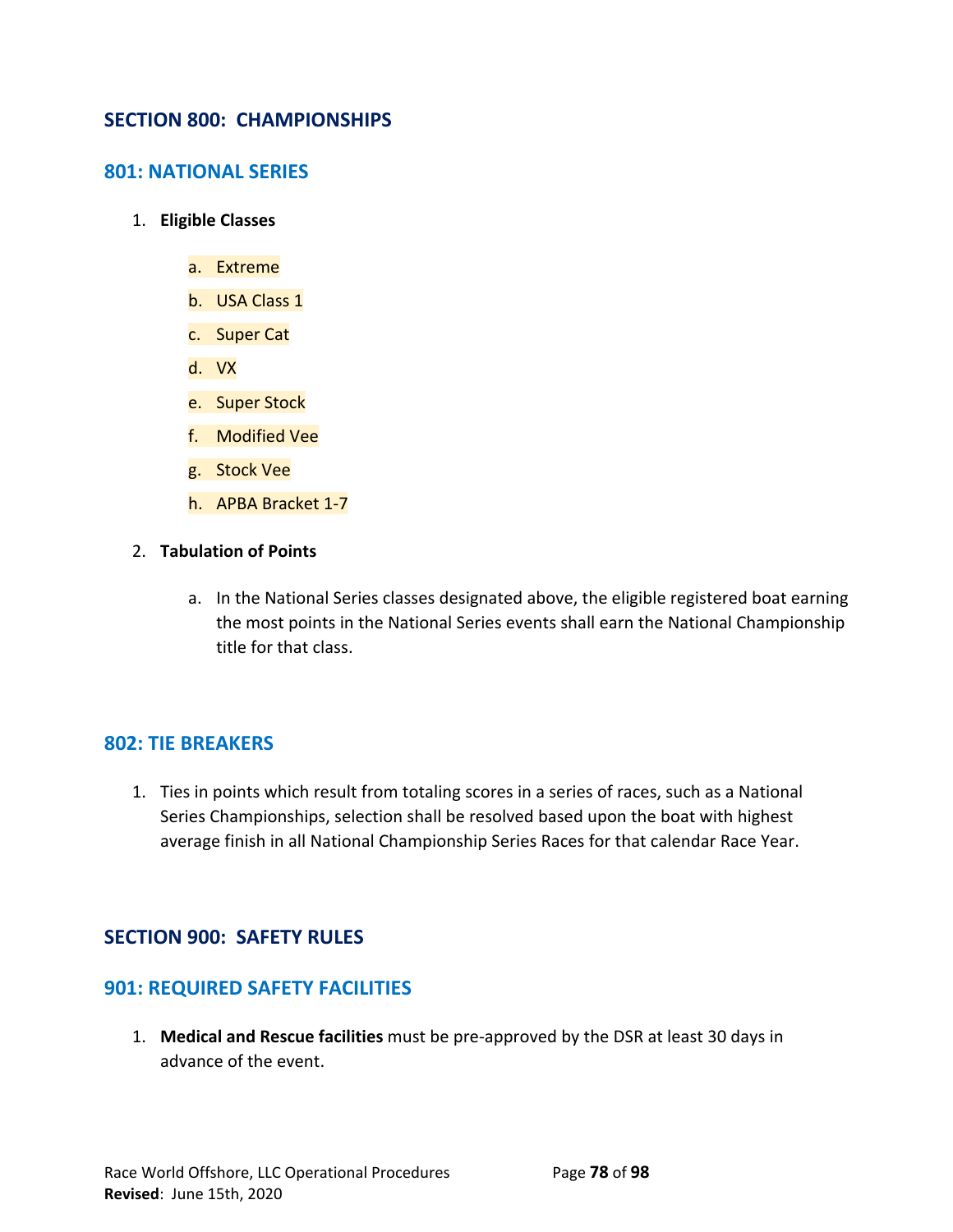## SECTION 800: CHAMPIONSHIPS

### 801: NATIONAL SERIES

1. **Eligible Classes**

    a. Extreme

    b. USA Class 1

    c. Super Cat

    d. VX

    e. Super Stock

    f. Modified Vee

    g. Stock Vee

    h. APBA Bracket 1-7

2. **Tabulation of Points**

    a. In the National Series classes designated above, the eligible registered boat earning the most points in the National Series events shall earn the National Championship title for that class.

### 802: TIE BREAKERS

1. Ties in points which result from totaling scores in a series of races, such as a National Series Championships, selection shall be resolved based upon the boat with highest average finish in all National Championship Series Races for that calendar Race Year.

## SECTION 900: SAFETY RULES

### 901: REQUIRED SAFETY FACILITIES

1. **Medical and Rescue facilities** must be pre-approved by the DSR at least 30 days in advance of the event.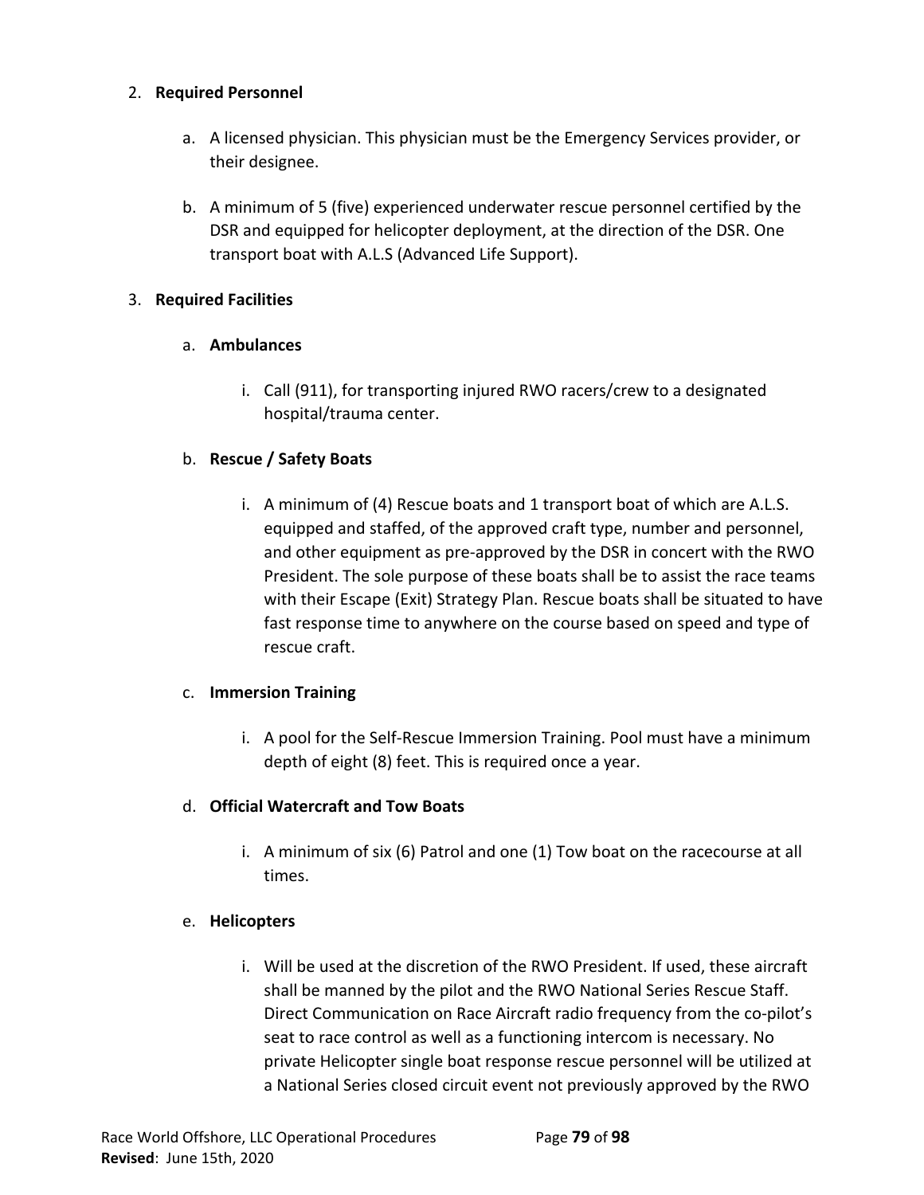2. **Required Personnel**

    a. A licensed physician. This physician must be the Emergency Services provider, or their designee.

    b. A minimum of 5 (five) experienced underwater rescue personnel certified by the DSR and equipped for helicopter deployment, at the direction of the DSR. One transport boat with A.L.S (Advanced Life Support).

3. **Required Facilities**

    a. **Ambulances**

        i. Call (911), for transporting injured RWO racers/crew to a designated hospital/trauma center.

    b. **Rescue / Safety Boats**

        i. A minimum of (4) Rescue boats and 1 transport boat of which are A.L.S. equipped and staffed, of the approved craft type, number and personnel, and other equipment as pre-approved by the DSR in concert with the RWO President. The sole purpose of these boats shall be to assist the race teams with their Escape (Exit) Strategy Plan. Rescue boats shall be situated to have fast response time to anywhere on the course based on speed and type of rescue craft.

    c. **Immersion Training**

        i. A pool for the Self-Rescue Immersion Training. Pool must have a minimum depth of eight (8) feet. This is required once a year.

    d. **Official Watercraft and Tow Boats**

        i. A minimum of six (6) Patrol and one (1) Tow boat on the racecourse at all times.

    e. **Helicopters**

        i. Will be used at the discretion of the RWO President. If used, these aircraft shall be manned by the pilot and the RWO National Series Rescue Staff. Direct Communication on Race Aircraft radio frequency from the co-pilot's seat to race control as well as a functioning intercom is necessary. No private Helicopter single boat response rescue personnel will be utilized at a National Series closed circuit event not previously approved by the RWO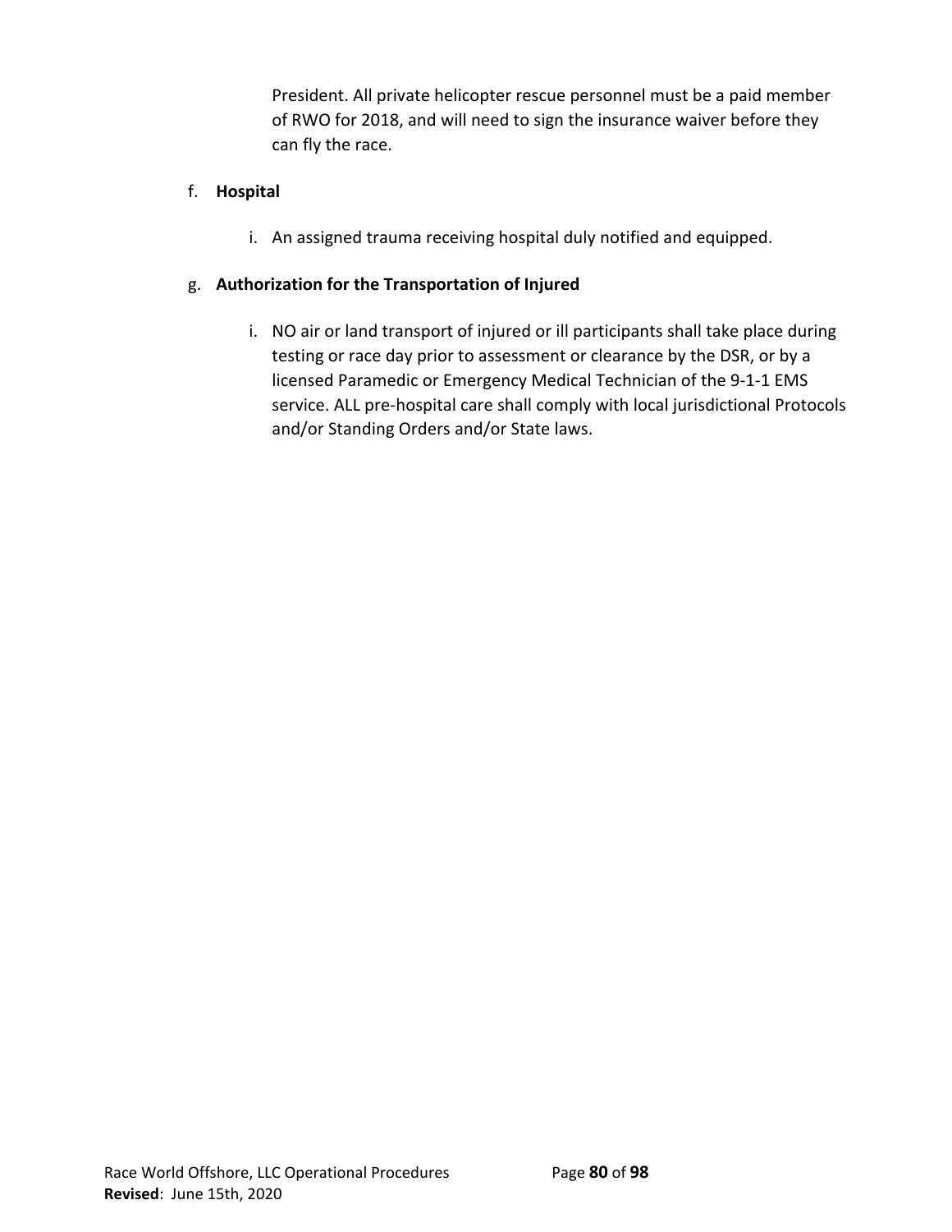President. All private helicopter rescue personnel must be a paid member of RWO for 2018, and will need to sign the insurance waiver before they can fly the race.

f. **Hospital**

   i. An assigned trauma receiving hospital duly notified and equipped.

g. **Authorization for the Transportation of Injured**

   i. NO air or land transport of injured or ill participants shall take place during testing or race day prior to assessment or clearance by the DSR, or by a licensed Paramedic or Emergency Medical Technician of the 9-1-1 EMS service. ALL pre-hospital care shall comply with local jurisdictional Protocols and/or Standing Orders and/or State laws.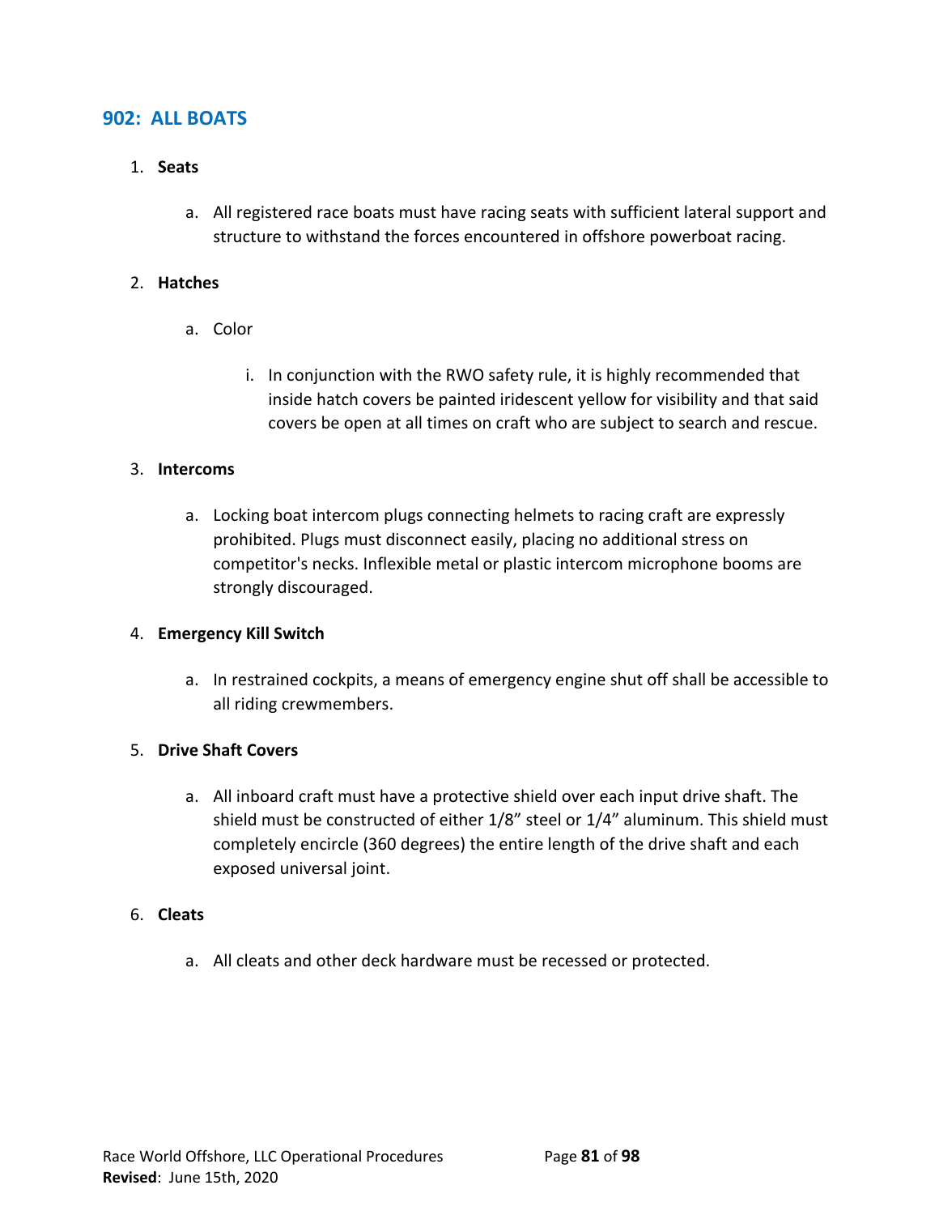## 902: ALL BOATS

1. **Seats**

    a. All registered race boats must have racing seats with sufficient lateral support and structure to withstand the forces encountered in offshore powerboat racing.

2. **Hatches**

    a. Color

        i. In conjunction with the RWO safety rule, it is highly recommended that inside hatch covers be painted iridescent yellow for visibility and that said covers be open at all times on craft who are subject to search and rescue.

3. **Intercoms**

    a. Locking boat intercom plugs connecting helmets to racing craft are expressly prohibited. Plugs must disconnect easily, placing no additional stress on competitor's necks. Inflexible metal or plastic intercom microphone booms are strongly discouraged.

4. **Emergency Kill Switch**

    a. In restrained cockpits, a means of emergency engine shut off shall be accessible to all riding crewmembers.

5. **Drive Shaft Covers**

    a. All inboard craft must have a protective shield over each input drive shaft. The shield must be constructed of either 1/8" steel or 1/4" aluminum. This shield must completely encircle (360 degrees) the entire length of the drive shaft and each exposed universal joint.

6. **Cleats**

    a. All cleats and other deck hardware must be recessed or protected.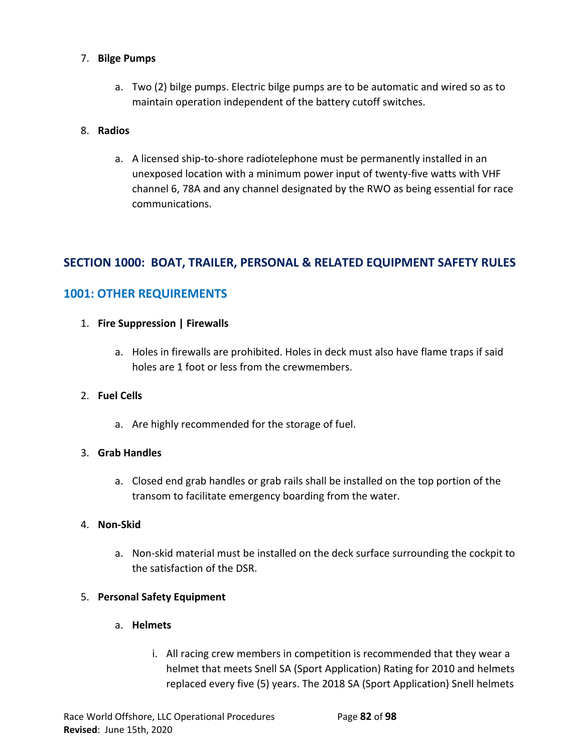7. **Bilge Pumps**

    a. Two (2) bilge pumps. Electric bilge pumps are to be automatic and wired so as to maintain operation independent of the battery cutoff switches.

8. **Radios**

    a. A licensed ship-to-shore radiotelephone must be permanently installed in an unexposed location with a minimum power input of twenty-five watts with VHF channel 6, 78A and any channel designated by the RWO as being essential for race communications.

## SECTION 1000: BOAT, TRAILER, PERSONAL & RELATED EQUIPMENT SAFETY RULES

### 1001: OTHER REQUIREMENTS

1. **Fire Suppression | Firewalls**

    a. Holes in firewalls are prohibited. Holes in deck must also have flame traps if said holes are 1 foot or less from the crewmembers.

2. **Fuel Cells**

    a. Are highly recommended for the storage of fuel.

3. **Grab Handles**

    a. Closed end grab handles or grab rails shall be installed on the top portion of the transom to facilitate emergency boarding from the water.

4. **Non-Skid**

    a. Non-skid material must be installed on the deck surface surrounding the cockpit to the satisfaction of the DSR.

5. **Personal Safety Equipment**

    a. **Helmets**

        i. All racing crew members in competition is recommended that they wear a helmet that meets Snell SA (Sport Application) Rating for 2010 and helmets replaced every five (5) years. The 2018 SA (Sport Application) Snell helmets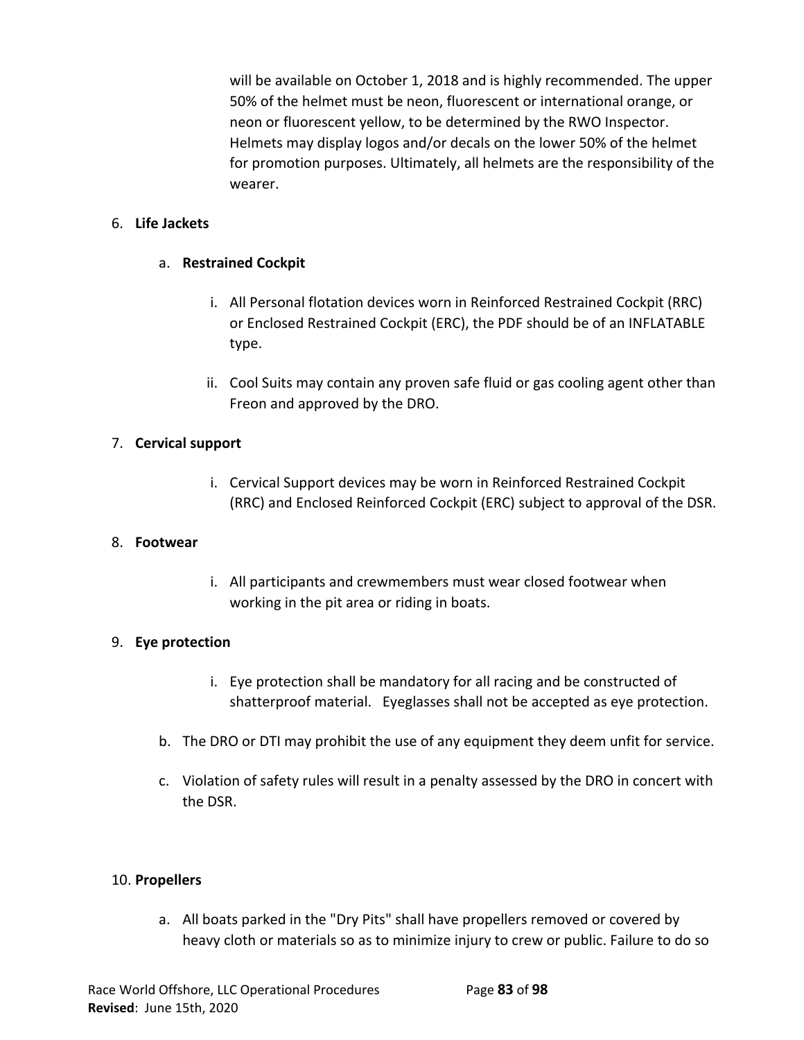will be available on October 1, 2018 and is highly recommended. The upper 50% of the helmet must be neon, fluorescent or international orange, or neon or fluorescent yellow, to be determined by the RWO Inspector. Helmets may display logos and/or decals on the lower 50% of the helmet for promotion purposes. Ultimately, all helmets are the responsibility of the wearer.

6. **Life Jackets**

   a. **Restrained Cockpit**

      i. All Personal flotation devices worn in Reinforced Restrained Cockpit (RRC) or Enclosed Restrained Cockpit (ERC), the PDF should be of an INFLATABLE type.

      ii. Cool Suits may contain any proven safe fluid or gas cooling agent other than Freon and approved by the DRO.

7. **Cervical support**

      i. Cervical Support devices may be worn in Reinforced Restrained Cockpit (RRC) and Enclosed Reinforced Cockpit (ERC) subject to approval of the DSR.

8. **Footwear**

      i. All participants and crewmembers must wear closed footwear when working in the pit area or riding in boats.

9. **Eye protection**

      i. Eye protection shall be mandatory for all racing and be constructed of shatterproof material. Eyeglasses shall not be accepted as eye protection.

   b. The DRO or DTI may prohibit the use of any equipment they deem unfit for service.

   c. Violation of safety rules will result in a penalty assessed by the DRO in concert with the DSR.

10. **Propellers**

   a. All boats parked in the "Dry Pits" shall have propellers removed or covered by heavy cloth or materials so as to minimize injury to crew or public. Failure to do so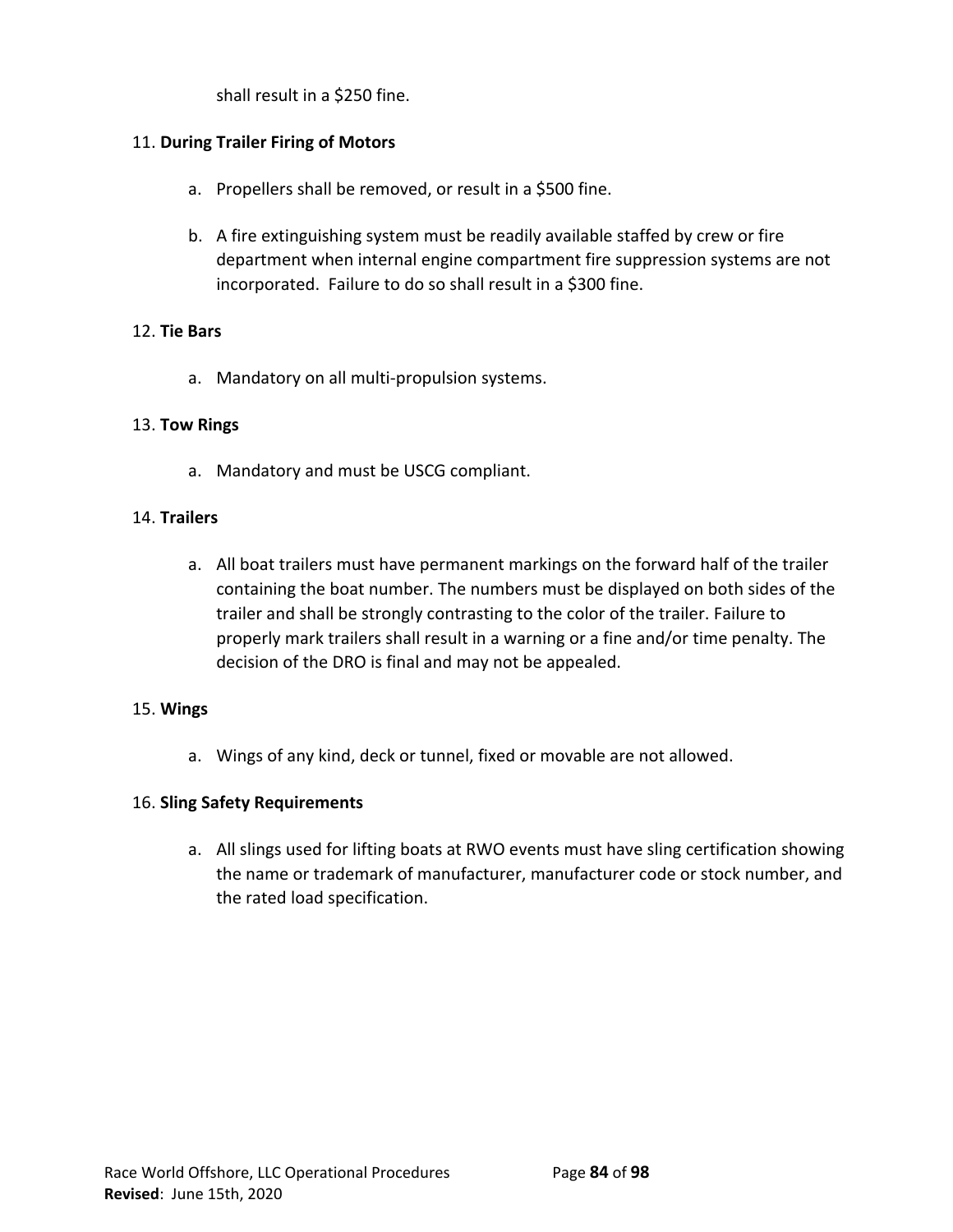shall result in a $250 fine.

11. **During Trailer Firing of Motors**

    a. Propellers shall be removed, or result in a $500 fine.

    b. A fire extinguishing system must be readily available staffed by crew or fire department when internal engine compartment fire suppression systems are not incorporated. Failure to do so shall result in a $300 fine.

12. **Tie Bars**

    a. Mandatory on all multi-propulsion systems.

13. **Tow Rings**

    a. Mandatory and must be USCG compliant.

14. **Trailers**

    a. All boat trailers must have permanent markings on the forward half of the trailer containing the boat number. The numbers must be displayed on both sides of the trailer and shall be strongly contrasting to the color of the trailer. Failure to properly mark trailers shall result in a warning or a fine and/or time penalty. The decision of the DRO is final and may not be appealed.

15. **Wings**

    a. Wings of any kind, deck or tunnel, fixed or movable are not allowed.

16. **Sling Safety Requirements**

    a. All slings used for lifting boats at RWO events must have sling certification showing the name or trademark of manufacturer, manufacturer code or stock number, and the rated load specification.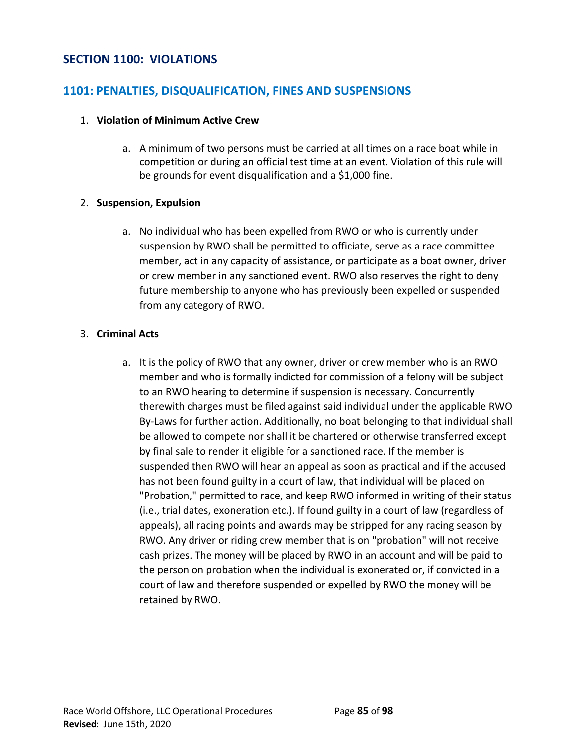# SECTION 1100: VIOLATIONS

## 1101: PENALTIES, DISQUALIFICATION, FINES AND SUSPENSIONS

1. **Violation of Minimum Active Crew**

    a. A minimum of two persons must be carried at all times on a race boat while in competition or during an official test time at an event. Violation of this rule will be grounds for event disqualification and a $1,000 fine.

2. **Suspension, Expulsion**

    a. No individual who has been expelled from RWO or who is currently under suspension by RWO shall be permitted to officiate, serve as a race committee member, act in any capacity of assistance, or participate as a boat owner, driver or crew member in any sanctioned event. RWO also reserves the right to deny future membership to anyone who has previously been expelled or suspended from any category of RWO.

3. **Criminal Acts**

    a. It is the policy of RWO that any owner, driver or crew member who is an RWO member and who is formally indicted for commission of a felony will be subject to an RWO hearing to determine if suspension is necessary. Concurrently therewith charges must be filed against said individual under the applicable RWO By-Laws for further action. Additionally, no boat belonging to that individual shall be allowed to compete nor shall it be chartered or otherwise transferred except by final sale to render it eligible for a sanctioned race. If the member is suspended then RWO will hear an appeal as soon as practical and if the accused has not been found guilty in a court of law, that individual will be placed on "Probation," permitted to race, and keep RWO informed in writing of their status (i.e., trial dates, exoneration etc.). If found guilty in a court of law (regardless of appeals), all racing points and awards may be stripped for any racing season by RWO. Any driver or riding crew member that is on "probation" will not receive cash prizes. The money will be placed by RWO in an account and will be paid to the person on probation when the individual is exonerated or, if convicted in a court of law and therefore suspended or expelled by RWO the money will be retained by RWO.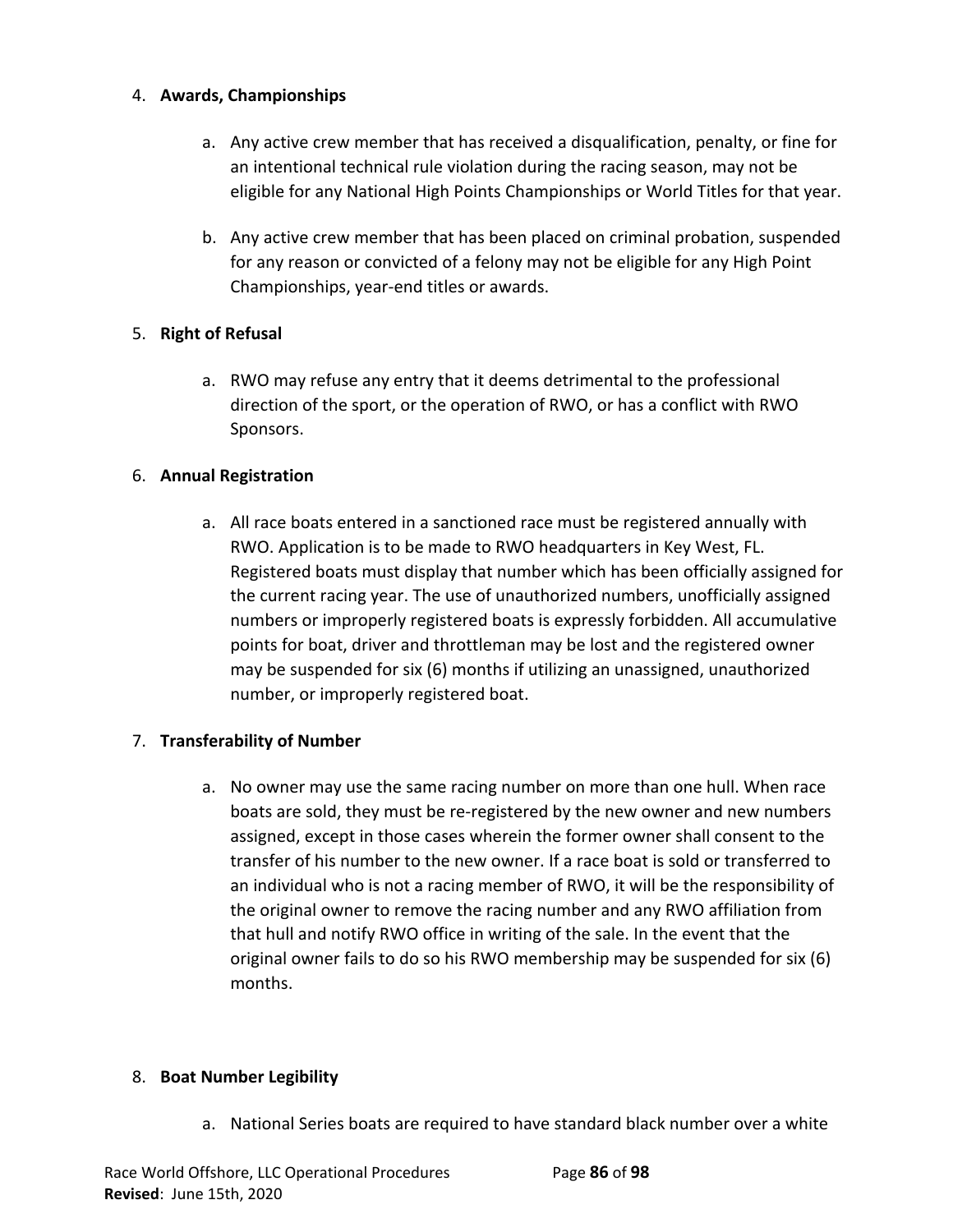4. **Awards, Championships**

    a. Any active crew member that has received a disqualification, penalty, or fine for an intentional technical rule violation during the racing season, may not be eligible for any National High Points Championships or World Titles for that year.

    b. Any active crew member that has been placed on criminal probation, suspended for any reason or convicted of a felony may not be eligible for any High Point Championships, year-end titles or awards.

5. **Right of Refusal**

    a. RWO may refuse any entry that it deems detrimental to the professional direction of the sport, or the operation of RWO, or has a conflict with RWO Sponsors.

6. **Annual Registration**

    a. All race boats entered in a sanctioned race must be registered annually with RWO. Application is to be made to RWO headquarters in Key West, FL. Registered boats must display that number which has been officially assigned for the current racing year. The use of unauthorized numbers, unofficially assigned numbers or improperly registered boats is expressly forbidden. All accumulative points for boat, driver and throttleman may be lost and the registered owner may be suspended for six (6) months if utilizing an unassigned, unauthorized number, or improperly registered boat.

7. **Transferability of Number**

    a. No owner may use the same racing number on more than one hull. When race boats are sold, they must be re-registered by the new owner and new numbers assigned, except in those cases wherein the former owner shall consent to the transfer of his number to the new owner. If a race boat is sold or transferred to an individual who is not a racing member of RWO, it will be the responsibility of the original owner to remove the racing number and any RWO affiliation from that hull and notify RWO office in writing of the sale. In the event that the original owner fails to do so his RWO membership may be suspended for six (6) months.

8. **Boat Number Legibility**

    a. National Series boats are required to have standard black number over a white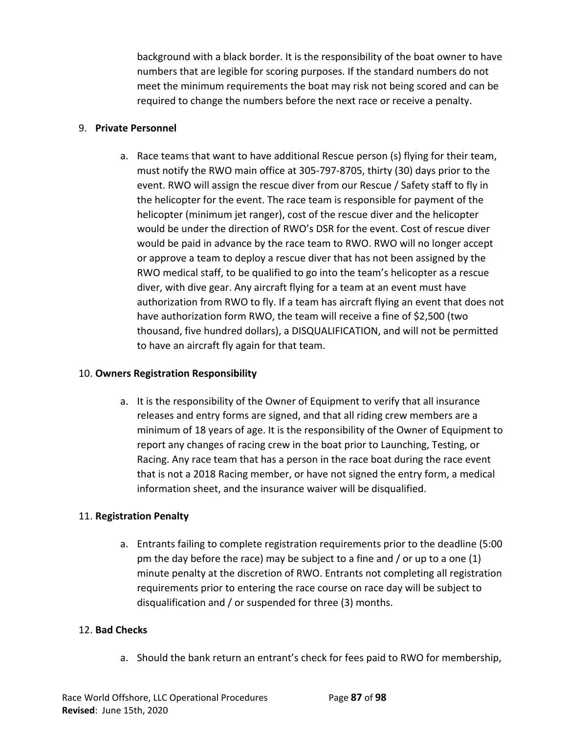background with a black border. It is the responsibility of the boat owner to have numbers that are legible for scoring purposes. If the standard numbers do not meet the minimum requirements the boat may risk not being scored and can be required to change the numbers before the next race or receive a penalty.

9. **Private Personnel**

   a. Race teams that want to have additional Rescue person (s) flying for their team, must notify the RWO main office at 305-797-8705, thirty (30) days prior to the event. RWO will assign the rescue diver from our Rescue / Safety staff to fly in the helicopter for the event. The race team is responsible for payment of the helicopter (minimum jet ranger), cost of the rescue diver and the helicopter would be under the direction of RWO's DSR for the event. Cost of rescue diver would be paid in advance by the race team to RWO. RWO will no longer accept or approve a team to deploy a rescue diver that has not been assigned by the RWO medical staff, to be qualified to go into the team's helicopter as a rescue diver, with dive gear. Any aircraft flying for a team at an event must have authorization from RWO to fly. If a team has aircraft flying an event that does not have authorization form RWO, the team will receive a fine of $2,500 (two thousand, five hundred dollars), a DISQUALIFICATION, and will not be permitted to have an aircraft fly again for that team.

10. **Owners Registration Responsibility**

    a. It is the responsibility of the Owner of Equipment to verify that all insurance releases and entry forms are signed, and that all riding crew members are a minimum of 18 years of age. It is the responsibility of the Owner of Equipment to report any changes of racing crew in the boat prior to Launching, Testing, or Racing. Any race team that has a person in the race boat during the race event that is not a 2018 Racing member, or have not signed the entry form, a medical information sheet, and the insurance waiver will be disqualified.

11. **Registration Penalty**

    a. Entrants failing to complete registration requirements prior to the deadline (5:00 pm the day before the race) may be subject to a fine and / or up to a one (1) minute penalty at the discretion of RWO. Entrants not completing all registration requirements prior to entering the race course on race day will be subject to disqualification and / or suspended for three (3) months.

12. **Bad Checks**

    a. Should the bank return an entrant's check for fees paid to RWO for membership,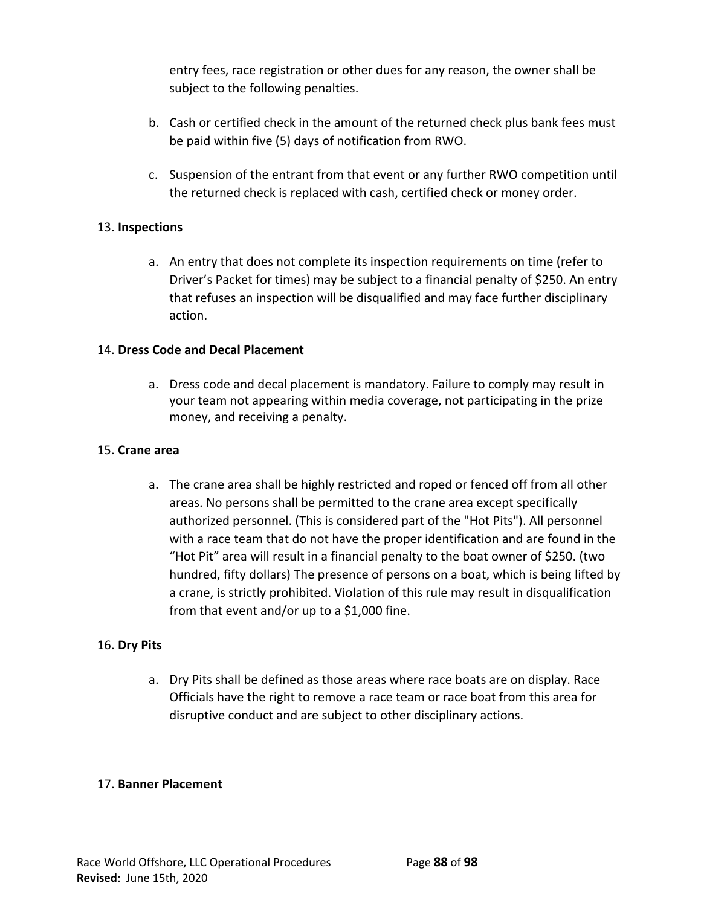entry fees, race registration or other dues for any reason, the owner shall be subject to the following penalties.

b. Cash or certified check in the amount of the returned check plus bank fees must be paid within five (5) days of notification from RWO.

c. Suspension of the entrant from that event or any further RWO competition until the returned check is replaced with cash, certified check or money order.

13. **Inspections**

   a. An entry that does not complete its inspection requirements on time (refer to Driver's Packet for times) may be subject to a financial penalty of $250. An entry that refuses an inspection will be disqualified and may face further disciplinary action.

14. **Dress Code and Decal Placement**

   a. Dress code and decal placement is mandatory. Failure to comply may result in your team not appearing within media coverage, not participating in the prize money, and receiving a penalty.

15. **Crane area**

   a. The crane area shall be highly restricted and roped or fenced off from all other areas. No persons shall be permitted to the crane area except specifically authorized personnel. (This is considered part of the "Hot Pits"). All personnel with a race team that do not have the proper identification and are found in the "Hot Pit" area will result in a financial penalty to the boat owner of $250. (two hundred, fifty dollars) The presence of persons on a boat, which is being lifted by a crane, is strictly prohibited. Violation of this rule may result in disqualification from that event and/or up to a $1,000 fine.

16. **Dry Pits**

   a. Dry Pits shall be defined as those areas where race boats are on display. Race Officials have the right to remove a race team or race boat from this area for disruptive conduct and are subject to other disciplinary actions.

17. **Banner Placement**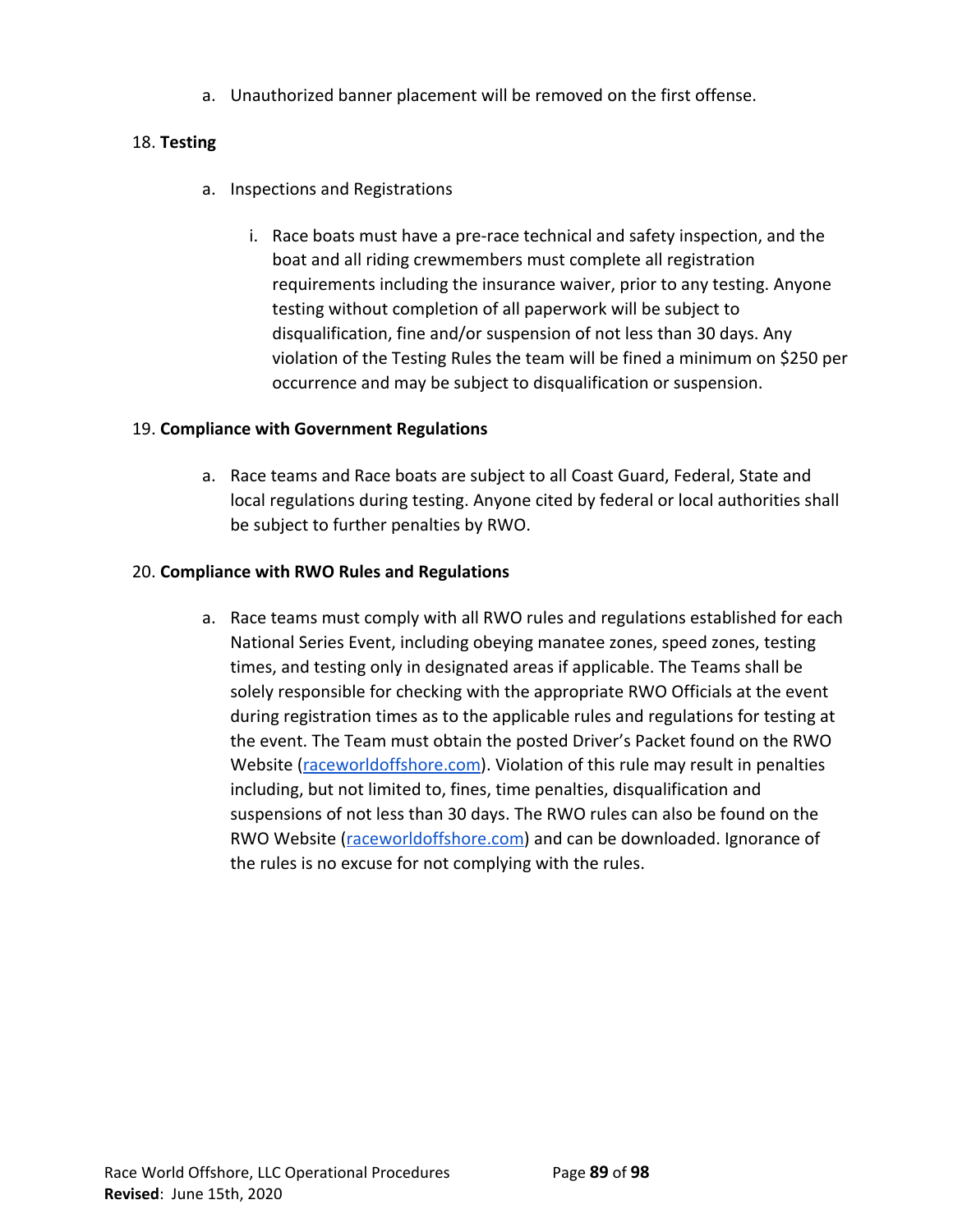a. Unauthorized banner placement will be removed on the first offense.

18. **Testing**

   a. Inspections and Registrations

      i. Race boats must have a pre-race technical and safety inspection, and the boat and all riding crewmembers must complete all registration requirements including the insurance waiver, prior to any testing. Anyone testing without completion of all paperwork will be subject to disqualification, fine and/or suspension of not less than 30 days. Any violation of the Testing Rules the team will be fined a minimum on $250 per occurrence and may be subject to disqualification or suspension.

19. **Compliance with Government Regulations**

   a. Race teams and Race boats are subject to all Coast Guard, Federal, State and local regulations during testing. Anyone cited by federal or local authorities shall be subject to further penalties by RWO.

20. **Compliance with RWO Rules and Regulations**

   a. Race teams must comply with all RWO rules and regulations established for each National Series Event, including obeying manatee zones, speed zones, testing times, and testing only in designated areas if applicable. The Teams shall be solely responsible for checking with the appropriate RWO Officials at the event during registration times as to the applicable rules and regulations for testing at the event. The Team must obtain the posted Driver's Packet found on the RWO Website (raceworldoffshore.com). Violation of this rule may result in penalties including, but not limited to, fines, time penalties, disqualification and suspensions of not less than 30 days. The RWO rules can also be found on the RWO Website (raceworldoffshore.com) and can be downloaded. Ignorance of the rules is no excuse for not complying with the rules.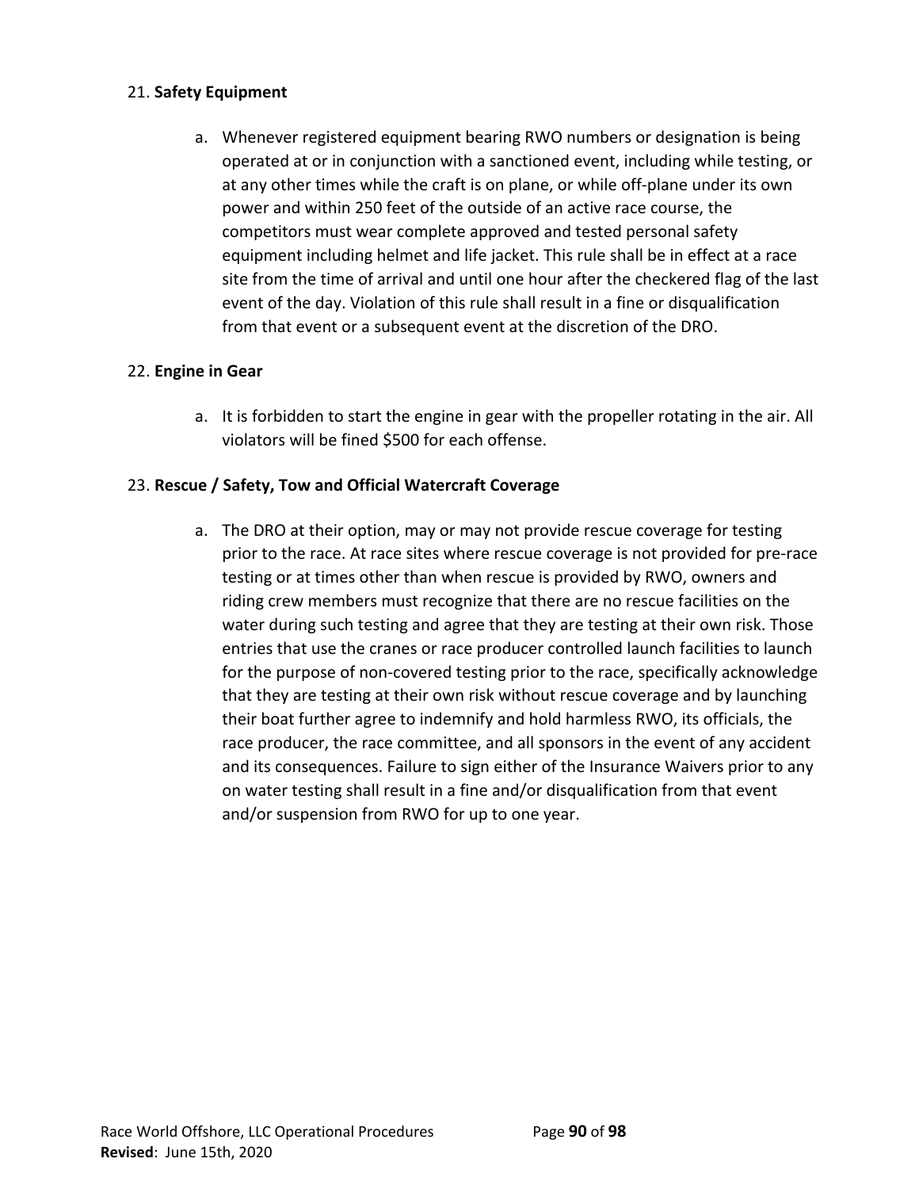21. **Safety Equipment**

    a. Whenever registered equipment bearing RWO numbers or designation is being operated at or in conjunction with a sanctioned event, including while testing, or at any other times while the craft is on plane, or while off-plane under its own power and within 250 feet of the outside of an active race course, the competitors must wear complete approved and tested personal safety equipment including helmet and life jacket. This rule shall be in effect at a race site from the time of arrival and until one hour after the checkered flag of the last event of the day. Violation of this rule shall result in a fine or disqualification from that event or a subsequent event at the discretion of the DRO.

22. **Engine in Gear**

    a. It is forbidden to start the engine in gear with the propeller rotating in the air. All violators will be fined $500 for each offense.

23. **Rescue / Safety, Tow and Official Watercraft Coverage**

    a. The DRO at their option, may or may not provide rescue coverage for testing prior to the race. At race sites where rescue coverage is not provided for pre-race testing or at times other than when rescue is provided by RWO, owners and riding crew members must recognize that there are no rescue facilities on the water during such testing and agree that they are testing at their own risk. Those entries that use the cranes or race producer controlled launch facilities to launch for the purpose of non-covered testing prior to the race, specifically acknowledge that they are testing at their own risk without rescue coverage and by launching their boat further agree to indemnify and hold harmless RWO, its officials, the race producer, the race committee, and all sponsors in the event of any accident and its consequences. Failure to sign either of the Insurance Waivers prior to any on water testing shall result in a fine and/or disqualification from that event and/or suspension from RWO for up to one year.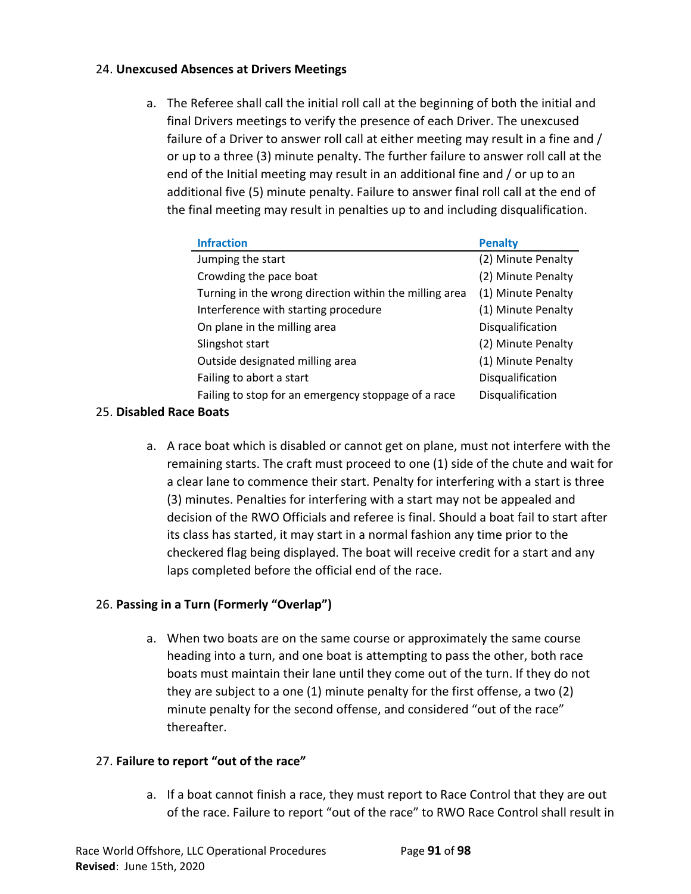24. **Unexcused Absences at Drivers Meetings**

    a. The Referee shall call the initial roll call at the beginning of both the initial and final Drivers meetings to verify the presence of each Driver. The unexcused failure of a Driver to answer roll call at either meeting may result in a fine and / or up to a three (3) minute penalty. The further failure to answer roll call at the end of the Initial meeting may result in an additional fine and / or up to an additional five (5) minute penalty. Failure to answer final roll call at the end of the final meeting may result in penalties up to and including disqualification.

| Infraction | Penalty |
|---|---|
| Jumping the start | (2) Minute Penalty |
| Crowding the pace boat | (2) Minute Penalty |
| Turning in the wrong direction within the milling area | (1) Minute Penalty |
| Interference with starting procedure | (1) Minute Penalty |
| On plane in the milling area | Disqualification |
| Slingshot start | (2) Minute Penalty |
| Outside designated milling area | (1) Minute Penalty |
| Failing to abort a start | Disqualification |
| Failing to stop for an emergency stoppage of a race | Disqualification |

25. **Disabled Race Boats**

    a. A race boat which is disabled or cannot get on plane, must not interfere with the remaining starts. The craft must proceed to one (1) side of the chute and wait for a clear lane to commence their start. Penalty for interfering with a start is three (3) minutes. Penalties for interfering with a start may not be appealed and decision of the RWO Officials and referee is final. Should a boat fail to start after its class has started, it may start in a normal fashion any time prior to the checkered flag being displayed. The boat will receive credit for a start and any laps completed before the official end of the race.

26. **Passing in a Turn (Formerly "Overlap")**

    a. When two boats are on the same course or approximately the same course heading into a turn, and one boat is attempting to pass the other, both race boats must maintain their lane until they come out of the turn. If they do not they are subject to a one (1) minute penalty for the first offense, a two (2) minute penalty for the second offense, and considered "out of the race" thereafter.

27. **Failure to report "out of the race"**

    a. If a boat cannot finish a race, they must report to Race Control that they are out of the race. Failure to report "out of the race" to RWO Race Control shall result in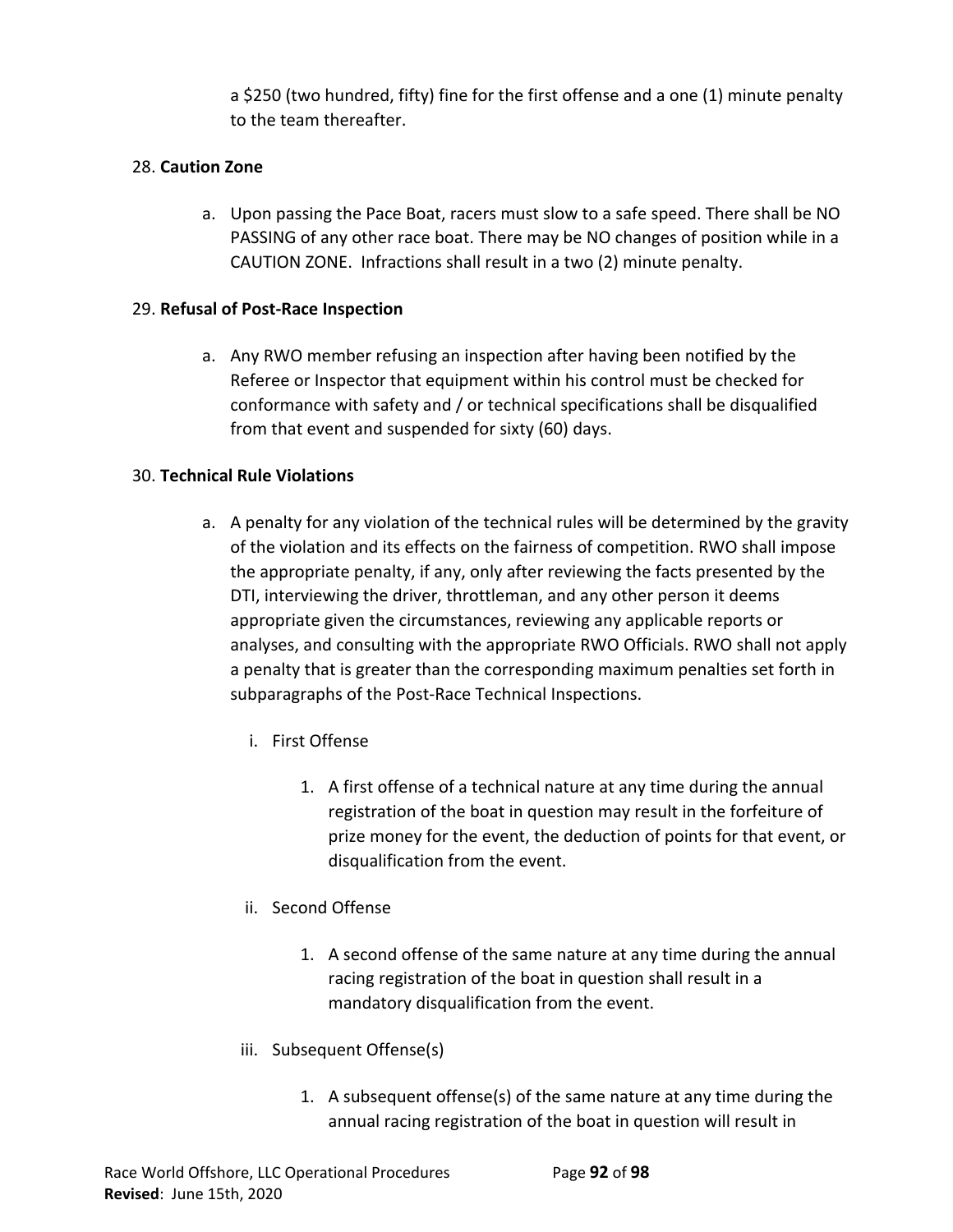a $250 (two hundred, fifty) fine for the first offense and a one (1) minute penalty to the team thereafter.

28. **Caution Zone**

    a. Upon passing the Pace Boat, racers must slow to a safe speed. There shall be NO PASSING of any other race boat. There may be NO changes of position while in a CAUTION ZONE. Infractions shall result in a two (2) minute penalty.

29. **Refusal of Post-Race Inspection**

    a. Any RWO member refusing an inspection after having been notified by the Referee or Inspector that equipment within his control must be checked for conformance with safety and / or technical specifications shall be disqualified from that event and suspended for sixty (60) days.

30. **Technical Rule Violations**

    a. A penalty for any violation of the technical rules will be determined by the gravity of the violation and its effects on the fairness of competition. RWO shall impose the appropriate penalty, if any, only after reviewing the facts presented by the DTI, interviewing the driver, throttleman, and any other person it deems appropriate given the circumstances, reviewing any applicable reports or analyses, and consulting with the appropriate RWO Officials. RWO shall not apply a penalty that is greater than the corresponding maximum penalties set forth in subparagraphs of the Post-Race Technical Inspections.

        i. First Offense

            1. A first offense of a technical nature at any time during the annual registration of the boat in question may result in the forfeiture of prize money for the event, the deduction of points for that event, or disqualification from the event.

        ii. Second Offense

            1. A second offense of the same nature at any time during the annual racing registration of the boat in question shall result in a mandatory disqualification from the event.

        iii. Subsequent Offense(s)

            1. A subsequent offense(s) of the same nature at any time during the annual racing registration of the boat in question will result in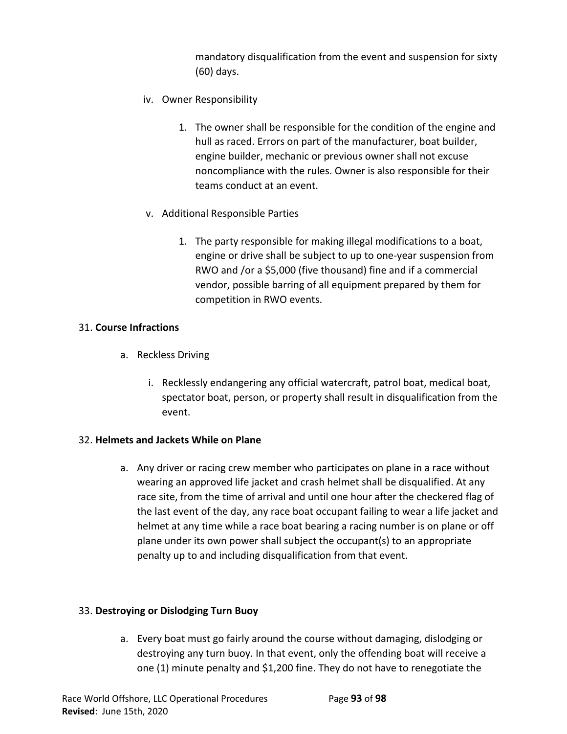mandatory disqualification from the event and suspension for sixty (60) days.

iv. Owner Responsibility

1. The owner shall be responsible for the condition of the engine and hull as raced. Errors on part of the manufacturer, boat builder, engine builder, mechanic or previous owner shall not excuse noncompliance with the rules. Owner is also responsible for their teams conduct at an event.

v. Additional Responsible Parties

1. The party responsible for making illegal modifications to a boat, engine or drive shall be subject to up to one-year suspension from RWO and /or a $5,000 (five thousand) fine and if a commercial vendor, possible barring of all equipment prepared by them for competition in RWO events.

31. **Course Infractions**

a. Reckless Driving

i. Recklessly endangering any official watercraft, patrol boat, medical boat, spectator boat, person, or property shall result in disqualification from the event.

32. **Helmets and Jackets While on Plane**

a. Any driver or racing crew member who participates on plane in a race without wearing an approved life jacket and crash helmet shall be disqualified. At any race site, from the time of arrival and until one hour after the checkered flag of the last event of the day, any race boat occupant failing to wear a life jacket and helmet at any time while a race boat bearing a racing number is on plane or off plane under its own power shall subject the occupant(s) to an appropriate penalty up to and including disqualification from that event.

33. **Destroying or Dislodging Turn Buoy**

a. Every boat must go fairly around the course without damaging, dislodging or destroying any turn buoy. In that event, only the offending boat will receive a one (1) minute penalty and $1,200 fine. They do not have to renegotiate the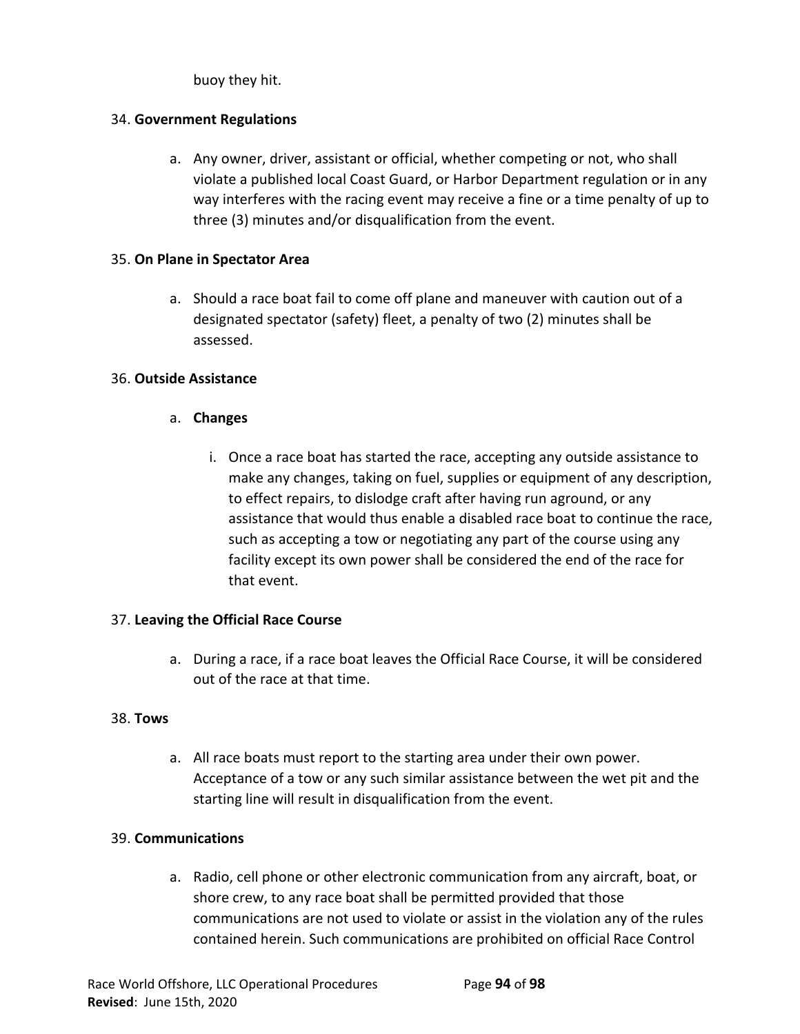buoy they hit.

34. **Government Regulations**

    a. Any owner, driver, assistant or official, whether competing or not, who shall violate a published local Coast Guard, or Harbor Department regulation or in any way interferes with the racing event may receive a fine or a time penalty of up to three (3) minutes and/or disqualification from the event.

35. **On Plane in Spectator Area**

    a. Should a race boat fail to come off plane and maneuver with caution out of a designated spectator (safety) fleet, a penalty of two (2) minutes shall be assessed.

36. **Outside Assistance**

    a. **Changes**

        i. Once a race boat has started the race, accepting any outside assistance to make any changes, taking on fuel, supplies or equipment of any description, to effect repairs, to dislodge craft after having run aground, or any assistance that would thus enable a disabled race boat to continue the race, such as accepting a tow or negotiating any part of the course using any facility except its own power shall be considered the end of the race for that event.

37. **Leaving the Official Race Course**

    a. During a race, if a race boat leaves the Official Race Course, it will be considered out of the race at that time.

38. **Tows**

    a. All race boats must report to the starting area under their own power. Acceptance of a tow or any such similar assistance between the wet pit and the starting line will result in disqualification from the event.

39. **Communications**

    a. Radio, cell phone or other electronic communication from any aircraft, boat, or shore crew, to any race boat shall be permitted provided that those communications are not used to violate or assist in the violation any of the rules contained herein. Such communications are prohibited on official Race Control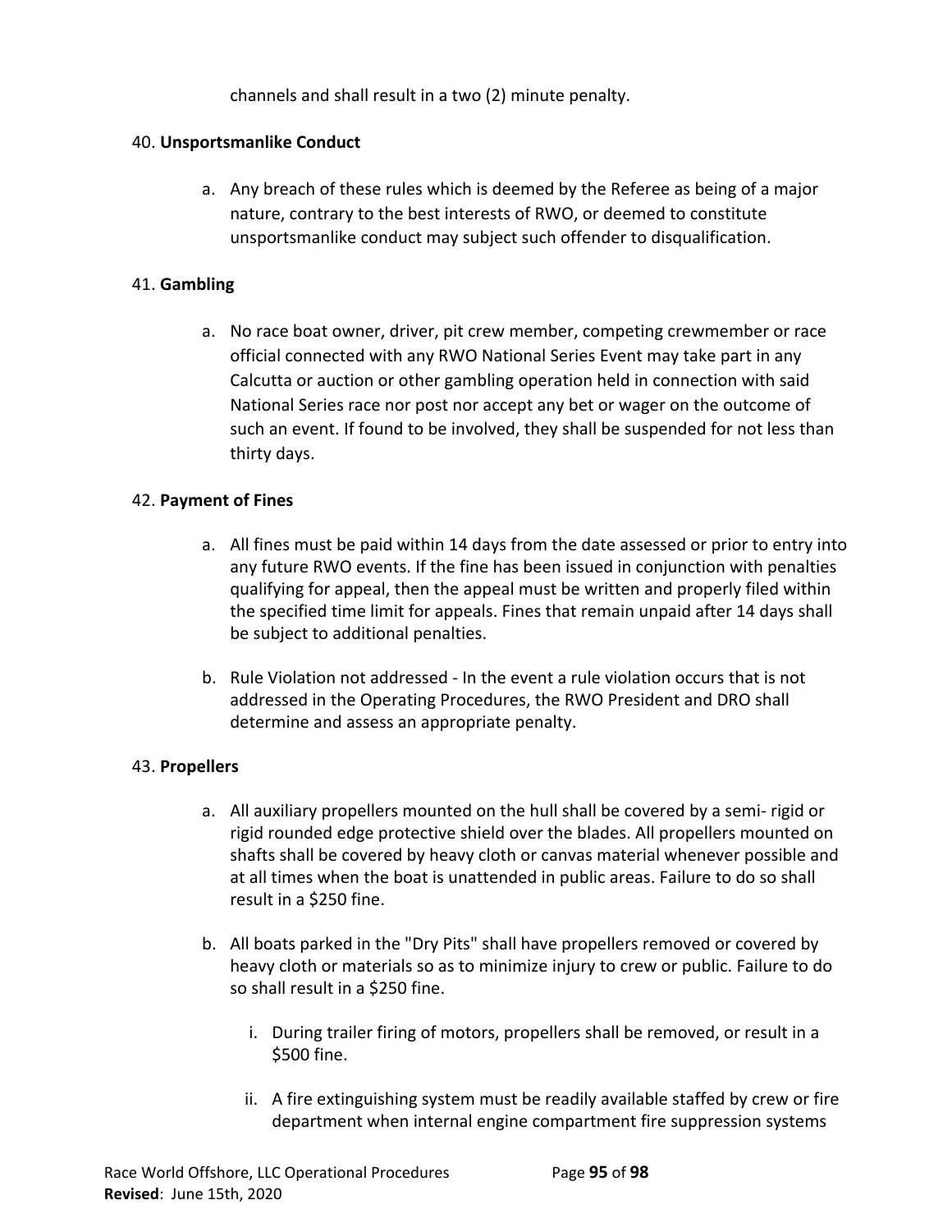channels and shall result in a two (2) minute penalty.

40. **Unsportsmanlike Conduct**

    a. Any breach of these rules which is deemed by the Referee as being of a major nature, contrary to the best interests of RWO, or deemed to constitute unsportsmanlike conduct may subject such offender to disqualification.

41. **Gambling**

    a. No race boat owner, driver, pit crew member, competing crewmember or race official connected with any RWO National Series Event may take part in any Calcutta or auction or other gambling operation held in connection with said National Series race nor post nor accept any bet or wager on the outcome of such an event. If found to be involved, they shall be suspended for not less than thirty days.

42. **Payment of Fines**

    a. All fines must be paid within 14 days from the date assessed or prior to entry into any future RWO events. If the fine has been issued in conjunction with penalties qualifying for appeal, then the appeal must be written and properly filed within the specified time limit for appeals. Fines that remain unpaid after 14 days shall be subject to additional penalties.

    b. Rule Violation not addressed - In the event a rule violation occurs that is not addressed in the Operating Procedures, the RWO President and DRO shall determine and assess an appropriate penalty.

43. **Propellers**

    a. All auxiliary propellers mounted on the hull shall be covered by a semi- rigid or rigid rounded edge protective shield over the blades. All propellers mounted on shafts shall be covered by heavy cloth or canvas material whenever possible and at all times when the boat is unattended in public areas. Failure to do so shall result in a $250 fine.

    b. All boats parked in the "Dry Pits" shall have propellers removed or covered by heavy cloth or materials so as to minimize injury to crew or public. Failure to do so shall result in a $250 fine.

        i. During trailer firing of motors, propellers shall be removed, or result in a $500 fine.

        ii. A fire extinguishing system must be readily available staffed by crew or fire department when internal engine compartment fire suppression systems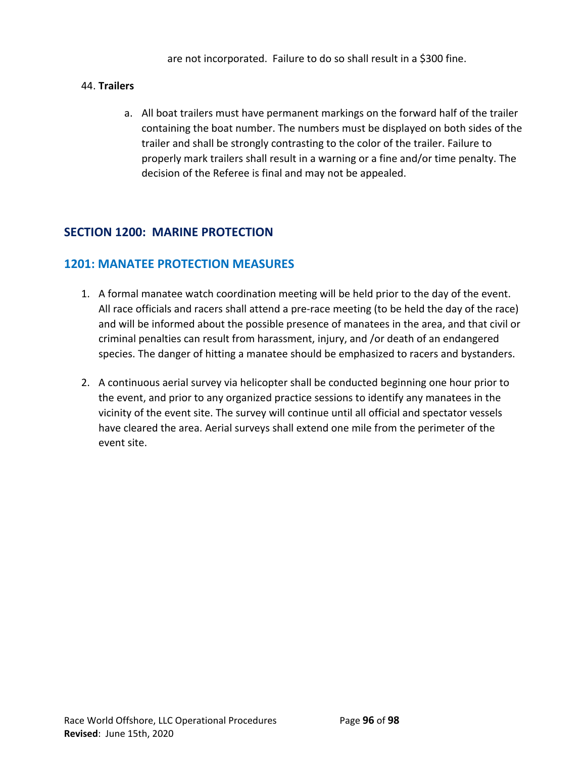are not incorporated. Failure to do so shall result in a $300 fine.

44. **Trailers**

    a. All boat trailers must have permanent markings on the forward half of the trailer containing the boat number. The numbers must be displayed on both sides of the trailer and shall be strongly contrasting to the color of the trailer. Failure to properly mark trailers shall result in a warning or a fine and/or time penalty. The decision of the Referee is final and may not be appealed.

## SECTION 1200: MARINE PROTECTION

### 1201: MANATEE PROTECTION MEASURES

1. A formal manatee watch coordination meeting will be held prior to the day of the event. All race officials and racers shall attend a pre-race meeting (to be held the day of the race) and will be informed about the possible presence of manatees in the area, and that civil or criminal penalties can result from harassment, injury, and /or death of an endangered species. The danger of hitting a manatee should be emphasized to racers and bystanders.

2. A continuous aerial survey via helicopter shall be conducted beginning one hour prior to the event, and prior to any organized practice sessions to identify any manatees in the vicinity of the event site. The survey will continue until all official and spectator vessels have cleared the area. Aerial surveys shall extend one mile from the perimeter of the event site.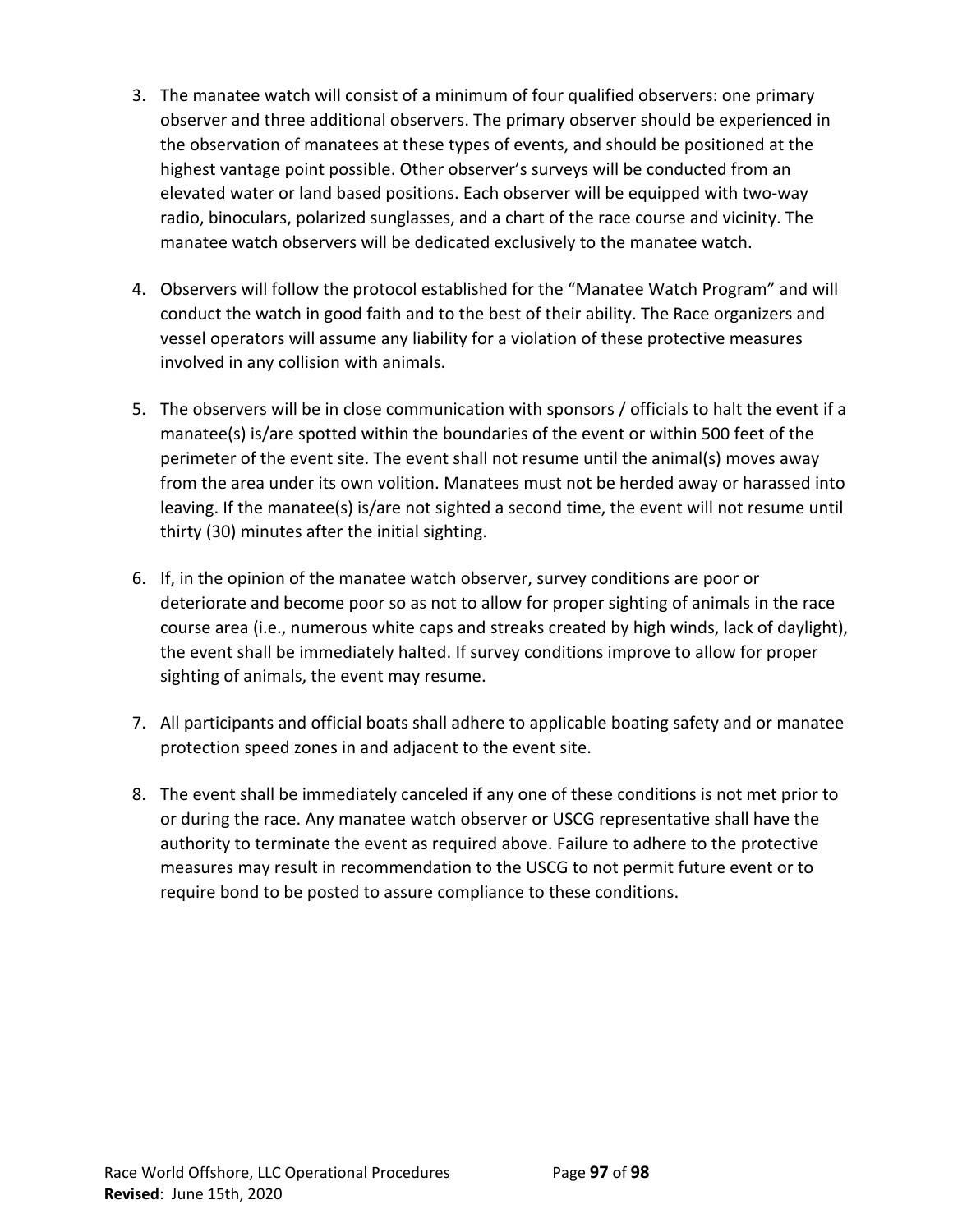3. The manatee watch will consist of a minimum of four qualified observers: one primary observer and three additional observers. The primary observer should be experienced in the observation of manatees at these types of events, and should be positioned at the highest vantage point possible. Other observer's surveys will be conducted from an elevated water or land based positions. Each observer will be equipped with two-way radio, binoculars, polarized sunglasses, and a chart of the race course and vicinity. The manatee watch observers will be dedicated exclusively to the manatee watch.

4. Observers will follow the protocol established for the "Manatee Watch Program" and will conduct the watch in good faith and to the best of their ability. The Race organizers and vessel operators will assume any liability for a violation of these protective measures involved in any collision with animals.

5. The observers will be in close communication with sponsors / officials to halt the event if a manatee(s) is/are spotted within the boundaries of the event or within 500 feet of the perimeter of the event site. The event shall not resume until the animal(s) moves away from the area under its own volition. Manatees must not be herded away or harassed into leaving. If the manatee(s) is/are not sighted a second time, the event will not resume until thirty (30) minutes after the initial sighting.

6. If, in the opinion of the manatee watch observer, survey conditions are poor or deteriorate and become poor so as not to allow for proper sighting of animals in the race course area (i.e., numerous white caps and streaks created by high winds, lack of daylight), the event shall be immediately halted. If survey conditions improve to allow for proper sighting of animals, the event may resume.

7. All participants and official boats shall adhere to applicable boating safety and or manatee protection speed zones in and adjacent to the event site.

8. The event shall be immediately canceled if any one of these conditions is not met prior to or during the race. Any manatee watch observer or USCG representative shall have the authority to terminate the event as required above. Failure to adhere to the protective measures may result in recommendation to the USCG to not permit future event or to require bond to be posted to assure compliance to these conditions.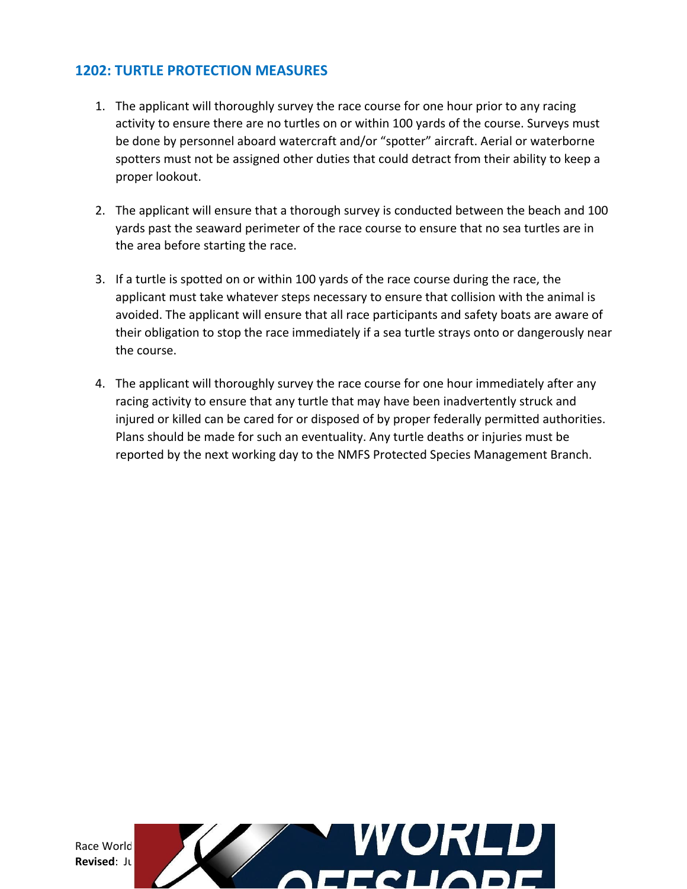## 1202: TURTLE PROTECTION MEASURES

1. The applicant will thoroughly survey the race course for one hour prior to any racing activity to ensure there are no turtles on or within 100 yards of the course. Surveys must be done by personnel aboard watercraft and/or "spotter" aircraft. Aerial or waterborne spotters must not be assigned other duties that could detract from their ability to keep a proper lookout.

2. The applicant will ensure that a thorough survey is conducted between the beach and 100 yards past the seaward perimeter of the race course to ensure that no sea turtles are in the area before starting the race.

3. If a turtle is spotted on or within 100 yards of the race course during the race, the applicant must take whatever steps necessary to ensure that collision with the animal is avoided. The applicant will ensure that all race participants and safety boats are aware of their obligation to stop the race immediately if a sea turtle strays onto or dangerously near the course.

4. The applicant will thoroughly survey the race course for one hour immediately after any racing activity to ensure that any turtle that may have been inadvertently struck and injured or killed can be cared for or disposed of by proper federally permitted authorities. Plans should be made for such an eventuality. Any turtle deaths or injuries must be reported by the next working day to the NMFS Protected Species Management Branch.